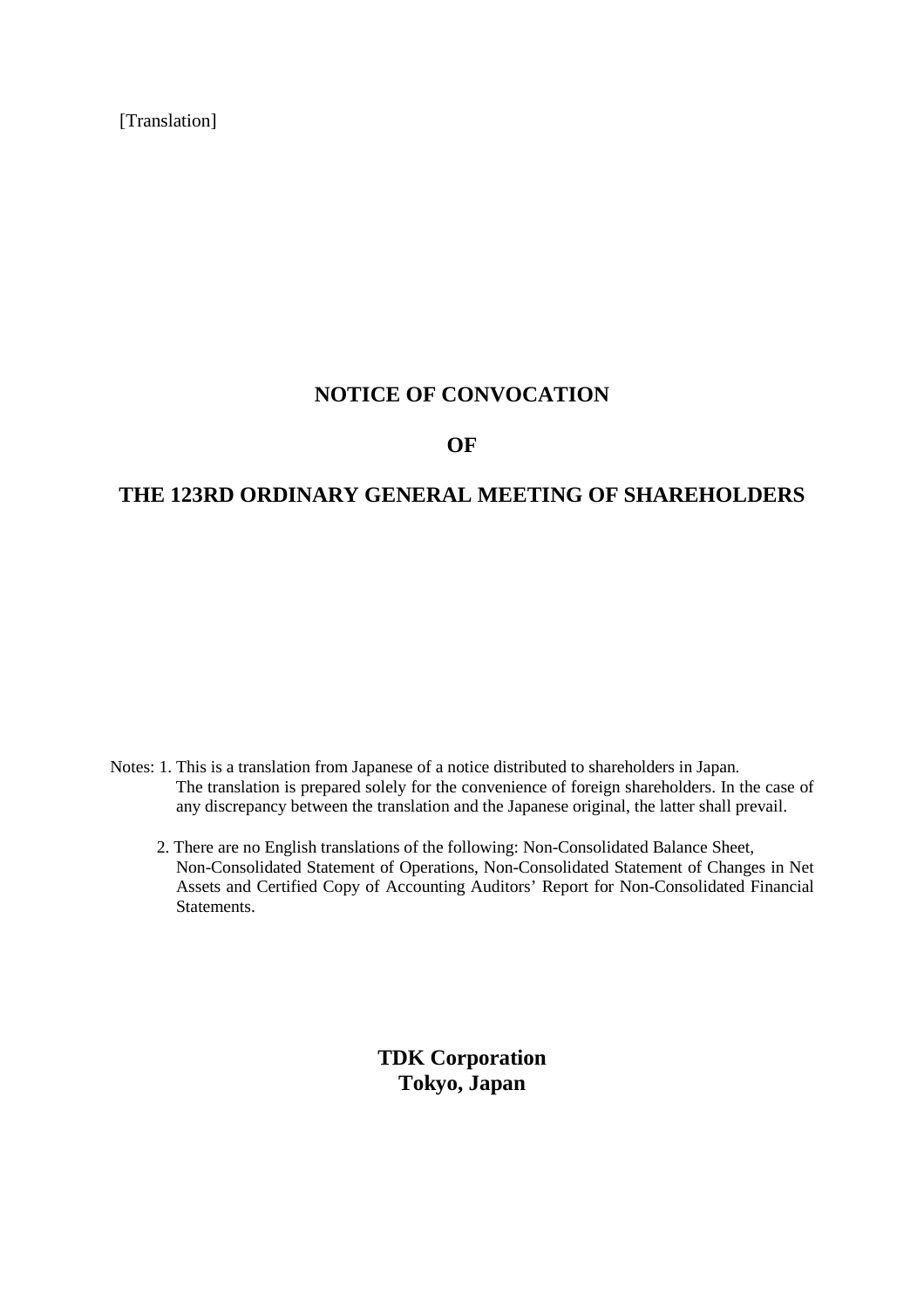[Translation]

# NOTICE OF CONVOCATION

# OF

# THE 123RD ORDINARY GENERAL MEETING OF SHAREHOLDERS

Notes: 1. This is a translation from Japanese of a notice distributed to shareholders in Japan. The translation is prepared solely for the convenience of foreign shareholders. In the case of any discrepancy between the translation and the Japanese original, the latter shall prevail.

2. There are no English translations of the following: Non-Consolidated Balance Sheet, Non-Consolidated Statement of Operations, Non-Consolidated Statement of Changes in Net Assets and Certified Copy of Accounting Auditors' Report for Non-Consolidated Financial Statements.

**TDK Corporation**
**Tokyo, Japan**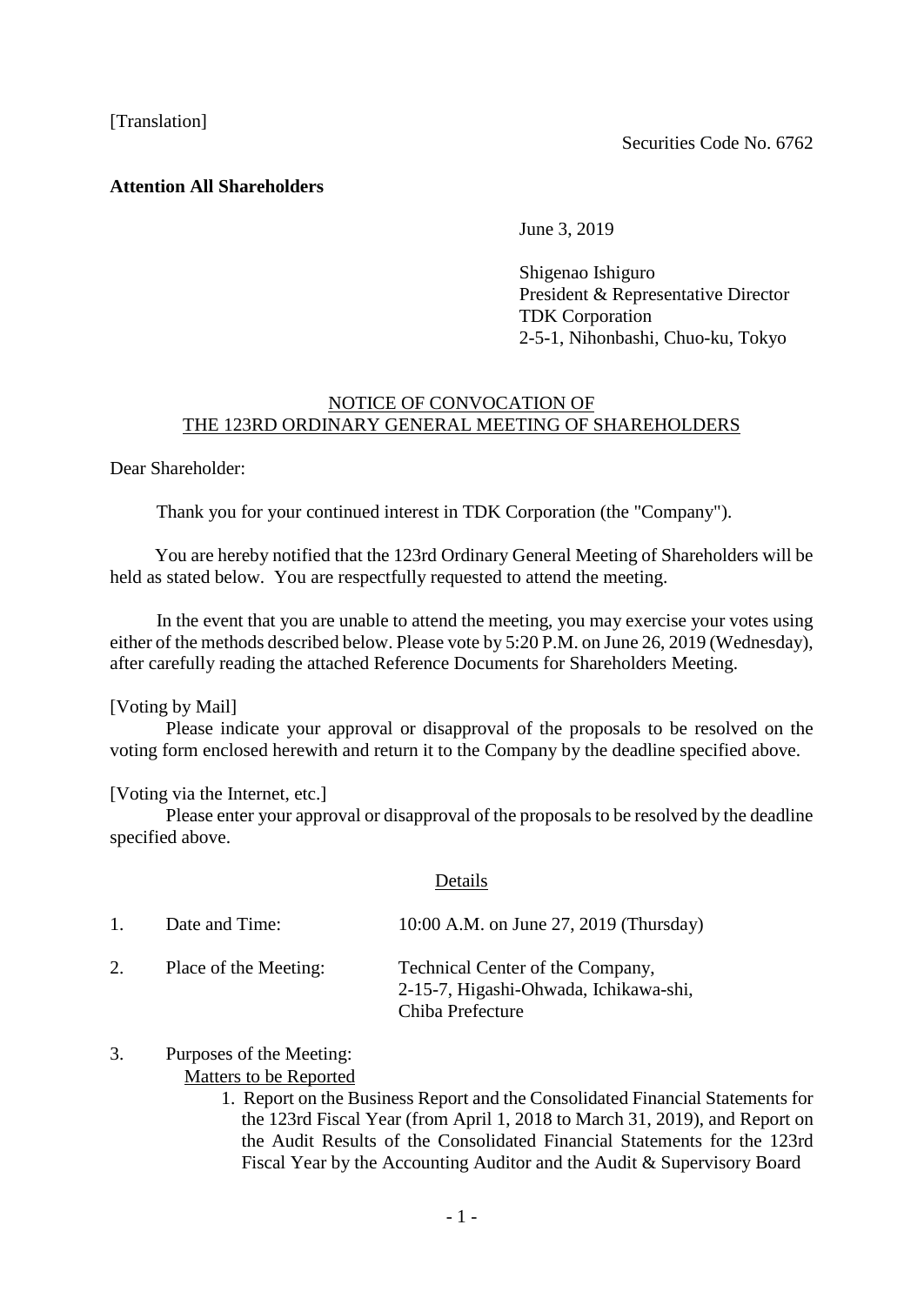[Translation]

Securities Code No. 6762

**Attention All Shareholders**

June 3, 2019

Shigenao Ishiguro
President & Representative Director
TDK Corporation
2-5-1, Nihonbashi, Chuo-ku, Tokyo

## NOTICE OF CONVOCATION OF THE 123RD ORDINARY GENERAL MEETING OF SHAREHOLDERS

Dear Shareholder:

Thank you for your continued interest in TDK Corporation (the "Company").

You are hereby notified that the 123rd Ordinary General Meeting of Shareholders will be held as stated below. You are respectfully requested to attend the meeting.

In the event that you are unable to attend the meeting, you may exercise your votes using either of the methods described below. Please vote by 5:20 P.M. on June 26, 2019 (Wednesday), after carefully reading the attached Reference Documents for Shareholders Meeting.

[Voting by Mail]

Please indicate your approval or disapproval of the proposals to be resolved on the voting form enclosed herewith and return it to the Company by the deadline specified above.

[Voting via the Internet, etc.]

Please enter your approval or disapproval of the proposals to be resolved by the deadline specified above.

Details

1. Date and Time: 10:00 A.M. on June 27, 2019 (Thursday)

2. Place of the Meeting: Technical Center of the Company, 2-15-7, Higashi-Ohwada, Ichikawa-shi, Chiba Prefecture

3. Purposes of the Meeting:

   Matters to be Reported

   1. Report on the Business Report and the Consolidated Financial Statements for the 123rd Fiscal Year (from April 1, 2018 to March 31, 2019), and Report on the Audit Results of the Consolidated Financial Statements for the 123rd Fiscal Year by the Accounting Auditor and the Audit & Supervisory Board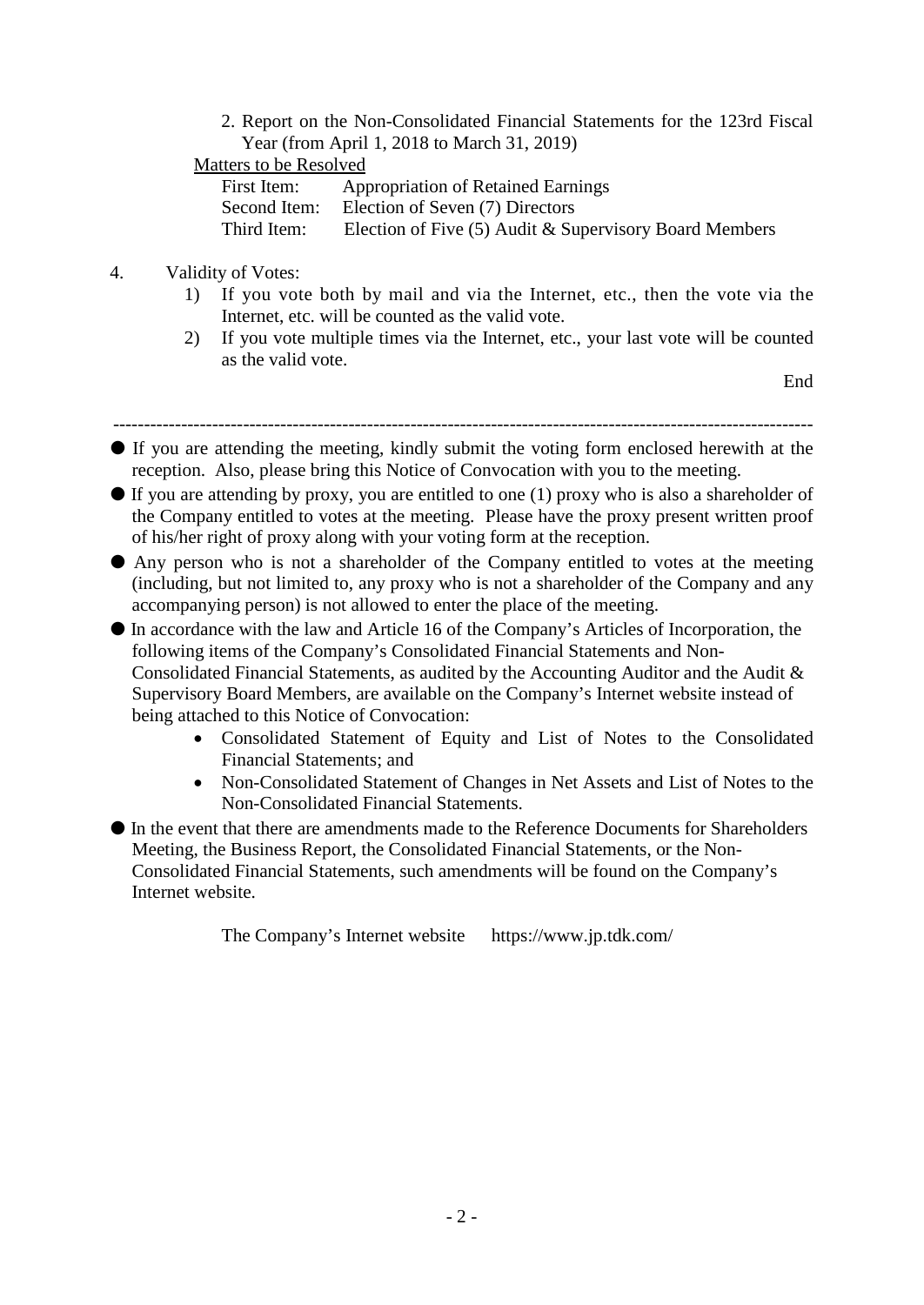2. Report on the Non-Consolidated Financial Statements for the 123rd Fiscal Year (from April 1, 2018 to March 31, 2019)

Matters to be Resolved

First Item: Appropriation of Retained Earnings
Second Item: Election of Seven (7) Directors
Third Item: Election of Five (5) Audit & Supervisory Board Members

4. Validity of Votes:
   1) If you vote both by mail and via the Internet, etc., then the vote via the Internet, etc. will be counted as the valid vote.
   2) If you vote multiple times via the Internet, etc., your last vote will be counted as the valid vote.

End

---

- If you are attending the meeting, kindly submit the voting form enclosed herewith at the reception. Also, please bring this Notice of Convocation with you to the meeting.
- If you are attending by proxy, you are entitled to one (1) proxy who is also a shareholder of the Company entitled to votes at the meeting. Please have the proxy present written proof of his/her right of proxy along with your voting form at the reception.
- Any person who is not a shareholder of the Company entitled to votes at the meeting (including, but not limited to, any proxy who is not a shareholder of the Company and any accompanying person) is not allowed to enter the place of the meeting.
- In accordance with the law and Article 16 of the Company's Articles of Incorporation, the following items of the Company's Consolidated Financial Statements and Non-Consolidated Financial Statements, as audited by the Accounting Auditor and the Audit & Supervisory Board Members, are available on the Company's Internet website instead of being attached to this Notice of Convocation:
  - Consolidated Statement of Equity and List of Notes to the Consolidated Financial Statements; and
  - Non-Consolidated Statement of Changes in Net Assets and List of Notes to the Non-Consolidated Financial Statements.
- In the event that there are amendments made to the Reference Documents for Shareholders Meeting, the Business Report, the Consolidated Financial Statements, or the Non-Consolidated Financial Statements, such amendments will be found on the Company's Internet website.

The Company's Internet website https://www.jp.tdk.com/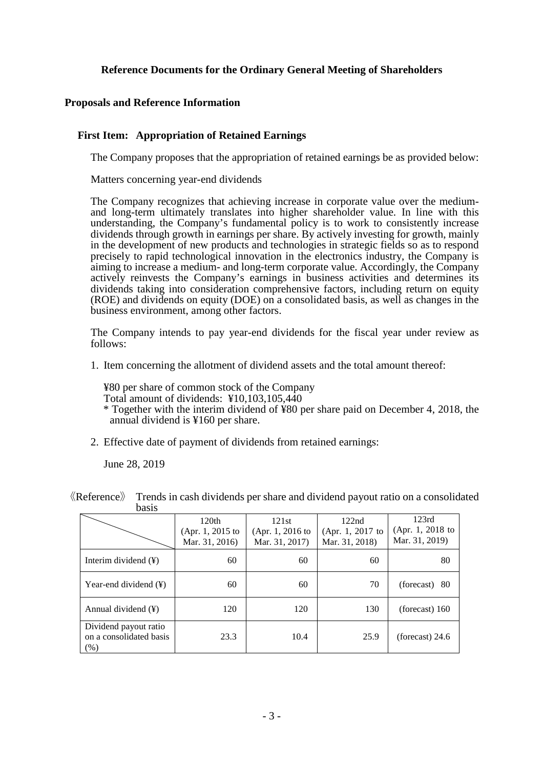# Reference Documents for the Ordinary General Meeting of Shareholders

## Proposals and Reference Information

### First Item: Appropriation of Retained Earnings

The Company proposes that the appropriation of retained earnings be as provided below:

Matters concerning year-end dividends

The Company recognizes that achieving increase in corporate value over the medium- and long-term ultimately translates into higher shareholder value. In line with this understanding, the Company's fundamental policy is to work to consistently increase dividends through growth in earnings per share. By actively investing for growth, mainly in the development of new products and technologies in strategic fields so as to respond precisely to rapid technological innovation in the electronics industry, the Company is aiming to increase a medium- and long-term corporate value. Accordingly, the Company actively reinvests the Company's earnings in business activities and determines its dividends taking into consideration comprehensive factors, including return on equity (ROE) and dividends on equity (DOE) on a consolidated basis, as well as changes in the business environment, among other factors.

The Company intends to pay year-end dividends for the fiscal year under review as follows:

1. Item concerning the allotment of dividend assets and the total amount thereof:

   ¥80 per share of common stock of the Company
   Total amount of dividends: ¥10,103,105,440
   * Together with the interim dividend of ¥80 per share paid on December 4, 2018, the annual dividend is ¥160 per share.

2. Effective date of payment of dividends from retained earnings:

   June 28, 2019

《Reference》 Trends in cash dividends per share and dividend payout ratio on a consolidated basis

| | 120th (Apr. 1, 2015 to Mar. 31, 2016) | 121st (Apr. 1, 2016 to Mar. 31, 2017) | 122nd (Apr. 1, 2017 to Mar. 31, 2018) | 123rd (Apr. 1, 2018 to Mar. 31, 2019) |
|---|---|---|---|---|
| Interim dividend (¥) | 60 | 60 | 60 | 80 |
| Year-end dividend (¥) | 60 | 60 | 70 | (forecast) 80 |
| Annual dividend (¥) | 120 | 120 | 130 | (forecast) 160 |
| Dividend payout ratio on a consolidated basis (%) | 23.3 | 10.4 | 25.9 | (forecast) 24.6 |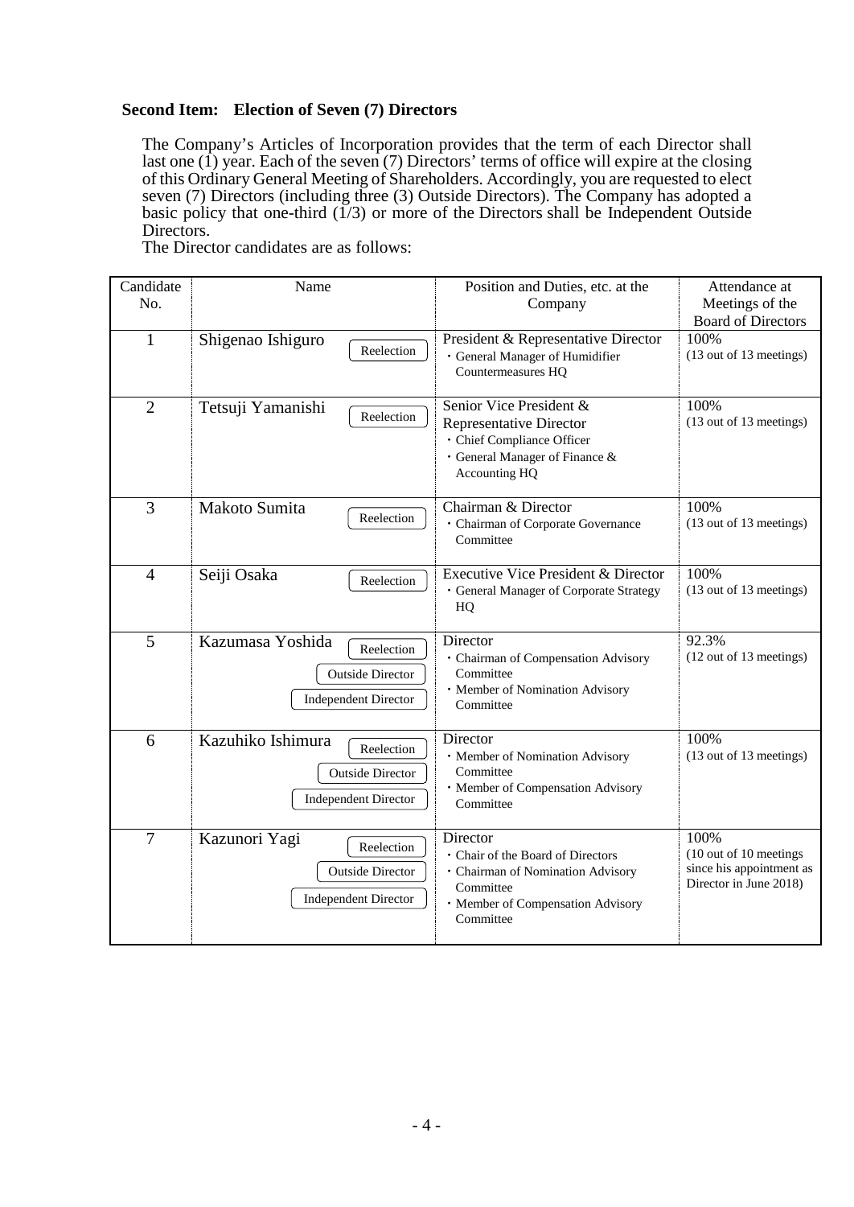### Second Item: Election of Seven (7) Directors

The Company's Articles of Incorporation provides that the term of each Director shall last one (1) year. Each of the seven (7) Directors' terms of office will expire at the closing of this Ordinary General Meeting of Shareholders. Accordingly, you are requested to elect seven (7) Directors (including three (3) Outside Directors). The Company has adopted a basic policy that one-third (1/3) or more of the Directors shall be Independent Outside Directors.

The Director candidates are as follows:

| Candidate No. | Name | Position and Duties, etc. at the Company | Attendance at Meetings of the Board of Directors |
|---|---|---|---|
| 1 | Shigenao Ishiguro<br>Reelection | President & Representative Director<br>・General Manager of Humidifier Countermeasures HQ | 100%<br>(13 out of 13 meetings) |
| 2 | Tetsuji Yamanishi<br>Reelection | Senior Vice President & Representative Director<br>・Chief Compliance Officer<br>・General Manager of Finance & Accounting HQ | 100%<br>(13 out of 13 meetings) |
| 3 | Makoto Sumita<br>Reelection | Chairman & Director<br>・Chairman of Corporate Governance Committee | 100%<br>(13 out of 13 meetings) |
| 4 | Seiji Osaka<br>Reelection | Executive Vice President & Director<br>・General Manager of Corporate Strategy HQ | 100%<br>(13 out of 13 meetings) |
| 5 | Kazumasa Yoshida<br>Reelection<br>Outside Director<br>Independent Director | Director<br>・Chairman of Compensation Advisory Committee<br>・Member of Nomination Advisory Committee | 92.3%<br>(12 out of 13 meetings) |
| 6 | Kazuhiko Ishimura<br>Reelection<br>Outside Director<br>Independent Director | Director<br>・Member of Nomination Advisory Committee<br>・Member of Compensation Advisory Committee | 100%<br>(13 out of 13 meetings) |
| 7 | Kazunori Yagi<br>Reelection<br>Outside Director<br>Independent Director | Director<br>・Chair of the Board of Directors<br>・Chairman of Nomination Advisory Committee<br>・Member of Compensation Advisory Committee | 100%<br>(10 out of 10 meetings since his appointment as Director in June 2018) |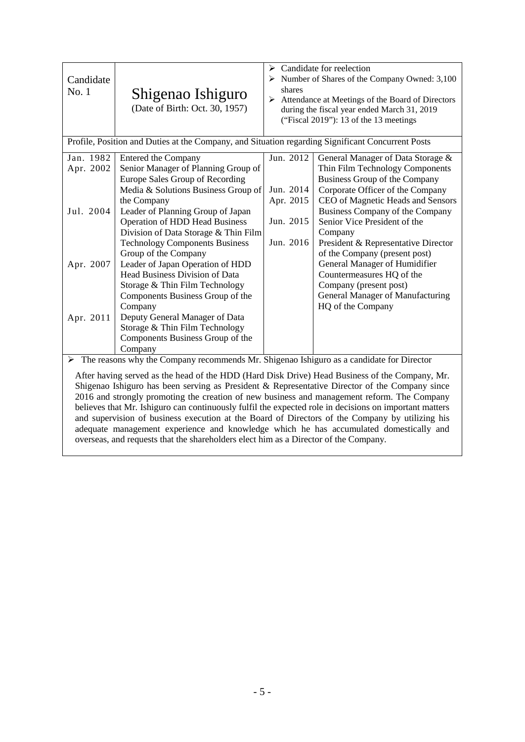| Candidate No. 1 | Shigenao Ishiguro (Date of Birth: Oct. 30, 1957) | ➢ Candidate for reelection<br>➢ Number of Shares of the Company Owned: 3,100 shares<br>➢ Attendance at Meetings of the Board of Directors during the fiscal year ended March 31, 2019 ("Fiscal 2019"): 13 of the 13 meetings |
|---|---|---|

Profile, Position and Duties at the Company, and Situation regarding Significant Concurrent Posts

| | | | |
|---|---|---|---|
| Jan. 1982 | Entered the Company | Jun. 2012 | General Manager of Data Storage & Thin Film Technology Components Business Group of the Company |
| Apr. 2002 | Senior Manager of Planning Group of Europe Sales Group of Recording Media & Solutions Business Group of the Company | Jun. 2014 | Corporate Officer of the Company |
| Jul. 2004 | Leader of Planning Group of Japan Operation of HDD Head Business Division of Data Storage & Thin Film Technology Components Business Group of the Company | Apr. 2015 | CEO of Magnetic Heads and Sensors Business Company of the Company |
| Apr. 2007 | Leader of Japan Operation of HDD Head Business Division of Data Storage & Thin Film Technology Components Business Group of the Company | Jun. 2015 | Senior Vice President of the Company |
| Apr. 2011 | Deputy General Manager of Data Storage & Thin Film Technology Components Business Group of the Company | Jun. 2016 | President & Representative Director of the Company (present post)<br>General Manager of Humidifier Countermeasures HQ of the Company (present post)<br>General Manager of Manufacturing HQ of the Company |

➢ The reasons why the Company recommends Mr. Shigenao Ishiguro as a candidate for Director

After having served as the head of the HDD (Hard Disk Drive) Head Business of the Company, Mr. Shigenao Ishiguro has been serving as President & Representative Director of the Company since 2016 and strongly promoting the creation of new business and management reform. The Company believes that Mr. Ishiguro can continuously fulfil the expected role in decisions on important matters and supervision of business execution at the Board of Directors of the Company by utilizing his adequate management experience and knowledge which he has accumulated domestically and overseas, and requests that the shareholders elect him as a Director of the Company.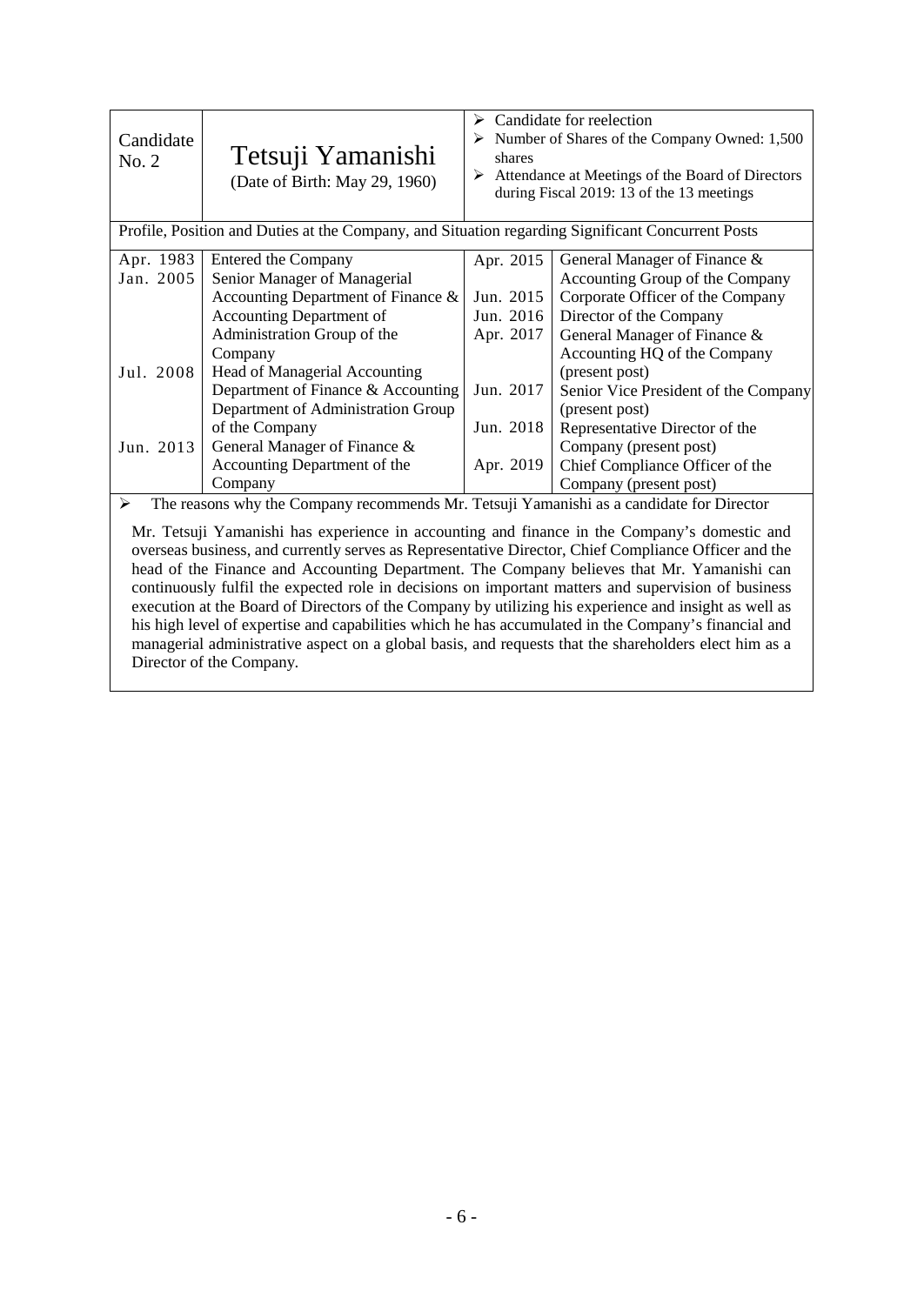| Candidate No. 2 | Tetsuji Yamanishi (Date of Birth: May 29, 1960) | ➢ Candidate for reelection<br>➢ Number of Shares of the Company Owned: 1,500 shares<br>➢ Attendance at Meetings of the Board of Directors during Fiscal 2019: 13 of the 13 meetings |
|---|---|---|

Profile, Position and Duties at the Company, and Situation regarding Significant Concurrent Posts

| Date | Position | Date | Position |
|---|---|---|---|
| Apr. 1983 | Entered the Company | Apr. 2015 | General Manager of Finance & Accounting Group of the Company |
| Jan. 2005 | Senior Manager of Managerial Accounting Department of Finance & Accounting Department of Administration Group of the Company | Jun. 2015 | Corporate Officer of the Company |
| | | Jun. 2016 | Director of the Company |
| | | Apr. 2017 | General Manager of Finance & Accounting HQ of the Company (present post) |
| Jul. 2008 | Head of Managerial Accounting Department of Finance & Accounting Department of Administration Group of the Company | Jun. 2017 | Senior Vice President of the Company (present post) |
| | | Jun. 2018 | Representative Director of the Company (present post) |
| Jun. 2013 | General Manager of Finance & Accounting Department of the Company | Apr. 2019 | Chief Compliance Officer of the Company (present post) |

➢ The reasons why the Company recommends Mr. Tetsuji Yamanishi as a candidate for Director

Mr. Tetsuji Yamanishi has experience in accounting and finance in the Company's domestic and overseas business, and currently serves as Representative Director, Chief Compliance Officer and the head of the Finance and Accounting Department. The Company believes that Mr. Yamanishi can continuously fulfil the expected role in decisions on important matters and supervision of business execution at the Board of Directors of the Company by utilizing his experience and insight as well as his high level of expertise and capabilities which he has accumulated in the Company's financial and managerial administrative aspect on a global basis, and requests that the shareholders elect him as a Director of the Company.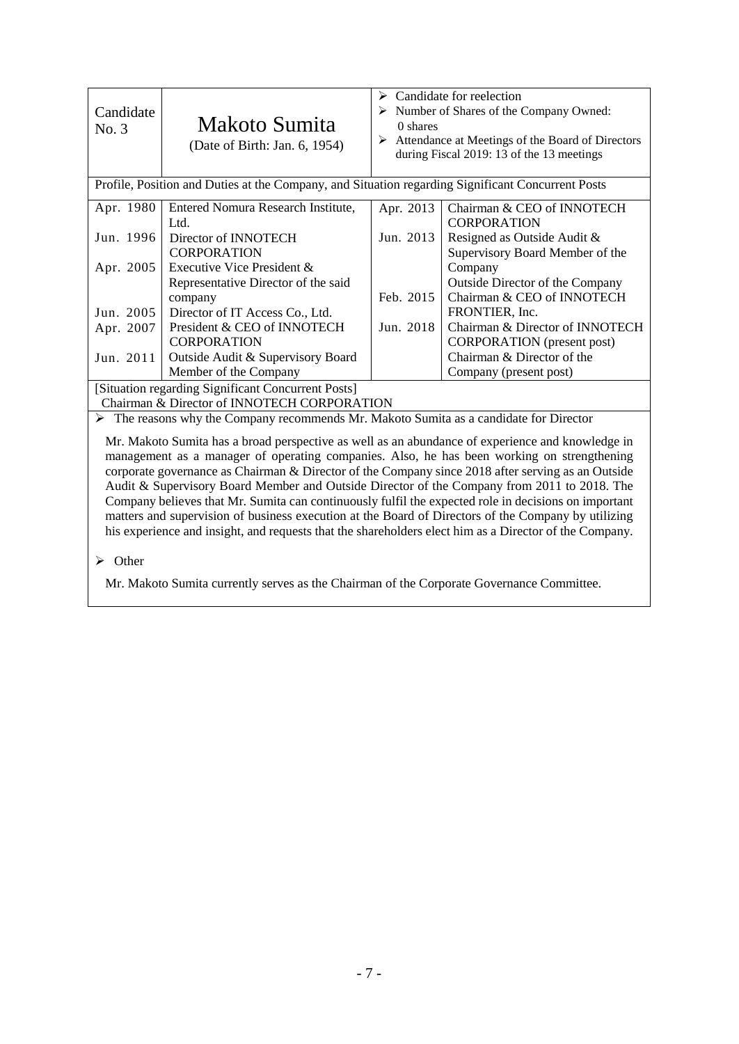| Candidate No. 3 | Makoto Sumita (Date of Birth: Jan. 6, 1954) | ➢ Candidate for reelection<br>➢ Number of Shares of the Company Owned: 0 shares<br>➢ Attendance at Meetings of the Board of Directors during Fiscal 2019: 13 of the 13 meetings |
|---|---|---|

Profile, Position and Duties at the Company, and Situation regarding Significant Concurrent Posts

| | | | |
|---|---|---|---|
| Apr. 1980 | Entered Nomura Research Institute, Ltd. | Apr. 2013 | Chairman & CEO of INNOTECH CORPORATION |
| Jun. 1996 | Director of INNOTECH CORPORATION | Jun. 2013 | Resigned as Outside Audit & Supervisory Board Member of the Company<br>Outside Director of the Company |
| Apr. 2005 | Executive Vice President & Representative Director of the said company | Feb. 2015 | Chairman & CEO of INNOTECH FRONTIER, Inc. |
| Jun. 2005 | Director of IT Access Co., Ltd. | Jun. 2018 | Chairman & Director of INNOTECH CORPORATION (present post)<br>Chairman & Director of the Company (present post) |
| Apr. 2007 | President & CEO of INNOTECH CORPORATION | | |
| Jun. 2011 | Outside Audit & Supervisory Board Member of the Company | | |

[Situation regarding Significant Concurrent Posts]
Chairman & Director of INNOTECH CORPORATION

➢ The reasons why the Company recommends Mr. Makoto Sumita as a candidate for Director

Mr. Makoto Sumita has a broad perspective as well as an abundance of experience and knowledge in management as a manager of operating companies. Also, he has been working on strengthening corporate governance as Chairman & Director of the Company since 2018 after serving as an Outside Audit & Supervisory Board Member and Outside Director of the Company from 2011 to 2018. The Company believes that Mr. Sumita can continuously fulfil the expected role in decisions on important matters and supervision of business execution at the Board of Directors of the Company by utilizing his experience and insight, and requests that the shareholders elect him as a Director of the Company.

➢ Other

Mr. Makoto Sumita currently serves as the Chairman of the Corporate Governance Committee.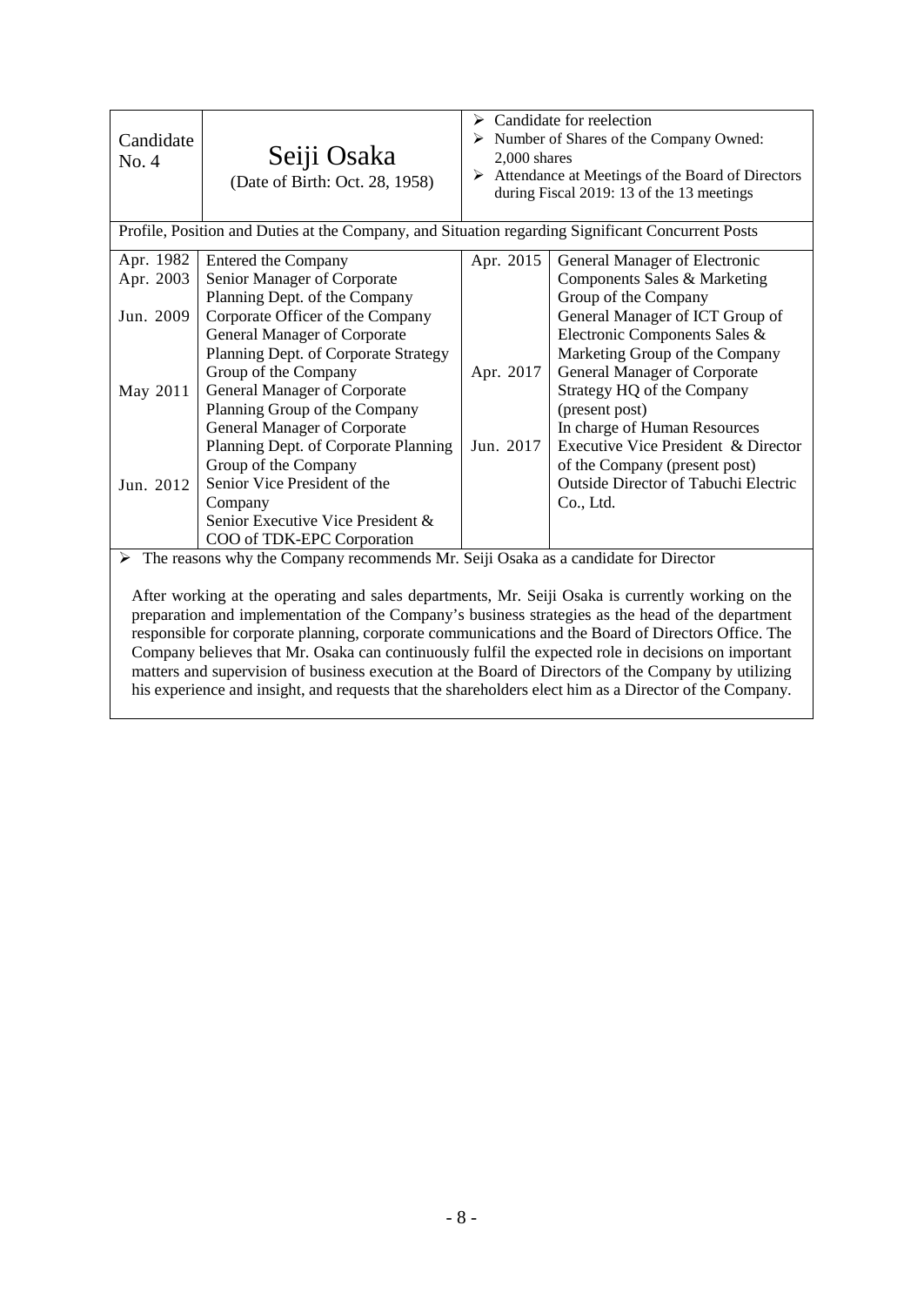| Candidate No. 4 | Seiji Osaka (Date of Birth: Oct. 28, 1958) | ➢ Candidate for reelection ➢ Number of Shares of the Company Owned: 2,000 shares ➢ Attendance at Meetings of the Board of Directors during Fiscal 2019: 13 of the 13 meetings |
|---|---|---|

**Profile, Position and Duties at the Company, and Situation regarding Significant Concurrent Posts**

| Date | Position | Date | Position |
|---|---|---|---|
| Apr. 1982 | Entered the Company | Apr. 2015 | General Manager of Electronic Components Sales & Marketing Group of the Company |
| Apr. 2003 | Senior Manager of Corporate Planning Dept. of the Company | | General Manager of ICT Group of Electronic Components Sales & Marketing Group of the Company |
| Jun. 2009 | Corporate Officer of the Company General Manager of Corporate Planning Dept. of Corporate Strategy Group of the Company | Apr. 2017 | General Manager of Corporate Strategy HQ of the Company (present post) In charge of Human Resources |
| May 2011 | General Manager of Corporate Planning Group of the Company General Manager of Corporate Planning Dept. of Corporate Planning Group of the Company | Jun. 2017 | Executive Vice President & Director of the Company (present post) Outside Director of Tabuchi Electric Co., Ltd. |
| Jun. 2012 | Senior Vice President of the Company Senior Executive Vice President & COO of TDK-EPC Corporation | | |

➢ The reasons why the Company recommends Mr. Seiji Osaka as a candidate for Director

After working at the operating and sales departments, Mr. Seiji Osaka is currently working on the preparation and implementation of the Company's business strategies as the head of the department responsible for corporate planning, corporate communications and the Board of Directors Office. The Company believes that Mr. Osaka can continuously fulfil the expected role in decisions on important matters and supervision of business execution at the Board of Directors of the Company by utilizing his experience and insight, and requests that the shareholders elect him as a Director of the Company.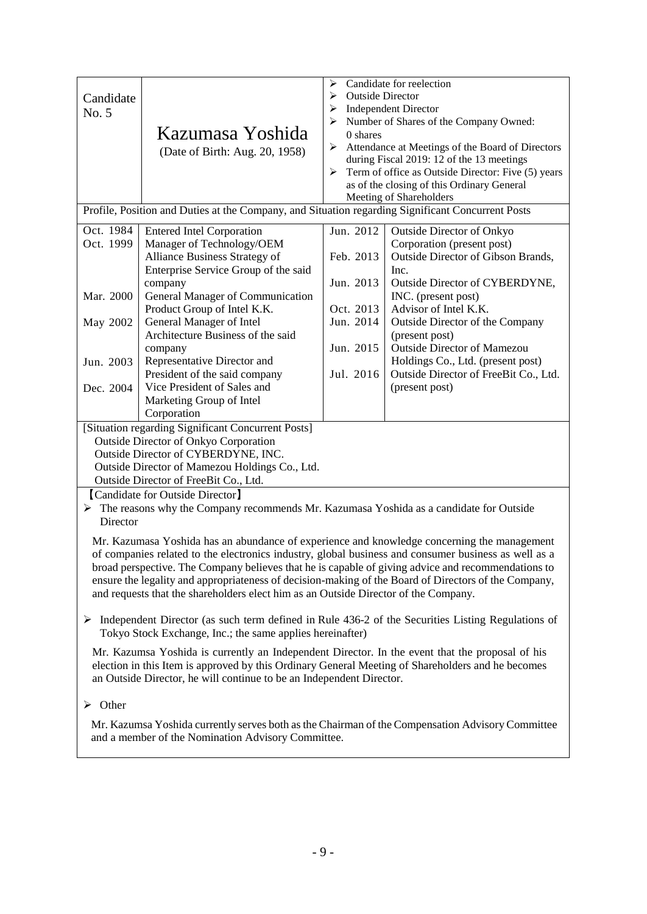| Candidate No. 5 | Kazumasa Yoshida (Date of Birth: Aug. 20, 1958) | ➢ Candidate for reelection<br>➢ Outside Director<br>➢ Independent Director<br>➢ Number of Shares of the Company Owned: 0 shares<br>➢ Attendance at Meetings of the Board of Directors during Fiscal 2019: 12 of the 13 meetings<br>➢ Term of office as Outside Director: Five (5) years as of the closing of this Ordinary General Meeting of Shareholders |
|---|---|---|

Profile, Position and Duties at the Company, and Situation regarding Significant Concurrent Posts

| | | | |
|---|---|---|---|
| Oct. 1984 | Entered Intel Corporation | Jun. 2012 | Outside Director of Onkyo Corporation (present post) |
| Oct. 1999 | Manager of Technology/OEM Alliance Business Strategy of Enterprise Service Group of the said company | Feb. 2013 | Outside Director of Gibson Brands, Inc. |
| Mar. 2000 | General Manager of Communication Product Group of Intel K.K. | Jun. 2013 | Outside Director of CYBERDYNE, INC. (present post) |
| May 2002 | General Manager of Intel Architecture Business of the said company | Oct. 2013 | Advisor of Intel K.K. |
| Jun. 2003 | Representative Director and President of the said company | Jun. 2014 | Outside Director of the Company (present post) |
| Dec. 2004 | Vice President of Sales and Marketing Group of Intel Corporation | Jun. 2015 | Outside Director of Mamezou Holdings Co., Ltd. (present post) |
| | | Jul. 2016 | Outside Director of FreeBit Co., Ltd. (present post) |

[Situation regarding Significant Concurrent Posts]
Outside Director of Onkyo Corporation
Outside Director of CYBERDYNE, INC.
Outside Director of Mamezou Holdings Co., Ltd.
Outside Director of FreeBit Co., Ltd.

【Candidate for Outside Director】

➢ The reasons why the Company recommends Mr. Kazumasa Yoshida as a candidate for Outside Director

Mr. Kazumasa Yoshida has an abundance of experience and knowledge concerning the management of companies related to the electronics industry, global business and consumer business as well as a broad perspective. The Company believes that he is capable of giving advice and recommendations to ensure the legality and appropriateness of decision-making of the Board of Directors of the Company, and requests that the shareholders elect him as an Outside Director of the Company.

➢ Independent Director (as such term defined in Rule 436-2 of the Securities Listing Regulations of Tokyo Stock Exchange, Inc.; the same applies hereinafter)

Mr. Kazumsa Yoshida is currently an Independent Director. In the event that the proposal of his election in this Item is approved by this Ordinary General Meeting of Shareholders and he becomes an Outside Director, he will continue to be an Independent Director.

➢ Other

Mr. Kazumsa Yoshida currently serves both as the Chairman of the Compensation Advisory Committee and a member of the Nomination Advisory Committee.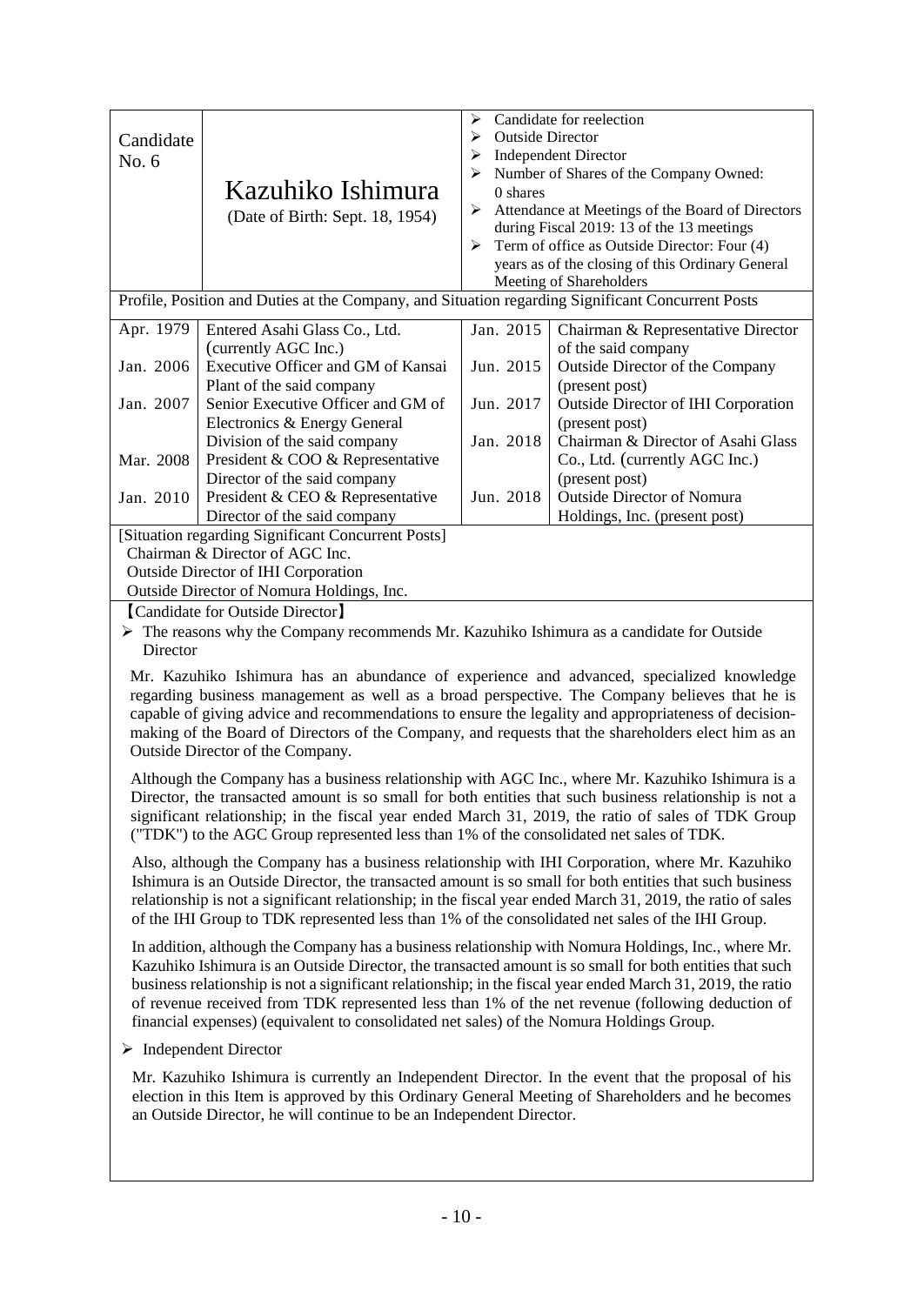| Candidate No. 6 | Kazuhiko Ishimura (Date of Birth: Sept. 18, 1954) | ➢ Candidate for reelection<br>➢ Outside Director<br>➢ Independent Director<br>➢ Number of Shares of the Company Owned: 0 shares<br>➢ Attendance at Meetings of the Board of Directors during Fiscal 2019: 13 of the 13 meetings<br>➢ Term of office as Outside Director: Four (4) years as of the closing of this Ordinary General Meeting of Shareholders |
|---|---|---|

Profile, Position and Duties at the Company, and Situation regarding Significant Concurrent Posts

| | | | |
|---|---|---|---|
| Apr. 1979 | Entered Asahi Glass Co., Ltd. (currently AGC Inc.) | Jan. 2015 | Chairman & Representative Director of the said company |
| Jan. 2006 | Executive Officer and GM of Kansai Plant of the said company | Jun. 2015 | Outside Director of the Company (present post) |
| Jan. 2007 | Senior Executive Officer and GM of Electronics & Energy General Division of the said company | Jun. 2017 | Outside Director of IHI Corporation (present post) |
| Mar. 2008 | President & COO & Representative Director of the said company | Jan. 2018 | Chairman & Director of Asahi Glass Co., Ltd. (currently AGC Inc.) (present post) |
| Jan. 2010 | President & CEO & Representative Director of the said company | Jun. 2018 | Outside Director of Nomura Holdings, Inc. (present post) |

[Situation regarding Significant Concurrent Posts]
Chairman & Director of AGC Inc.
Outside Director of IHI Corporation
Outside Director of Nomura Holdings, Inc.

【Candidate for Outside Director】

➢ The reasons why the Company recommends Mr. Kazuhiko Ishimura as a candidate for Outside Director

Mr. Kazuhiko Ishimura has an abundance of experience and advanced, specialized knowledge regarding business management as well as a broad perspective. The Company believes that he is capable of giving advice and recommendations to ensure the legality and appropriateness of decision-making of the Board of Directors of the Company, and requests that the shareholders elect him as an Outside Director of the Company.

Although the Company has a business relationship with AGC Inc., where Mr. Kazuhiko Ishimura is a Director, the transacted amount is so small for both entities that such business relationship is not a significant relationship; in the fiscal year ended March 31, 2019, the ratio of sales of TDK Group ("TDK") to the AGC Group represented less than 1% of the consolidated net sales of TDK.

Also, although the Company has a business relationship with IHI Corporation, where Mr. Kazuhiko Ishimura is an Outside Director, the transacted amount is so small for both entities that such business relationship is not a significant relationship; in the fiscal year ended March 31, 2019, the ratio of sales of the IHI Group to TDK represented less than 1% of the consolidated net sales of the IHI Group.

In addition, although the Company has a business relationship with Nomura Holdings, Inc., where Mr. Kazuhiko Ishimura is an Outside Director, the transacted amount is so small for both entities that such business relationship is not a significant relationship; in the fiscal year ended March 31, 2019, the ratio of revenue received from TDK represented less than 1% of the net revenue (following deduction of financial expenses) (equivalent to consolidated net sales) of the Nomura Holdings Group.

➢ Independent Director

Mr. Kazuhiko Ishimura is currently an Independent Director. In the event that the proposal of his election in this Item is approved by this Ordinary General Meeting of Shareholders and he becomes an Outside Director, he will continue to be an Independent Director.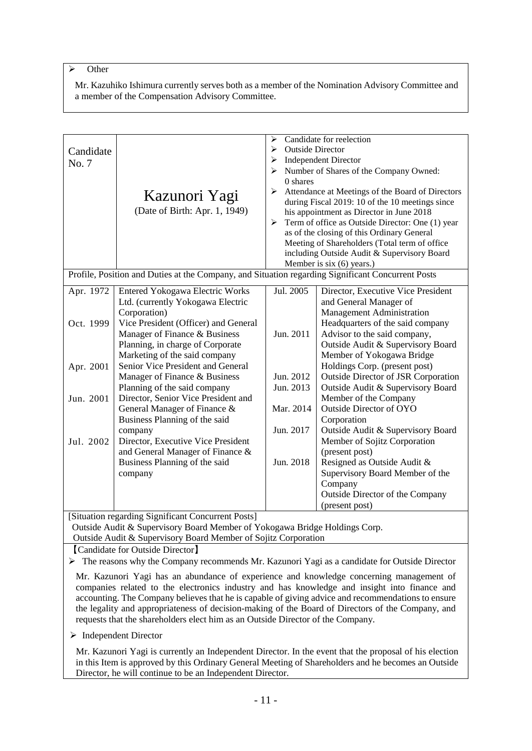- Other

Mr. Kazuhiko Ishimura currently serves both as a member of the Nomination Advisory Committee and a member of the Compensation Advisory Committee.

| Candidate No. 7 | Kazunori Yagi (Date of Birth: Apr. 1, 1949) | - Candidate for reelection<br>- Outside Director<br>- Independent Director<br>- Number of Shares of the Company Owned: 0 shares<br>- Attendance at Meetings of the Board of Directors during Fiscal 2019: 10 of the 10 meetings since his appointment as Director in June 2018<br>- Term of office as Outside Director: One (1) year as of the closing of this Ordinary General Meeting of Shareholders (Total term of office including Outside Audit & Supervisory Board Member is six (6) years.) |
|---|---|---|

Profile, Position and Duties at the Company, and Situation regarding Significant Concurrent Posts

| | | | |
|---|---|---|---|
| Apr. 1972 | Entered Yokogawa Electric Works Ltd. (currently Yokogawa Electric Corporation) | Jul. 2005 | Director, Executive Vice President and General Manager of Management Administration Headquarters of the said company |
| Oct. 1999 | Vice President (Officer) and General Manager of Finance & Business Planning, in charge of Corporate Marketing of the said company | Jun. 2011 | Advisor to the said company, Outside Audit & Supervisory Board Member of Yokogawa Bridge Holdings Corp. (present post) |
| Apr. 2001 | Senior Vice President and General Manager of Finance & Business Planning of the said company | Jun. 2012 | Outside Director of JSR Corporation |
| Jun. 2001 | Director, Senior Vice President and General Manager of Finance & Business Planning of the said company | Jun. 2013 | Outside Audit & Supervisory Board Member of the Company |
| Jul. 2002 | Director, Executive Vice President and General Manager of Finance & Business Planning of the said company | Mar. 2014 | Outside Director of OYO Corporation |
| | | Jun. 2017 | Outside Audit & Supervisory Board Member of Sojitz Corporation (present post) |
| | | Jun. 2018 | Resigned as Outside Audit & Supervisory Board Member of the Company<br>Outside Director of the Company (present post) |

[Situation regarding Significant Concurrent Posts]
Outside Audit & Supervisory Board Member of Yokogawa Bridge Holdings Corp.
Outside Audit & Supervisory Board Member of Sojitz Corporation

【Candidate for Outside Director】

- The reasons why the Company recommends Mr. Kazunori Yagi as a candidate for Outside Director

Mr. Kazunori Yagi has an abundance of experience and knowledge concerning management of companies related to the electronics industry and has knowledge and insight into finance and accounting. The Company believes that he is capable of giving advice and recommendations to ensure the legality and appropriateness of decision-making of the Board of Directors of the Company, and requests that the shareholders elect him as an Outside Director of the Company.

- Independent Director

Mr. Kazunori Yagi is currently an Independent Director. In the event that the proposal of his election in this Item is approved by this Ordinary General Meeting of Shareholders and he becomes an Outside Director, he will continue to be an Independent Director.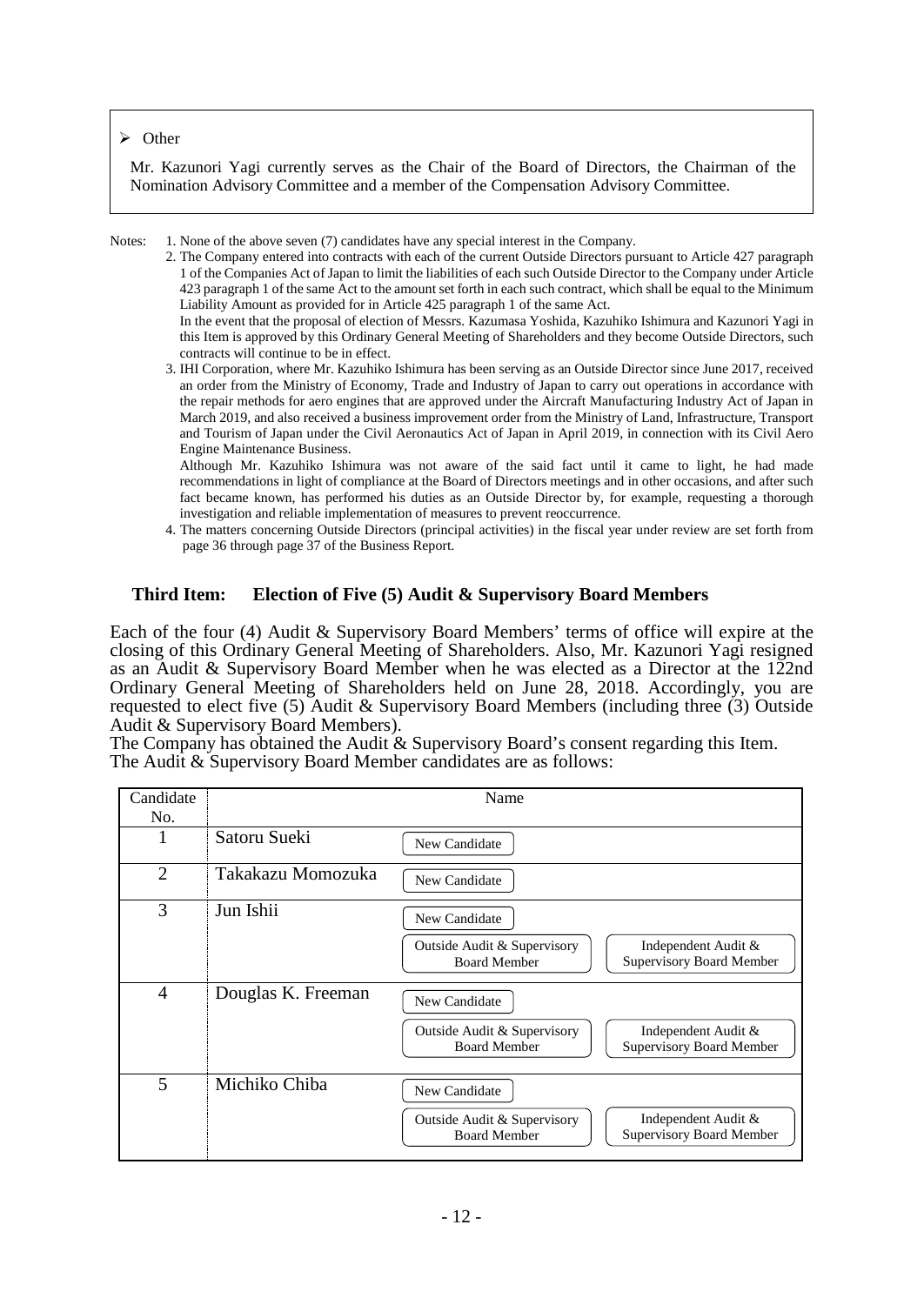> ➢ Other
>
> Mr. Kazunori Yagi currently serves as the Chair of the Board of Directors, the Chairman of the Nomination Advisory Committee and a member of the Compensation Advisory Committee.

Notes:

1. None of the above seven (7) candidates have any special interest in the Company.
2. The Company entered into contracts with each of the current Outside Directors pursuant to Article 427 paragraph 1 of the Companies Act of Japan to limit the liabilities of each such Outside Director to the Company under Article 423 paragraph 1 of the same Act to the amount set forth in each such contract, which shall be equal to the Minimum Liability Amount as provided for in Article 425 paragraph 1 of the same Act.
   In the event that the proposal of election of Messrs. Kazumasa Yoshida, Kazuhiko Ishimura and Kazunori Yagi in this Item is approved by this Ordinary General Meeting of Shareholders and they become Outside Directors, such contracts will continue to be in effect.
3. IHI Corporation, where Mr. Kazuhiko Ishimura has been serving as an Outside Director since June 2017, received an order from the Ministry of Economy, Trade and Industry of Japan to carry out operations in accordance with the repair methods for aero engines that are approved under the Aircraft Manufacturing Industry Act of Japan in March 2019, and also received a business improvement order from the Ministry of Land, Infrastructure, Transport and Tourism of Japan under the Civil Aeronautics Act of Japan in April 2019, in connection with its Civil Aero Engine Maintenance Business.
   Although Mr. Kazuhiko Ishimura was not aware of the said fact until it came to light, he had made recommendations in light of compliance at the Board of Directors meetings and in other occasions, and after such fact became known, has performed his duties as an Outside Director by, for example, requesting a thorough investigation and reliable implementation of measures to prevent reoccurrence.
4. The matters concerning Outside Directors (principal activities) in the fiscal year under review are set forth from page 36 through page 37 of the Business Report.

## Third Item: Election of Five (5) Audit & Supervisory Board Members

Each of the four (4) Audit & Supervisory Board Members' terms of office will expire at the closing of this Ordinary General Meeting of Shareholders. Also, Mr. Kazunori Yagi resigned as an Audit & Supervisory Board Member when he was elected as a Director at the 122nd Ordinary General Meeting of Shareholders held on June 28, 2018. Accordingly, you are requested to elect five (5) Audit & Supervisory Board Members (including three (3) Outside Audit & Supervisory Board Members).

The Company has obtained the Audit & Supervisory Board's consent regarding this Item.

The Audit & Supervisory Board Member candidates are as follows:

| Candidate No. | Name | | | |
|---|---|---|---|---|
| 1 | Satoru Sueki | New Candidate | | |
| 2 | Takakazu Momozuka | New Candidate | | |
| 3 | Jun Ishii | New Candidate | Outside Audit & Supervisory Board Member | Independent Audit & Supervisory Board Member |
| 4 | Douglas K. Freeman | New Candidate | Outside Audit & Supervisory Board Member | Independent Audit & Supervisory Board Member |
| 5 | Michiko Chiba | New Candidate | Outside Audit & Supervisory Board Member | Independent Audit & Supervisory Board Member |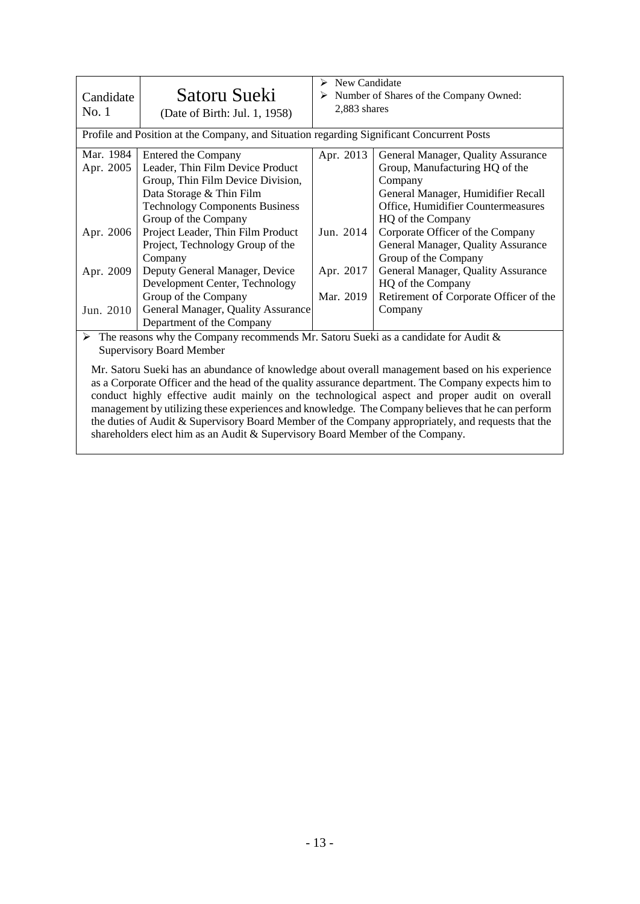| Candidate No. 1 | Satoru Sueki (Date of Birth: Jul. 1, 1958) | ➢ New Candidate<br>➢ Number of Shares of the Company Owned: 2,883 shares | |
|---|---|---|---|
| Profile and Position at the Company, and Situation regarding Significant Concurrent Posts | | | |
| Mar. 1984 | Entered the Company | Apr. 2013 | General Manager, Quality Assurance Group, Manufacturing HQ of the Company<br>General Manager, Humidifier Recall Office, Humidifier Countermeasures HQ of the Company |
| Apr. 2005 | Leader, Thin Film Device Product Group, Thin Film Device Division, Data Storage & Thin Film Technology Components Business Group of the Company | Jun. 2014 | Corporate Officer of the Company<br>General Manager, Quality Assurance Group of the Company |
| Apr. 2006 | Project Leader, Thin Film Product Project, Technology Group of the Company | Apr. 2017 | General Manager, Quality Assurance HQ of the Company |
| Apr. 2009 | Deputy General Manager, Device Development Center, Technology Group of the Company | Mar. 2019 | Retirement of Corporate Officer of the Company |
| Jun. 2010 | General Manager, Quality Assurance Department of the Company | | |

➢ The reasons why the Company recommends Mr. Satoru Sueki as a candidate for Audit & Supervisory Board Member

Mr. Satoru Sueki has an abundance of knowledge about overall management based on his experience as a Corporate Officer and the head of the quality assurance department. The Company expects him to conduct highly effective audit mainly on the technological aspect and proper audit on overall management by utilizing these experiences and knowledge. The Company believes that he can perform the duties of Audit & Supervisory Board Member of the Company appropriately, and requests that the shareholders elect him as an Audit & Supervisory Board Member of the Company.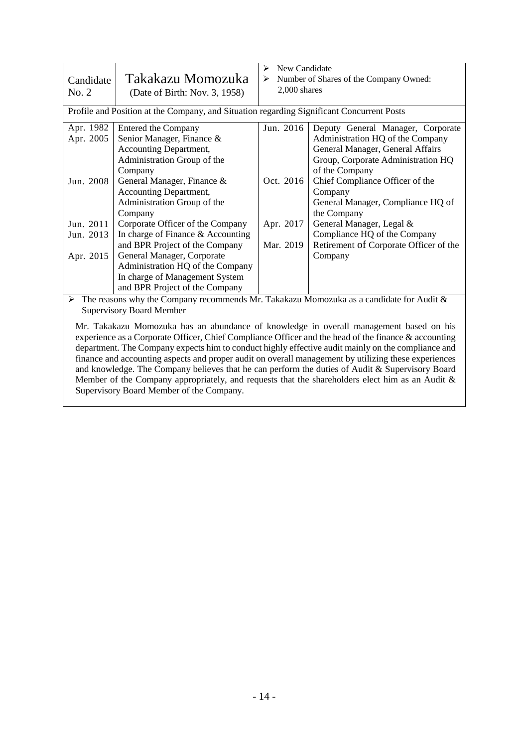| Candidate No. 2 | Takakazu Momozuka (Date of Birth: Nov. 3, 1958) | ➢ New Candidate ➢ Number of Shares of the Company Owned: 2,000 shares | |
|---|---|---|---|
| Profile and Position at the Company, and Situation regarding Significant Concurrent Posts | | | |
| Apr. 1982 | Entered the Company | Jun. 2016 | Deputy General Manager, Corporate Administration HQ of the Company General Manager, General Affairs Group, Corporate Administration HQ of the Company |
| Apr. 2005 | Senior Manager, Finance & Accounting Department, Administration Group of the Company | Oct. 2016 | Chief Compliance Officer of the Company General Manager, Compliance HQ of the Company |
| Jun. 2008 | General Manager, Finance & Accounting Department, Administration Group of the Company | Apr. 2017 | General Manager, Legal & Compliance HQ of the Company |
| Jun. 2011 | Corporate Officer of the Company | Mar. 2019 | Retirement of Corporate Officer of the Company |
| Jun. 2013 | In charge of Finance & Accounting and BPR Project of the Company | | |
| Apr. 2015 | General Manager, Corporate Administration HQ of the Company In charge of Management System and BPR Project of the Company | | |

➢ The reasons why the Company recommends Mr. Takakazu Momozuka as a candidate for Audit & Supervisory Board Member

Mr. Takakazu Momozuka has an abundance of knowledge in overall management based on his experience as a Corporate Officer, Chief Compliance Officer and the head of the finance & accounting department. The Company expects him to conduct highly effective audit mainly on the compliance and finance and accounting aspects and proper audit on overall management by utilizing these experiences and knowledge. The Company believes that he can perform the duties of Audit & Supervisory Board Member of the Company appropriately, and requests that the shareholders elect him as an Audit & Supervisory Board Member of the Company.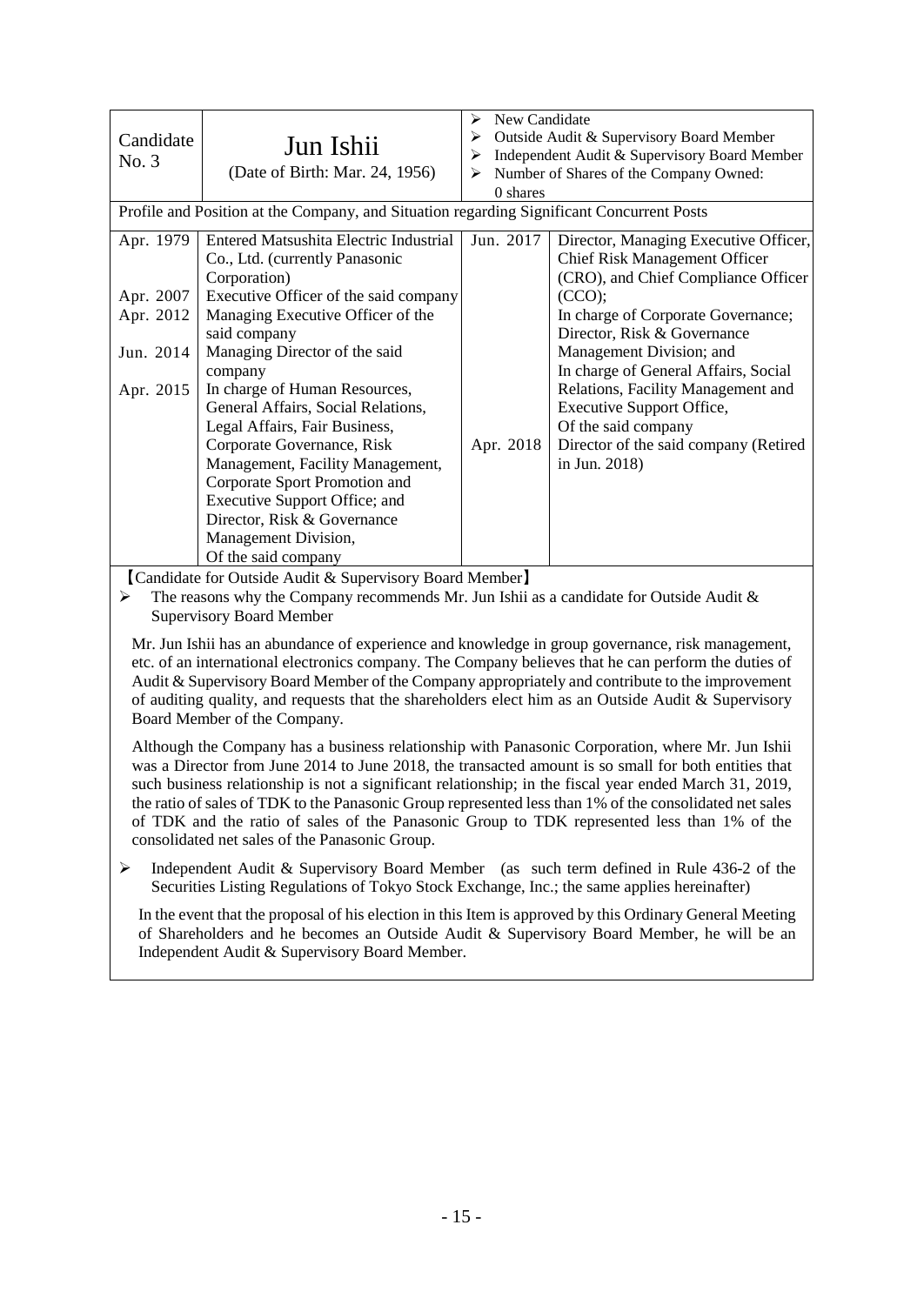| Candidate No. 3 | Jun Ishii (Date of Birth: Mar. 24, 1956) | ➢ New Candidate ➢ Outside Audit & Supervisory Board Member ➢ Independent Audit & Supervisory Board Member ➢ Number of Shares of the Company Owned: 0 shares | |
|---|---|---|---|
| Profile and Position at the Company, and Situation regarding Significant Concurrent Posts | | | |
| Apr. 1979 | Entered Matsushita Electric Industrial Co., Ltd. (currently Panasonic Corporation) | Jun. 2017 | Director, Managing Executive Officer, Chief Risk Management Officer (CRO), and Chief Compliance Officer (CCO); In charge of Corporate Governance; Director, Risk & Governance Management Division; and In charge of General Affairs, Social Relations, Facility Management and Executive Support Office, Of the said company |
| Apr. 2007 | Executive Officer of the said company | | |
| Apr. 2012 | Managing Executive Officer of the said company | | |
| Jun. 2014 | Managing Director of the said company | | |
| Apr. 2015 | In charge of Human Resources, General Affairs, Social Relations, Legal Affairs, Fair Business, Corporate Governance, Risk Management, Facility Management, Corporate Sport Promotion and Executive Support Office; and Director, Risk & Governance Management Division, Of the said company | Apr. 2018 | Director of the said company (Retired in Jun. 2018) |

【Candidate for Outside Audit & Supervisory Board Member】

➢ The reasons why the Company recommends Mr. Jun Ishii as a candidate for Outside Audit & Supervisory Board Member

Mr. Jun Ishii has an abundance of experience and knowledge in group governance, risk management, etc. of an international electronics company. The Company believes that he can perform the duties of Audit & Supervisory Board Member of the Company appropriately and contribute to the improvement of auditing quality, and requests that the shareholders elect him as an Outside Audit & Supervisory Board Member of the Company.

Although the Company has a business relationship with Panasonic Corporation, where Mr. Jun Ishii was a Director from June 2014 to June 2018, the transacted amount is so small for both entities that such business relationship is not a significant relationship; in the fiscal year ended March 31, 2019, the ratio of sales of TDK to the Panasonic Group represented less than 1% of the consolidated net sales of TDK and the ratio of sales of the Panasonic Group to TDK represented less than 1% of the consolidated net sales of the Panasonic Group.

➢ Independent Audit & Supervisory Board Member (as such term defined in Rule 436-2 of the Securities Listing Regulations of Tokyo Stock Exchange, Inc.; the same applies hereinafter)

In the event that the proposal of his election in this Item is approved by this Ordinary General Meeting of Shareholders and he becomes an Outside Audit & Supervisory Board Member, he will be an Independent Audit & Supervisory Board Member.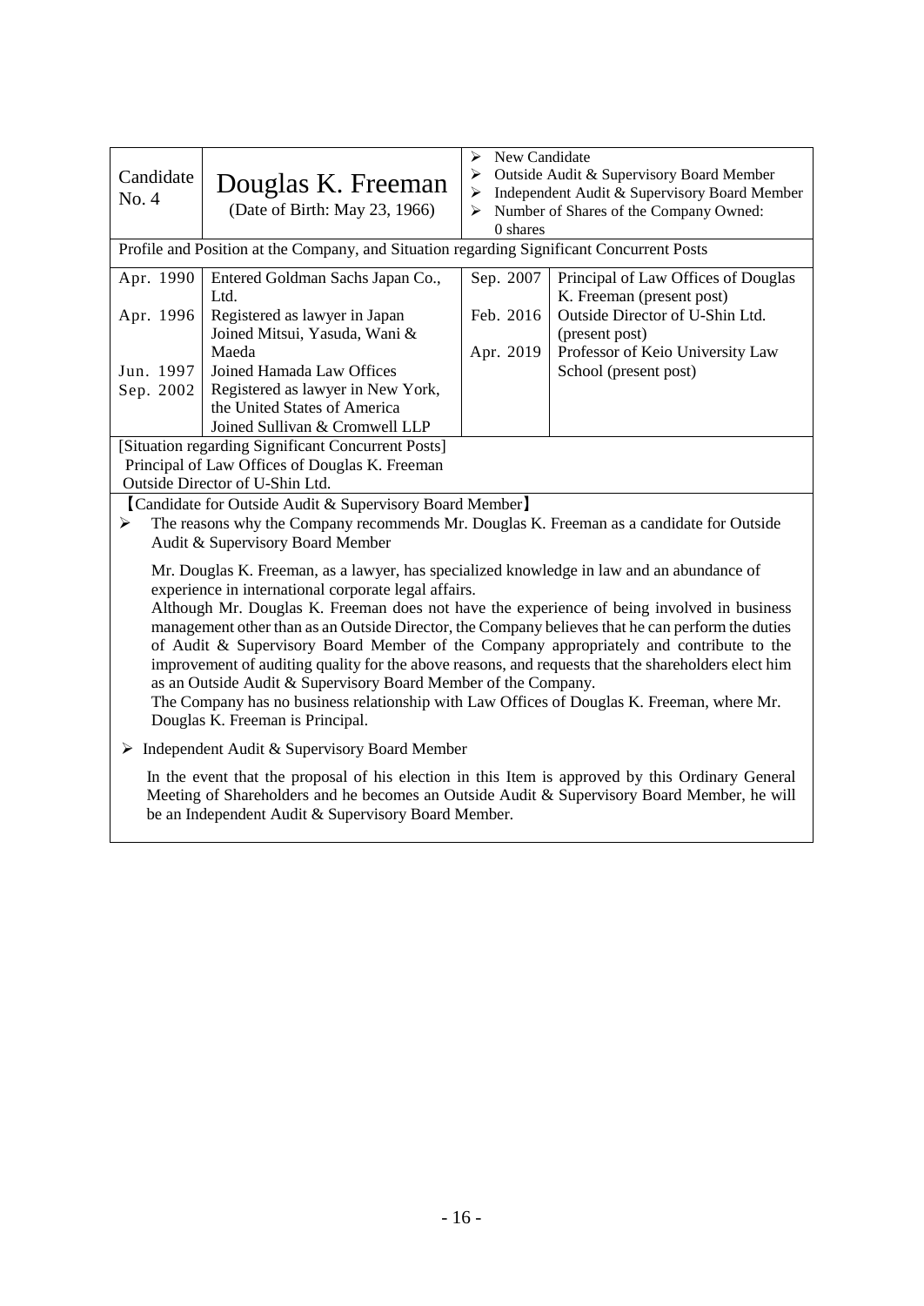| Candidate No. 4 | Douglas K. Freeman (Date of Birth: May 23, 1966) | ➢ New Candidate ➢ Outside Audit & Supervisory Board Member ➢ Independent Audit & Supervisory Board Member ➢ Number of Shares of the Company Owned: 0 shares |
|---|---|---|

Profile and Position at the Company, and Situation regarding Significant Concurrent Posts

| | | | |
|---|---|---|---|
| Apr. 1990 | Entered Goldman Sachs Japan Co., Ltd. | Sep. 2007 | Principal of Law Offices of Douglas K. Freeman (present post) |
| Apr. 1996 | Registered as lawyer in Japan Joined Mitsui, Yasuda, Wani & Maeda | Feb. 2016 | Outside Director of U-Shin Ltd. (present post) |
| Jun. 1997 | Joined Hamada Law Offices | Apr. 2019 | Professor of Keio University Law School (present post) |
| Sep. 2002 | Registered as lawyer in New York, the United States of America Joined Sullivan & Cromwell LLP | | |

[Situation regarding Significant Concurrent Posts]
Principal of Law Offices of Douglas K. Freeman
Outside Director of U-Shin Ltd.

【Candidate for Outside Audit & Supervisory Board Member】

➢ The reasons why the Company recommends Mr. Douglas K. Freeman as a candidate for Outside Audit & Supervisory Board Member

Mr. Douglas K. Freeman, as a lawyer, has specialized knowledge in law and an abundance of experience in international corporate legal affairs.
Although Mr. Douglas K. Freeman does not have the experience of being involved in business management other than as an Outside Director, the Company believes that he can perform the duties of Audit & Supervisory Board Member of the Company appropriately and contribute to the improvement of auditing quality for the above reasons, and requests that the shareholders elect him as an Outside Audit & Supervisory Board Member of the Company.
The Company has no business relationship with Law Offices of Douglas K. Freeman, where Mr. Douglas K. Freeman is Principal.

➢ Independent Audit & Supervisory Board Member

In the event that the proposal of his election in this Item is approved by this Ordinary General Meeting of Shareholders and he becomes an Outside Audit & Supervisory Board Member, he will be an Independent Audit & Supervisory Board Member.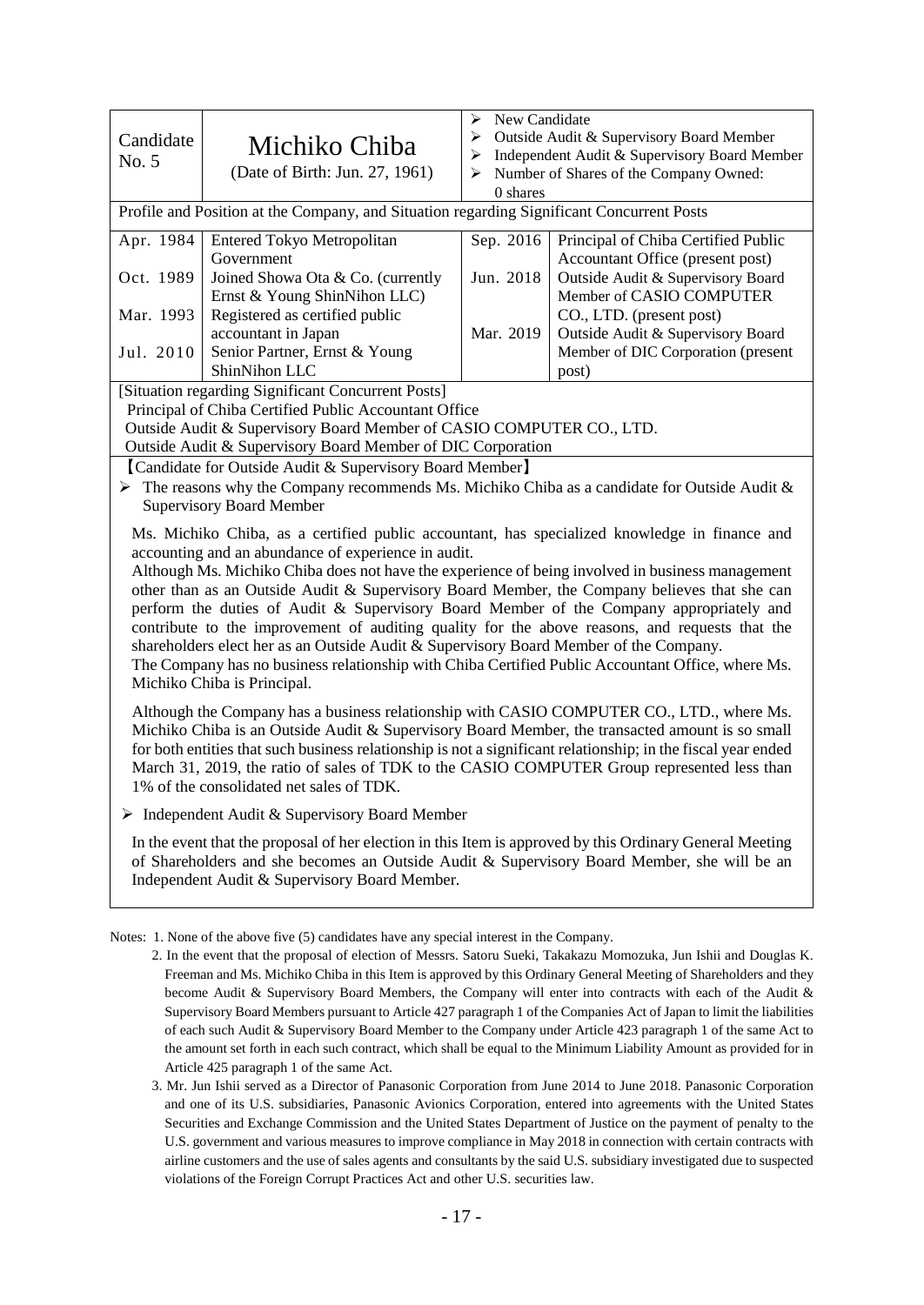| Candidate No. 5 | Michiko Chiba (Date of Birth: Jun. 27, 1961) | ➢ New Candidate ➢ Outside Audit & Supervisory Board Member ➢ Independent Audit & Supervisory Board Member ➢ Number of Shares of the Company Owned: 0 shares | |
|---|---|---|---|
| Profile and Position at the Company, and Situation regarding Significant Concurrent Posts | | | |
| Apr. 1984 | Entered Tokyo Metropolitan Government | Sep. 2016 | Principal of Chiba Certified Public Accountant Office (present post) |
| Oct. 1989 | Joined Showa Ota & Co. (currently Ernst & Young ShinNihon LLC) | Jun. 2018 | Outside Audit & Supervisory Board Member of CASIO COMPUTER CO., LTD. (present post) |
| Mar. 1993 | Registered as certified public accountant in Japan | Mar. 2019 | Outside Audit & Supervisory Board Member of DIC Corporation (present post) |
| Jul. 2010 | Senior Partner, Ernst & Young ShinNihon LLC | | |

[Situation regarding Significant Concurrent Posts]
Principal of Chiba Certified Public Accountant Office
Outside Audit & Supervisory Board Member of CASIO COMPUTER CO., LTD.
Outside Audit & Supervisory Board Member of DIC Corporation

【Candidate for Outside Audit & Supervisory Board Member】

➢ The reasons why the Company recommends Ms. Michiko Chiba as a candidate for Outside Audit & Supervisory Board Member

Ms. Michiko Chiba, as a certified public accountant, has specialized knowledge in finance and accounting and an abundance of experience in audit.
Although Ms. Michiko Chiba does not have the experience of being involved in business management other than as an Outside Audit & Supervisory Board Member, the Company believes that she can perform the duties of Audit & Supervisory Board Member of the Company appropriately and contribute to the improvement of auditing quality for the above reasons, and requests that the shareholders elect her as an Outside Audit & Supervisory Board Member of the Company.
The Company has no business relationship with Chiba Certified Public Accountant Office, where Ms. Michiko Chiba is Principal.

Although the Company has a business relationship with CASIO COMPUTER CO., LTD., where Ms. Michiko Chiba is an Outside Audit & Supervisory Board Member, the transacted amount is so small for both entities that such business relationship is not a significant relationship; in the fiscal year ended March 31, 2019, the ratio of sales of TDK to the CASIO COMPUTER Group represented less than 1% of the consolidated net sales of TDK.

➢ Independent Audit & Supervisory Board Member

In the event that the proposal of her election in this Item is approved by this Ordinary General Meeting of Shareholders and she becomes an Outside Audit & Supervisory Board Member, she will be an Independent Audit & Supervisory Board Member.

Notes: 1. None of the above five (5) candidates have any special interest in the Company.

2. In the event that the proposal of election of Messrs. Satoru Sueki, Takakazu Momozuka, Jun Ishii and Douglas K. Freeman and Ms. Michiko Chiba in this Item is approved by this Ordinary General Meeting of Shareholders and they become Audit & Supervisory Board Members, the Company will enter into contracts with each of the Audit & Supervisory Board Members pursuant to Article 427 paragraph 1 of the Companies Act of Japan to limit the liabilities of each such Audit & Supervisory Board Member to the Company under Article 423 paragraph 1 of the same Act to the amount set forth in each such contract, which shall be equal to the Minimum Liability Amount as provided for in Article 425 paragraph 1 of the same Act.

3. Mr. Jun Ishii served as a Director of Panasonic Corporation from June 2014 to June 2018. Panasonic Corporation and one of its U.S. subsidiaries, Panasonic Avionics Corporation, entered into agreements with the United States Securities and Exchange Commission and the United States Department of Justice on the payment of penalty to the U.S. government and various measures to improve compliance in May 2018 in connection with certain contracts with airline customers and the use of sales agents and consultants by the said U.S. subsidiary investigated due to suspected violations of the Foreign Corrupt Practices Act and other U.S. securities law.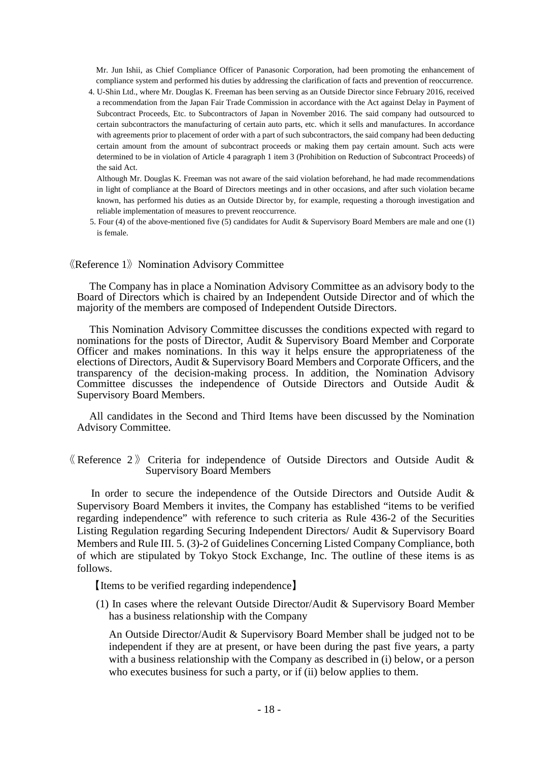Mr. Jun Ishii, as Chief Compliance Officer of Panasonic Corporation, had been promoting the enhancement of compliance system and performed his duties by addressing the clarification of facts and prevention of reoccurrence.

4. U-Shin Ltd., where Mr. Douglas K. Freeman has been serving as an Outside Director since February 2016, received a recommendation from the Japan Fair Trade Commission in accordance with the Act against Delay in Payment of Subcontract Proceeds, Etc. to Subcontractors of Japan in November 2016. The said company had outsourced to certain subcontractors the manufacturing of certain auto parts, etc. which it sells and manufactures. In accordance with agreements prior to placement of order with a part of such subcontractors, the said company had been deducting certain amount from the amount of subcontract proceeds or making them pay certain amount. Such acts were determined to be in violation of Article 4 paragraph 1 item 3 (Prohibition on Reduction of Subcontract Proceeds) of the said Act.

   Although Mr. Douglas K. Freeman was not aware of the said violation beforehand, he had made recommendations in light of compliance at the Board of Directors meetings and in other occasions, and after such violation became known, has performed his duties as an Outside Director by, for example, requesting a thorough investigation and reliable implementation of measures to prevent reoccurrence.

5. Four (4) of the above-mentioned five (5) candidates for Audit & Supervisory Board Members are male and one (1) is female.

《Reference 1》 Nomination Advisory Committee

The Company has in place a Nomination Advisory Committee as an advisory body to the Board of Directors which is chaired by an Independent Outside Director and of which the majority of the members are composed of Independent Outside Directors.

This Nomination Advisory Committee discusses the conditions expected with regard to nominations for the posts of Director, Audit & Supervisory Board Member and Corporate Officer and makes nominations. In this way it helps ensure the appropriateness of the elections of Directors, Audit & Supervisory Board Members and Corporate Officers, and the transparency of the decision-making process. In addition, the Nomination Advisory Committee discusses the independence of Outside Directors and Outside Audit & Supervisory Board Members.

All candidates in the Second and Third Items have been discussed by the Nomination Advisory Committee.

《Reference 2》 Criteria for independence of Outside Directors and Outside Audit & Supervisory Board Members

In order to secure the independence of the Outside Directors and Outside Audit & Supervisory Board Members it invites, the Company has established "items to be verified regarding independence" with reference to such criteria as Rule 436-2 of the Securities Listing Regulation regarding Securing Independent Directors/ Audit & Supervisory Board Members and Rule III. 5. (3)-2 of Guidelines Concerning Listed Company Compliance, both of which are stipulated by Tokyo Stock Exchange, Inc. The outline of these items is as follows.

【Items to be verified regarding independence】

(1) In cases where the relevant Outside Director/Audit & Supervisory Board Member has a business relationship with the Company

An Outside Director/Audit & Supervisory Board Member shall be judged not to be independent if they are at present, or have been during the past five years, a party with a business relationship with the Company as described in (i) below, or a person who executes business for such a party, or if (ii) below applies to them.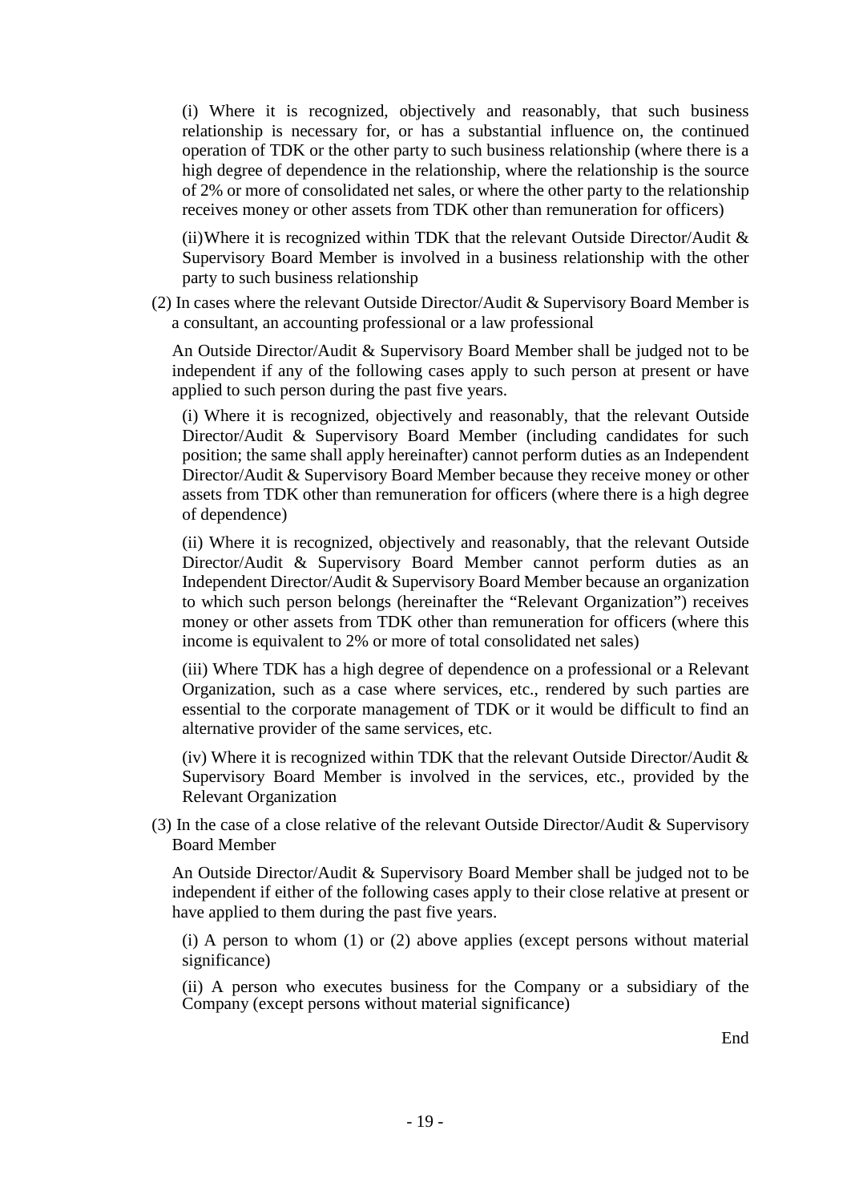(i) Where it is recognized, objectively and reasonably, that such business relationship is necessary for, or has a substantial influence on, the continued operation of TDK or the other party to such business relationship (where there is a high degree of dependence in the relationship, where the relationship is the source of 2% or more of consolidated net sales, or where the other party to the relationship receives money or other assets from TDK other than remuneration for officers)

(ii)Where it is recognized within TDK that the relevant Outside Director/Audit & Supervisory Board Member is involved in a business relationship with the other party to such business relationship

(2) In cases where the relevant Outside Director/Audit & Supervisory Board Member is a consultant, an accounting professional or a law professional

An Outside Director/Audit & Supervisory Board Member shall be judged not to be independent if any of the following cases apply to such person at present or have applied to such person during the past five years.

(i) Where it is recognized, objectively and reasonably, that the relevant Outside Director/Audit & Supervisory Board Member (including candidates for such position; the same shall apply hereinafter) cannot perform duties as an Independent Director/Audit & Supervisory Board Member because they receive money or other assets from TDK other than remuneration for officers (where there is a high degree of dependence)

(ii) Where it is recognized, objectively and reasonably, that the relevant Outside Director/Audit & Supervisory Board Member cannot perform duties as an Independent Director/Audit & Supervisory Board Member because an organization to which such person belongs (hereinafter the "Relevant Organization") receives money or other assets from TDK other than remuneration for officers (where this income is equivalent to 2% or more of total consolidated net sales)

(iii) Where TDK has a high degree of dependence on a professional or a Relevant Organization, such as a case where services, etc., rendered by such parties are essential to the corporate management of TDK or it would be difficult to find an alternative provider of the same services, etc.

(iv) Where it is recognized within TDK that the relevant Outside Director/Audit & Supervisory Board Member is involved in the services, etc., provided by the Relevant Organization

(3) In the case of a close relative of the relevant Outside Director/Audit & Supervisory Board Member

An Outside Director/Audit & Supervisory Board Member shall be judged not to be independent if either of the following cases apply to their close relative at present or have applied to them during the past five years.

(i) A person to whom (1) or (2) above applies (except persons without material significance)

(ii) A person who executes business for the Company or a subsidiary of the Company (except persons without material significance)

End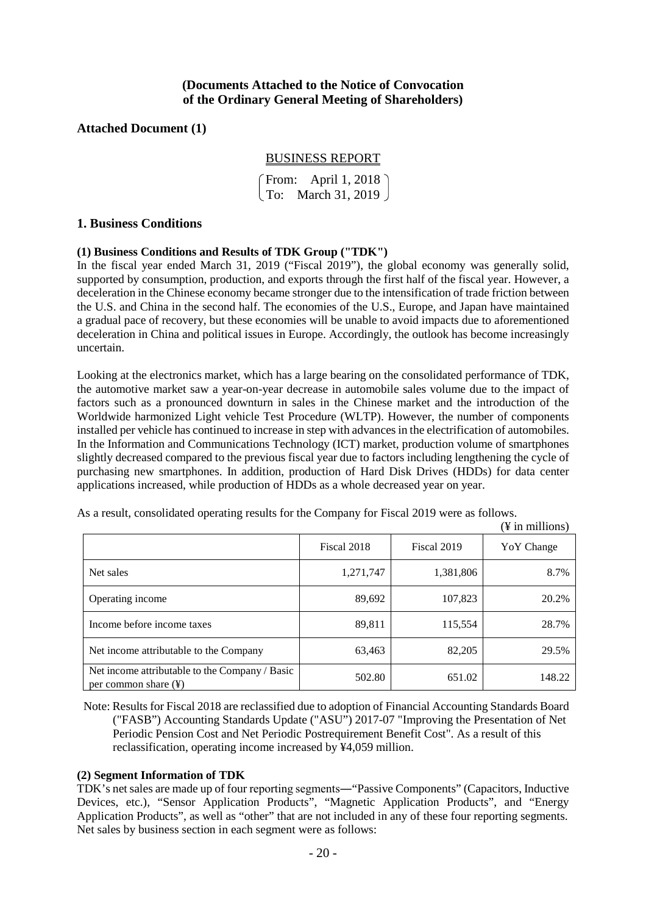**(Documents Attached to the Notice of Convocation of the Ordinary General Meeting of Shareholders)**

## Attached Document (1)

### BUSINESS REPORT

From: April 1, 2018
To: March 31, 2019

## 1. Business Conditions

#### (1) Business Conditions and Results of TDK Group ("TDK")

In the fiscal year ended March 31, 2019 ("Fiscal 2019"), the global economy was generally solid, supported by consumption, production, and exports through the first half of the fiscal year. However, a deceleration in the Chinese economy became stronger due to the intensification of trade friction between the U.S. and China in the second half. The economies of the U.S., Europe, and Japan have maintained a gradual pace of recovery, but these economies will be unable to avoid impacts due to aforementioned deceleration in China and political issues in Europe. Accordingly, the outlook has become increasingly uncertain.

Looking at the electronics market, which has a large bearing on the consolidated performance of TDK, the automotive market saw a year-on-year decrease in automobile sales volume due to the impact of factors such as a pronounced downturn in sales in the Chinese market and the introduction of the Worldwide harmonized Light vehicle Test Procedure (WLTP). However, the number of components installed per vehicle has continued to increase in step with advances in the electrification of automobiles. In the Information and Communications Technology (ICT) market, production volume of smartphones slightly decreased compared to the previous fiscal year due to factors including lengthening the cycle of purchasing new smartphones. In addition, production of Hard Disk Drives (HDDs) for data center applications increased, while production of HDDs as a whole decreased year on year.

As a result, consolidated operating results for the Company for Fiscal 2019 were as follows.

(¥ in millions)

| | Fiscal 2018 | Fiscal 2019 | YoY Change |
|---|---|---|---|
| Net sales | 1,271,747 | 1,381,806 | 8.7% |
| Operating income | 89,692 | 107,823 | 20.2% |
| Income before income taxes | 89,811 | 115,554 | 28.7% |
| Net income attributable to the Company | 63,463 | 82,205 | 29.5% |
| Net income attributable to the Company / Basic per common share (¥) | 502.80 | 651.02 | 148.22 |

Note: Results for Fiscal 2018 are reclassified due to adoption of Financial Accounting Standards Board ("FASB") Accounting Standards Update ("ASU") 2017-07 "Improving the Presentation of Net Periodic Pension Cost and Net Periodic Postrequirement Benefit Cost". As a result of this reclassification, operating income increased by ¥4,059 million.

#### (2) Segment Information of TDK

TDK's net sales are made up of four reporting segments—"Passive Components" (Capacitors, Inductive Devices, etc.), "Sensor Application Products", "Magnetic Application Products", and "Energy Application Products", as well as "other" that are not included in any of these four reporting segments. Net sales by business section in each segment were as follows: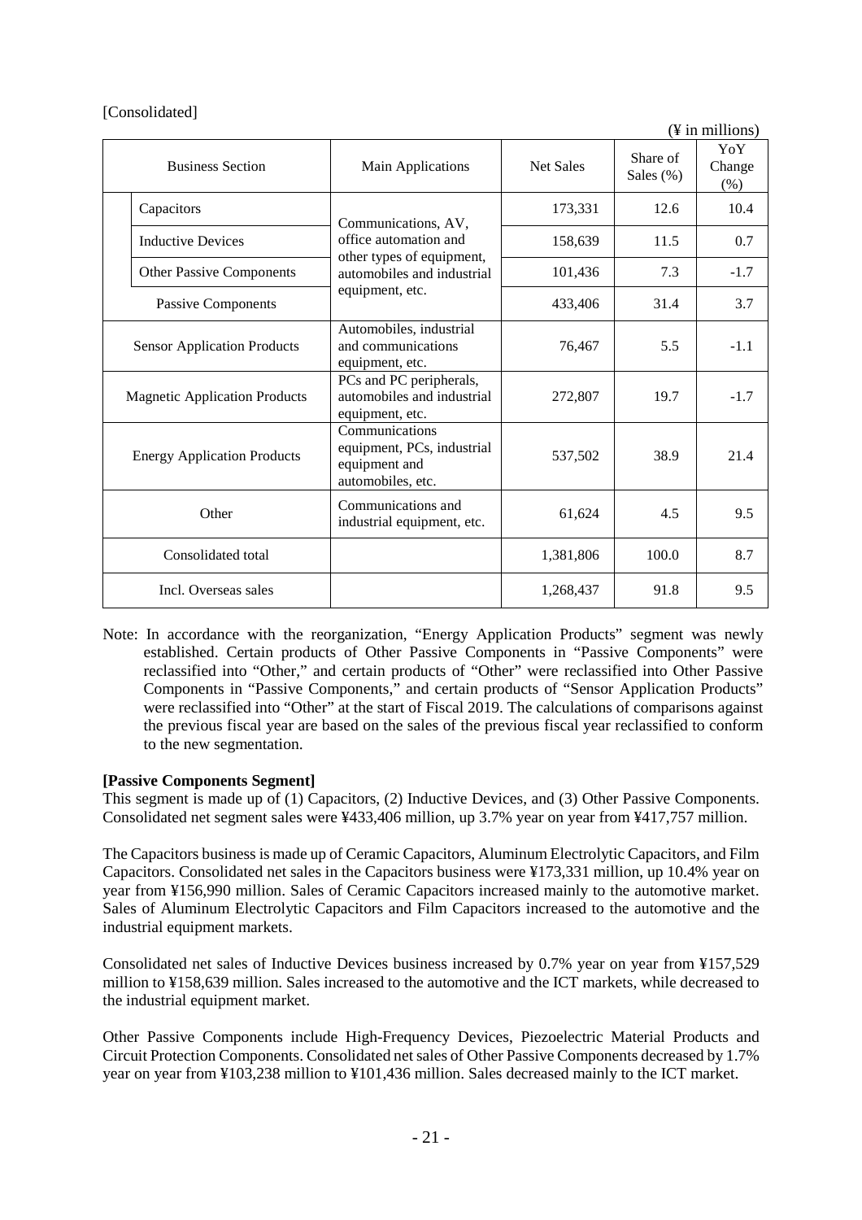[Consolidated]

(¥ in millions)

| Business Section | | Main Applications | Net Sales | Share of Sales (%) | YoY Change (%) |
|---|---|---|---|---|---|
| | Capacitors | Communications, AV, office automation and other types of equipment, automobiles and industrial equipment, etc. | 173,331 | 12.6 | 10.4 |
| | Inductive Devices | | 158,639 | 11.5 | 0.7 |
| | Other Passive Components | | 101,436 | 7.3 | -1.7 |
| Passive Components | | | 433,406 | 31.4 | 3.7 |
| Sensor Application Products | | Automobiles, industrial and communications equipment, etc. | 76,467 | 5.5 | -1.1 |
| Magnetic Application Products | | PCs and PC peripherals, automobiles and industrial equipment, etc. | 272,807 | 19.7 | -1.7 |
| Energy Application Products | | Communications equipment, PCs, industrial equipment and automobiles, etc. | 537,502 | 38.9 | 21.4 |
| Other | | Communications and industrial equipment, etc. | 61,624 | 4.5 | 9.5 |
| Consolidated total | | | 1,381,806 | 100.0 | 8.7 |
| Incl. Overseas sales | | | 1,268,437 | 91.8 | 9.5 |

Note: In accordance with the reorganization, "Energy Application Products" segment was newly established. Certain products of Other Passive Components in "Passive Components" were reclassified into "Other," and certain products of "Other" were reclassified into Other Passive Components in "Passive Components," and certain products of "Sensor Application Products" were reclassified into "Other" at the start of Fiscal 2019. The calculations of comparisons against the previous fiscal year are based on the sales of the previous fiscal year reclassified to conform to the new segmentation.

**[Passive Components Segment]**

This segment is made up of (1) Capacitors, (2) Inductive Devices, and (3) Other Passive Components. Consolidated net segment sales were ¥433,406 million, up 3.7% year on year from ¥417,757 million.

The Capacitors business is made up of Ceramic Capacitors, Aluminum Electrolytic Capacitors, and Film Capacitors. Consolidated net sales in the Capacitors business were ¥173,331 million, up 10.4% year on year from ¥156,990 million. Sales of Ceramic Capacitors increased mainly to the automotive market. Sales of Aluminum Electrolytic Capacitors and Film Capacitors increased to the automotive and the industrial equipment markets.

Consolidated net sales of Inductive Devices business increased by 0.7% year on year from ¥157,529 million to ¥158,639 million. Sales increased to the automotive and the ICT markets, while decreased to the industrial equipment market.

Other Passive Components include High-Frequency Devices, Piezoelectric Material Products and Circuit Protection Components. Consolidated net sales of Other Passive Components decreased by 1.7% year on year from ¥103,238 million to ¥101,436 million. Sales decreased mainly to the ICT market.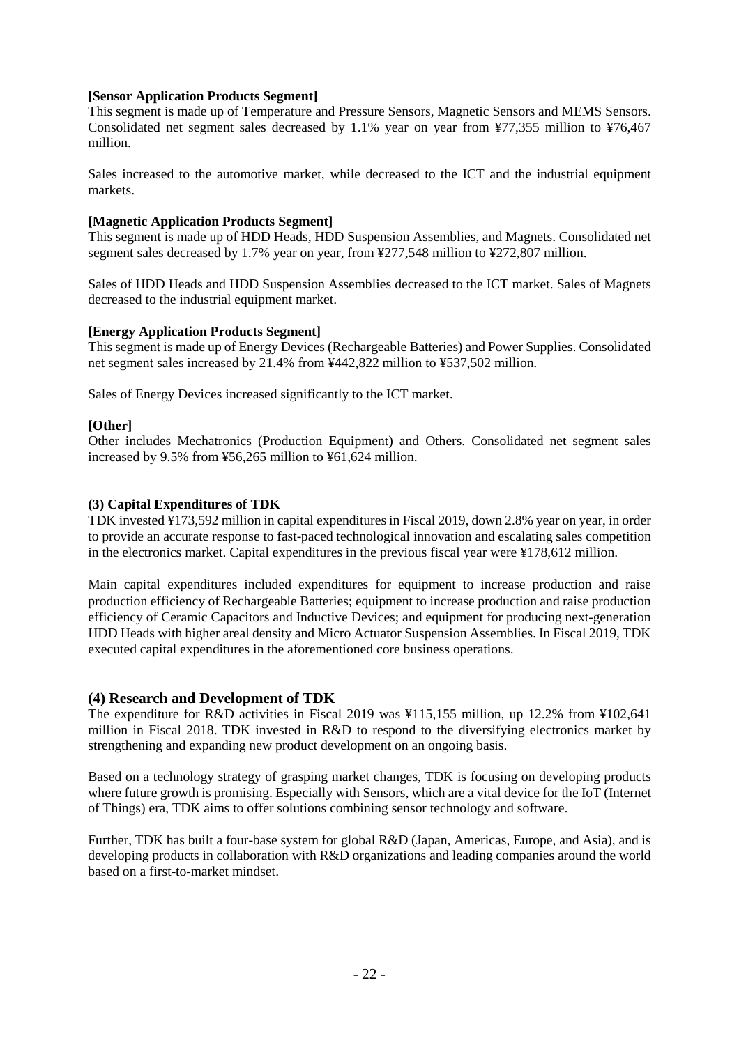**[Sensor Application Products Segment]**
This segment is made up of Temperature and Pressure Sensors, Magnetic Sensors and MEMS Sensors. Consolidated net segment sales decreased by 1.1% year on year from ¥77,355 million to ¥76,467 million.

Sales increased to the automotive market, while decreased to the ICT and the industrial equipment markets.

**[Magnetic Application Products Segment]**
This segment is made up of HDD Heads, HDD Suspension Assemblies, and Magnets. Consolidated net segment sales decreased by 1.7% year on year, from ¥277,548 million to ¥272,807 million.

Sales of HDD Heads and HDD Suspension Assemblies decreased to the ICT market. Sales of Magnets decreased to the industrial equipment market.

**[Energy Application Products Segment]**
This segment is made up of Energy Devices (Rechargeable Batteries) and Power Supplies. Consolidated net segment sales increased by 21.4% from ¥442,822 million to ¥537,502 million.

Sales of Energy Devices increased significantly to the ICT market.

**[Other]**
Other includes Mechatronics (Production Equipment) and Others. Consolidated net segment sales increased by 9.5% from ¥56,265 million to ¥61,624 million.

### (3) Capital Expenditures of TDK

TDK invested ¥173,592 million in capital expenditures in Fiscal 2019, down 2.8% year on year, in order to provide an accurate response to fast-paced technological innovation and escalating sales competition in the electronics market. Capital expenditures in the previous fiscal year were ¥178,612 million.

Main capital expenditures included expenditures for equipment to increase production and raise production efficiency of Rechargeable Batteries; equipment to increase production and raise production efficiency of Ceramic Capacitors and Inductive Devices; and equipment for producing next-generation HDD Heads with higher areal density and Micro Actuator Suspension Assemblies. In Fiscal 2019, TDK executed capital expenditures in the aforementioned core business operations.

## (4) Research and Development of TDK

The expenditure for R&D activities in Fiscal 2019 was ¥115,155 million, up 12.2% from ¥102,641 million in Fiscal 2018. TDK invested in R&D to respond to the diversifying electronics market by strengthening and expanding new product development on an ongoing basis.

Based on a technology strategy of grasping market changes, TDK is focusing on developing products where future growth is promising. Especially with Sensors, which are a vital device for the IoT (Internet of Things) era, TDK aims to offer solutions combining sensor technology and software.

Further, TDK has built a four-base system for global R&D (Japan, Americas, Europe, and Asia), and is developing products in collaboration with R&D organizations and leading companies around the world based on a first-to-market mindset.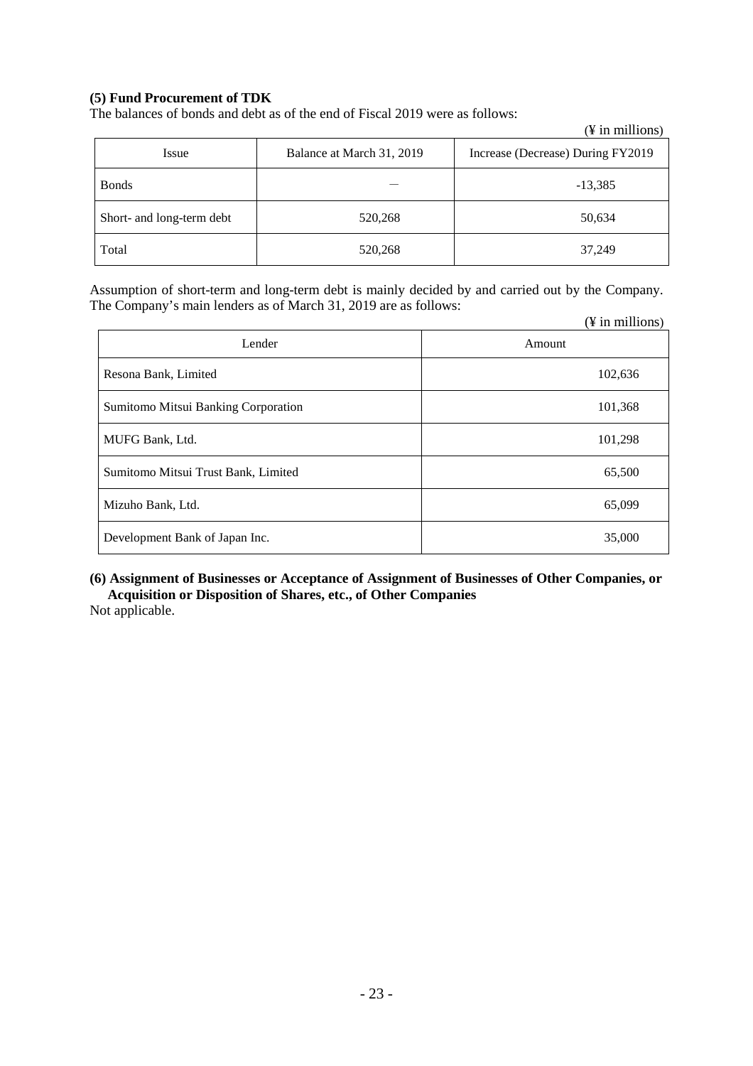### (5) Fund Procurement of TDK

The balances of bonds and debt as of the end of Fiscal 2019 were as follows:

(¥ in millions)

| Issue | Balance at March 31, 2019 | Increase (Decrease) During FY2019 |
|---|---|---|
| Bonds | — | -13,385 |
| Short- and long-term debt | 520,268 | 50,634 |
| Total | 520,268 | 37,249 |

Assumption of short-term and long-term debt is mainly decided by and carried out by the Company. The Company's main lenders as of March 31, 2019 are as follows:

(¥ in millions)

| Lender | Amount |
|---|---|
| Resona Bank, Limited | 102,636 |
| Sumitomo Mitsui Banking Corporation | 101,368 |
| MUFG Bank, Ltd. | 101,298 |
| Sumitomo Mitsui Trust Bank, Limited | 65,500 |
| Mizuho Bank, Ltd. | 65,099 |
| Development Bank of Japan Inc. | 35,000 |

### (6) Assignment of Businesses or Acceptance of Assignment of Businesses of Other Companies, or Acquisition or Disposition of Shares, etc., of Other Companies

Not applicable.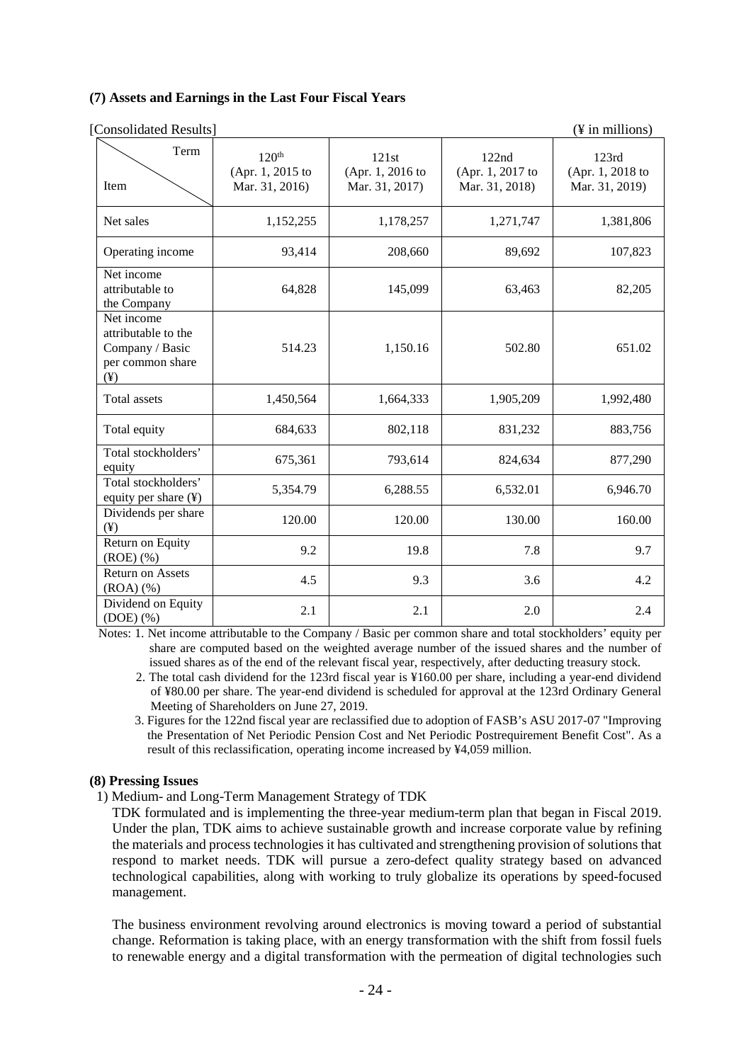### (7) Assets and Earnings in the Last Four Fiscal Years

[Consolidated Results] (¥ in millions)

| Term / Item | 120th (Apr. 1, 2015 to Mar. 31, 2016) | 121st (Apr. 1, 2016 to Mar. 31, 2017) | 122nd (Apr. 1, 2017 to Mar. 31, 2018) | 123rd (Apr. 1, 2018 to Mar. 31, 2019) |
|---|---|---|---|---|
| Net sales | 1,152,255 | 1,178,257 | 1,271,747 | 1,381,806 |
| Operating income | 93,414 | 208,660 | 89,692 | 107,823 |
| Net income attributable to the Company | 64,828 | 145,099 | 63,463 | 82,205 |
| Net income attributable to the Company / Basic per common share (¥) | 514.23 | 1,150.16 | 502.80 | 651.02 |
| Total assets | 1,450,564 | 1,664,333 | 1,905,209 | 1,992,480 |
| Total equity | 684,633 | 802,118 | 831,232 | 883,756 |
| Total stockholders' equity | 675,361 | 793,614 | 824,634 | 877,290 |
| Total stockholders' equity per share (¥) | 5,354.79 | 6,288.55 | 6,532.01 | 6,946.70 |
| Dividends per share (¥) | 120.00 | 120.00 | 130.00 | 160.00 |
| Return on Equity (ROE) (%) | 9.2 | 19.8 | 7.8 | 9.7 |
| Return on Assets (ROA) (%) | 4.5 | 9.3 | 3.6 | 4.2 |
| Dividend on Equity (DOE) (%) | 2.1 | 2.1 | 2.0 | 2.4 |

Notes: 1. Net income attributable to the Company / Basic per common share and total stockholders' equity per share are computed based on the weighted average number of the issued shares and the number of issued shares as of the end of the relevant fiscal year, respectively, after deducting treasury stock.

2. The total cash dividend for the 123rd fiscal year is ¥160.00 per share, including a year-end dividend of ¥80.00 per share. The year-end dividend is scheduled for approval at the 123rd Ordinary General Meeting of Shareholders on June 27, 2019.

3. Figures for the 122nd fiscal year are reclassified due to adoption of FASB's ASU 2017-07 "Improving the Presentation of Net Periodic Pension Cost and Net Periodic Postrequirement Benefit Cost". As a result of this reclassification, operating income increased by ¥4,059 million.

### (8) Pressing Issues

1) Medium- and Long-Term Management Strategy of TDK

TDK formulated and is implementing the three-year medium-term plan that began in Fiscal 2019. Under the plan, TDK aims to achieve sustainable growth and increase corporate value by refining the materials and process technologies it has cultivated and strengthening provision of solutions that respond to market needs. TDK will pursue a zero-defect quality strategy based on advanced technological capabilities, along with working to truly globalize its operations by speed-focused management.

The business environment revolving around electronics is moving toward a period of substantial change. Reformation is taking place, with an energy transformation with the shift from fossil fuels to renewable energy and a digital transformation with the permeation of digital technologies such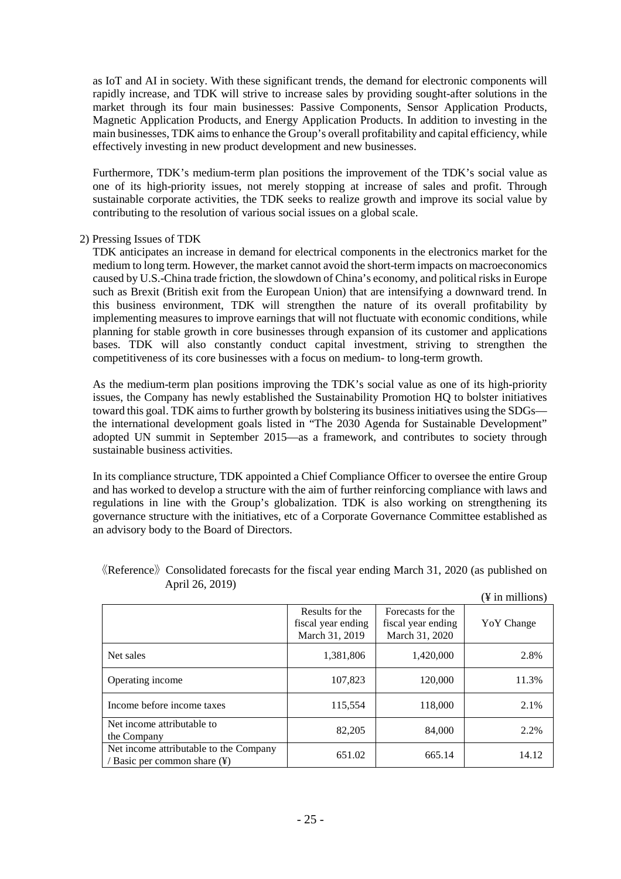as IoT and AI in society. With these significant trends, the demand for electronic components will rapidly increase, and TDK will strive to increase sales by providing sought-after solutions in the market through its four main businesses: Passive Components, Sensor Application Products, Magnetic Application Products, and Energy Application Products. In addition to investing in the main businesses, TDK aims to enhance the Group's overall profitability and capital efficiency, while effectively investing in new product development and new businesses.

Furthermore, TDK's medium-term plan positions the improvement of the TDK's social value as one of its high-priority issues, not merely stopping at increase of sales and profit. Through sustainable corporate activities, the TDK seeks to realize growth and improve its social value by contributing to the resolution of various social issues on a global scale.

2) Pressing Issues of TDK

TDK anticipates an increase in demand for electrical components in the electronics market for the medium to long term. However, the market cannot avoid the short-term impacts on macroeconomics caused by U.S.-China trade friction, the slowdown of China's economy, and political risks in Europe such as Brexit (British exit from the European Union) that are intensifying a downward trend. In this business environment, TDK will strengthen the nature of its overall profitability by implementing measures to improve earnings that will not fluctuate with economic conditions, while planning for stable growth in core businesses through expansion of its customer and applications bases. TDK will also constantly conduct capital investment, striving to strengthen the competitiveness of its core businesses with a focus on medium- to long-term growth.

As the medium-term plan positions improving the TDK's social value as one of its high-priority issues, the Company has newly established the Sustainability Promotion HQ to bolster initiatives toward this goal. TDK aims to further growth by bolstering its business initiatives using the SDGs—the international development goals listed in "The 2030 Agenda for Sustainable Development" adopted UN summit in September 2015—as a framework, and contributes to society through sustainable business activities.

In its compliance structure, TDK appointed a Chief Compliance Officer to oversee the entire Group and has worked to develop a structure with the aim of further reinforcing compliance with laws and regulations in line with the Group's globalization. TDK is also working on strengthening its governance structure with the initiatives, etc of a Corporate Governance Committee established as an advisory body to the Board of Directors.

《Reference》 Consolidated forecasts for the fiscal year ending March 31, 2020 (as published on April 26, 2019)

(¥ in millions)

| | Results for the fiscal year ending March 31, 2019 | Forecasts for the fiscal year ending March 31, 2020 | YoY Change |
|---|---|---|---|
| Net sales | 1,381,806 | 1,420,000 | 2.8% |
| Operating income | 107,823 | 120,000 | 11.3% |
| Income before income taxes | 115,554 | 118,000 | 2.1% |
| Net income attributable to the Company | 82,205 | 84,000 | 2.2% |
| Net income attributable to the Company / Basic per common share (¥) | 651.02 | 665.14 | 14.12 |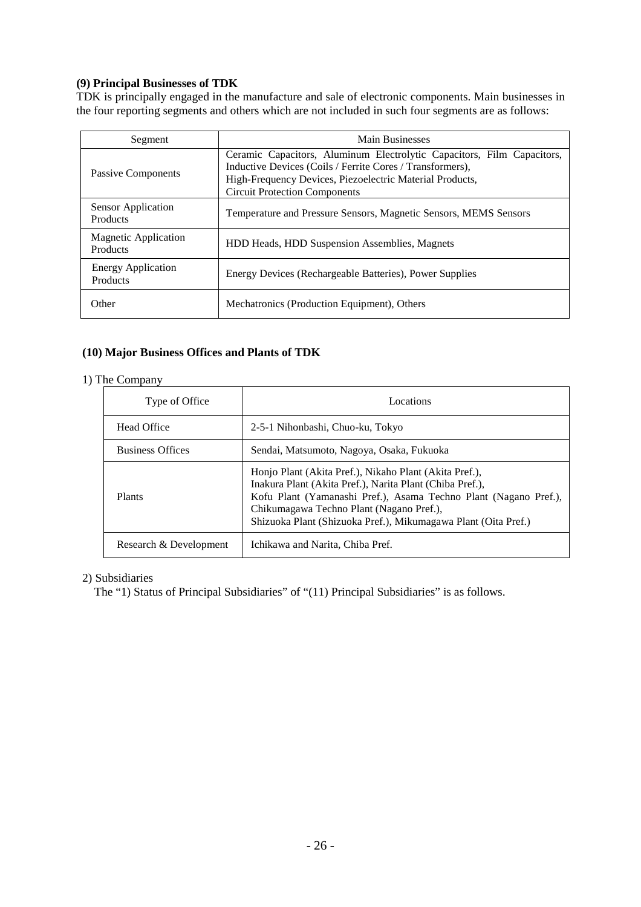### (9) Principal Businesses of TDK

TDK is principally engaged in the manufacture and sale of electronic components. Main businesses in the four reporting segments and others which are not included in such four segments are as follows:

| Segment | Main Businesses |
|---|---|
| Passive Components | Ceramic Capacitors, Aluminum Electrolytic Capacitors, Film Capacitors, Inductive Devices (Coils / Ferrite Cores / Transformers), High-Frequency Devices, Piezoelectric Material Products, Circuit Protection Components |
| Sensor Application Products | Temperature and Pressure Sensors, Magnetic Sensors, MEMS Sensors |
| Magnetic Application Products | HDD Heads, HDD Suspension Assemblies, Magnets |
| Energy Application Products | Energy Devices (Rechargeable Batteries), Power Supplies |
| Other | Mechatronics (Production Equipment), Others |

### (10) Major Business Offices and Plants of TDK

1) The Company

| Type of Office | Locations |
|---|---|
| Head Office | 2-5-1 Nihonbashi, Chuo-ku, Tokyo |
| Business Offices | Sendai, Matsumoto, Nagoya, Osaka, Fukuoka |
| Plants | Honjo Plant (Akita Pref.), Nikaho Plant (Akita Pref.), Inakura Plant (Akita Pref.), Narita Plant (Chiba Pref.), Kofu Plant (Yamanashi Pref.), Asama Techno Plant (Nagano Pref.), Chikumagawa Techno Plant (Nagano Pref.), Shizuoka Plant (Shizuoka Pref.), Mikumagawa Plant (Oita Pref.) |
| Research & Development | Ichikawa and Narita, Chiba Pref. |

2) Subsidiaries

The "1) Status of Principal Subsidiaries" of "(11) Principal Subsidiaries" is as follows.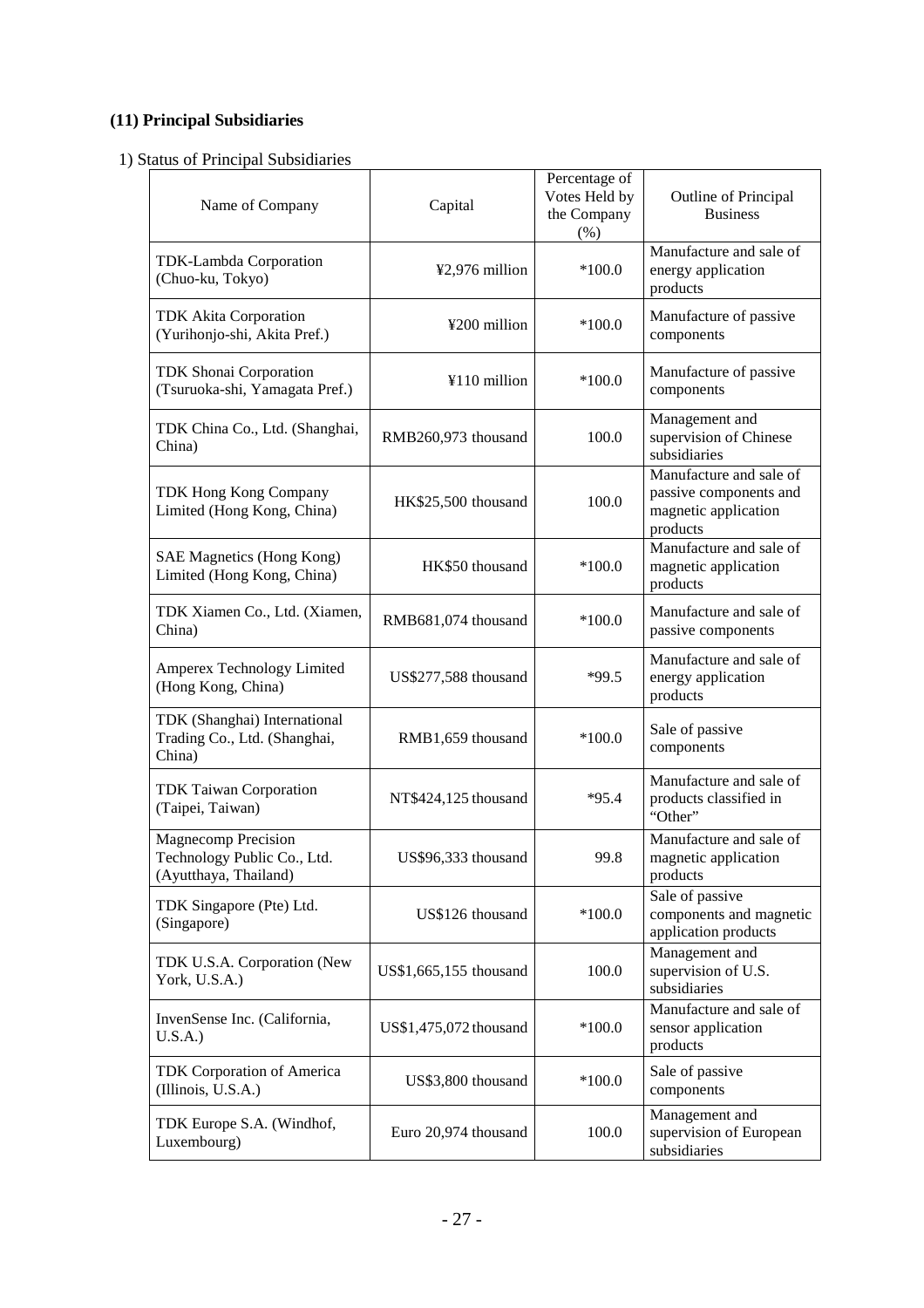## (11) Principal Subsidiaries

1) Status of Principal Subsidiaries

| Name of Company | Capital | Percentage of Votes Held by the Company (%) | Outline of Principal Business |
|---|---|---|---|
| TDK-Lambda Corporation (Chuo-ku, Tokyo) | ¥2,976 million | *100.0 | Manufacture and sale of energy application products |
| TDK Akita Corporation (Yurihonjo-shi, Akita Pref.) | ¥200 million | *100.0 | Manufacture of passive components |
| TDK Shonai Corporation (Tsuruoka-shi, Yamagata Pref.) | ¥110 million | *100.0 | Manufacture of passive components |
| TDK China Co., Ltd. (Shanghai, China) | RMB260,973 thousand | 100.0 | Management and supervision of Chinese subsidiaries |
| TDK Hong Kong Company Limited (Hong Kong, China) | HK$25,500 thousand | 100.0 | Manufacture and sale of passive components and magnetic application products |
| SAE Magnetics (Hong Kong) Limited (Hong Kong, China) | HK$50 thousand | *100.0 | Manufacture and sale of magnetic application products |
| TDK Xiamen Co., Ltd. (Xiamen, China) | RMB681,074 thousand | *100.0 | Manufacture and sale of passive components |
| Amperex Technology Limited (Hong Kong, China) | US$277,588 thousand | *99.5 | Manufacture and sale of energy application products |
| TDK (Shanghai) International Trading Co., Ltd. (Shanghai, China) | RMB1,659 thousand | *100.0 | Sale of passive components |
| TDK Taiwan Corporation (Taipei, Taiwan) | NT$424,125 thousand | *95.4 | Manufacture and sale of products classified in “Other” |
| Magnecomp Precision Technology Public Co., Ltd. (Ayutthaya, Thailand) | US$96,333 thousand | 99.8 | Manufacture and sale of magnetic application products |
| TDK Singapore (Pte) Ltd. (Singapore) | US$126 thousand | *100.0 | Sale of passive components and magnetic application products |
| TDK U.S.A. Corporation (New York, U.S.A.) | US$1,665,155 thousand | 100.0 | Management and supervision of U.S. subsidiaries |
| InvenSense Inc. (California, U.S.A.) | US$1,475,072 thousand | *100.0 | Manufacture and sale of sensor application products |
| TDK Corporation of America (Illinois, U.S.A.) | US$3,800 thousand | *100.0 | Sale of passive components |
| TDK Europe S.A. (Windhof, Luxembourg) | Euro 20,974 thousand | 100.0 | Management and supervision of European subsidiaries |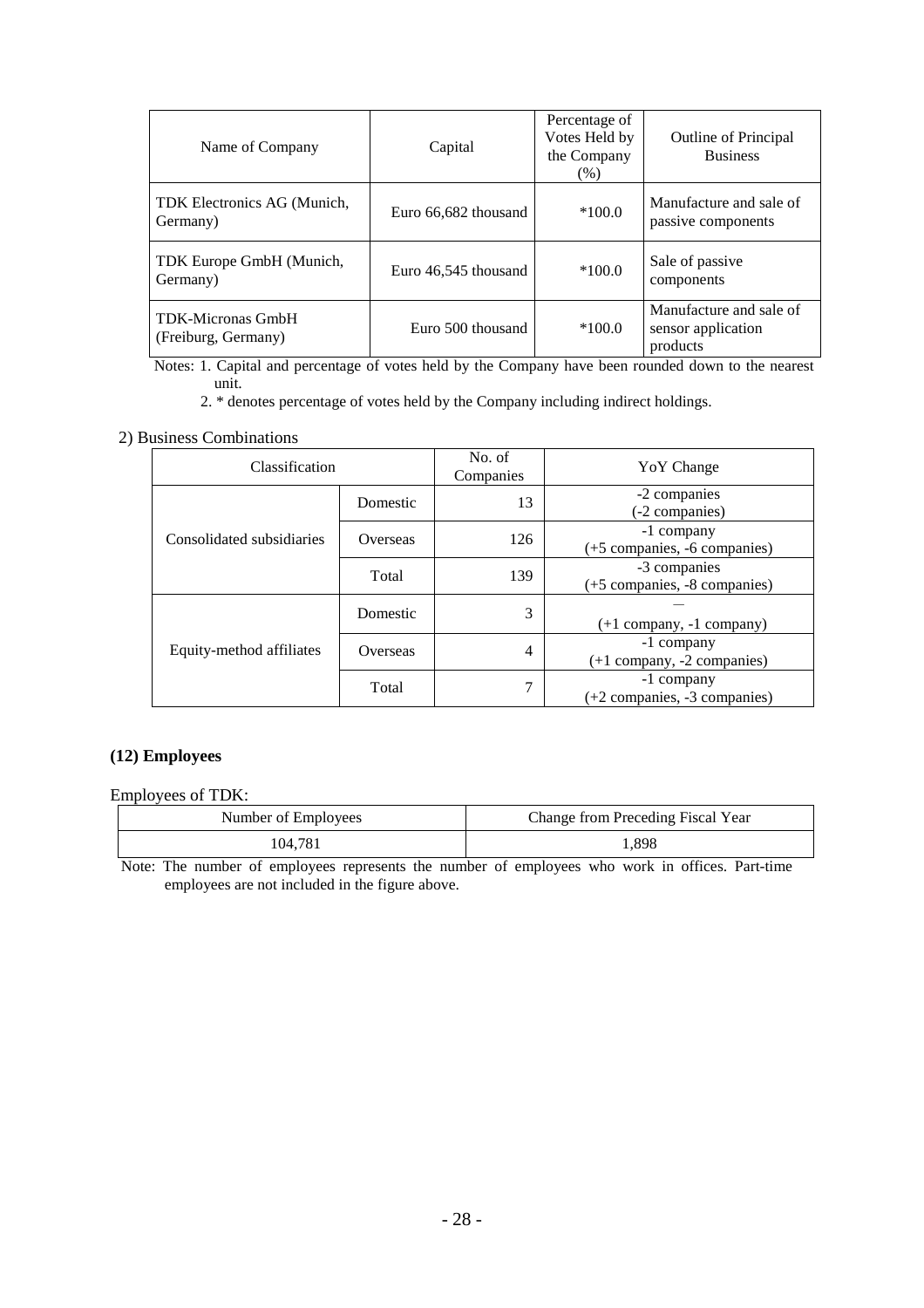| Name of Company | Capital | Percentage of Votes Held by the Company (%) | Outline of Principal Business |
|---|---|---|---|
| TDK Electronics AG (Munich, Germany) | Euro 66,682 thousand | *100.0 | Manufacture and sale of passive components |
| TDK Europe GmbH (Munich, Germany) | Euro 46,545 thousand | *100.0 | Sale of passive components |
| TDK-Micronas GmbH (Freiburg, Germany) | Euro 500 thousand | *100.0 | Manufacture and sale of sensor application products |

Notes: 1. Capital and percentage of votes held by the Company have been rounded down to the nearest unit.

2. * denotes percentage of votes held by the Company including indirect holdings.

2) Business Combinations

| Classification | | No. of Companies | YoY Change |
|---|---|---|---|
| Consolidated subsidiaries | Domestic | 13 | -2 companies (-2 companies) |
| | Overseas | 126 | -1 company (+5 companies, -6 companies) |
| | Total | 139 | -3 companies (+5 companies, -8 companies) |
| Equity-method affiliates | Domestic | 3 | — (+1 company, -1 company) |
| | Overseas | 4 | -1 company (+1 company, -2 companies) |
| | Total | 7 | -1 company (+2 companies, -3 companies) |

## (12) Employees

Employees of TDK:

| Number of Employees | Change from Preceding Fiscal Year |
|---|---|
| 104,781 | 1,898 |

Note: The number of employees represents the number of employees who work in offices. Part-time employees are not included in the figure above.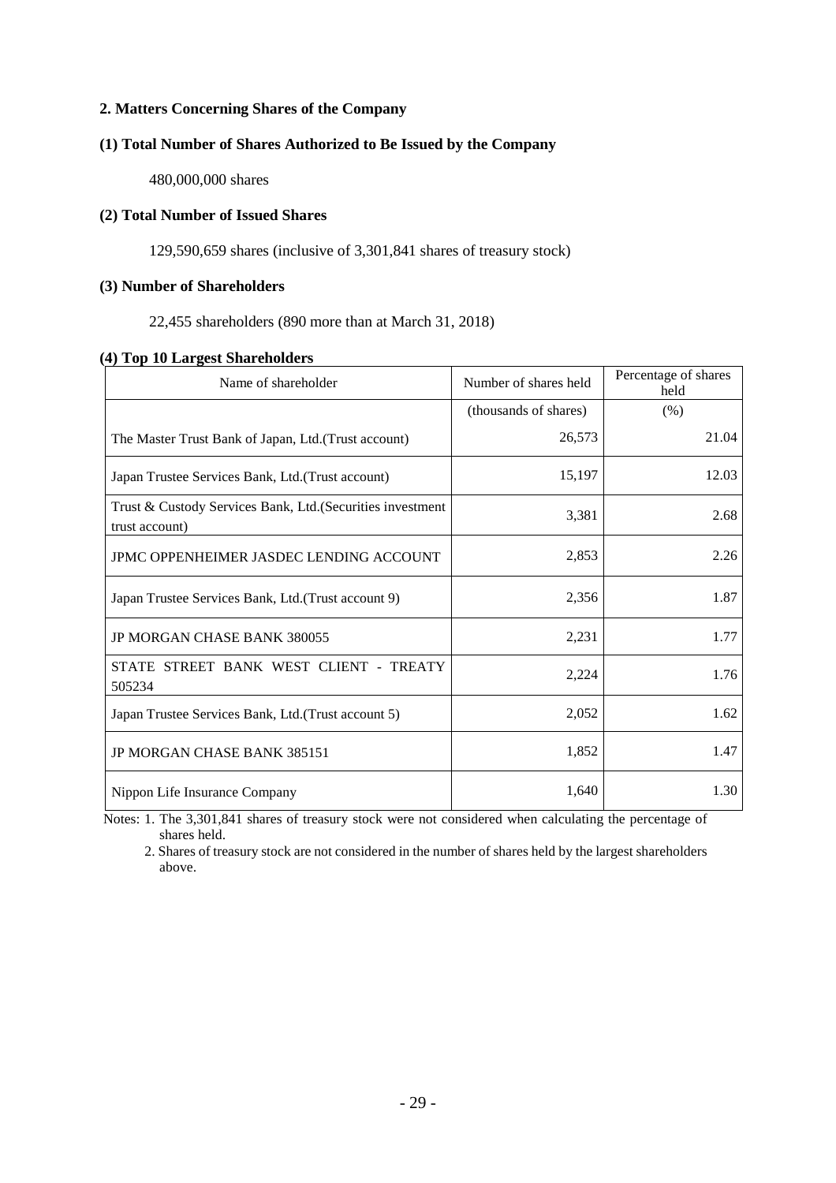## 2. Matters Concerning Shares of the Company

### (1) Total Number of Shares Authorized to Be Issued by the Company

480,000,000 shares

### (2) Total Number of Issued Shares

129,590,659 shares (inclusive of 3,301,841 shares of treasury stock)

### (3) Number of Shareholders

22,455 shareholders (890 more than at March 31, 2018)

### (4) Top 10 Largest Shareholders

| Name of shareholder | Number of shares held | Percentage of shares held |
|---|---|---|
| | (thousands of shares) | (%) |
| The Master Trust Bank of Japan, Ltd.(Trust account) | 26,573 | 21.04 |
| Japan Trustee Services Bank, Ltd.(Trust account) | 15,197 | 12.03 |
| Trust & Custody Services Bank, Ltd.(Securities investment trust account) | 3,381 | 2.68 |
| JPMC OPPENHEIMER JASDEC LENDING ACCOUNT | 2,853 | 2.26 |
| Japan Trustee Services Bank, Ltd.(Trust account 9) | 2,356 | 1.87 |
| JP MORGAN CHASE BANK 380055 | 2,231 | 1.77 |
| STATE STREET BANK WEST CLIENT - TREATY 505234 | 2,224 | 1.76 |
| Japan Trustee Services Bank, Ltd.(Trust account 5) | 2,052 | 1.62 |
| JP MORGAN CHASE BANK 385151 | 1,852 | 1.47 |
| Nippon Life Insurance Company | 1,640 | 1.30 |

Notes: 1. The 3,301,841 shares of treasury stock were not considered when calculating the percentage of shares held.

2. Shares of treasury stock are not considered in the number of shares held by the largest shareholders above.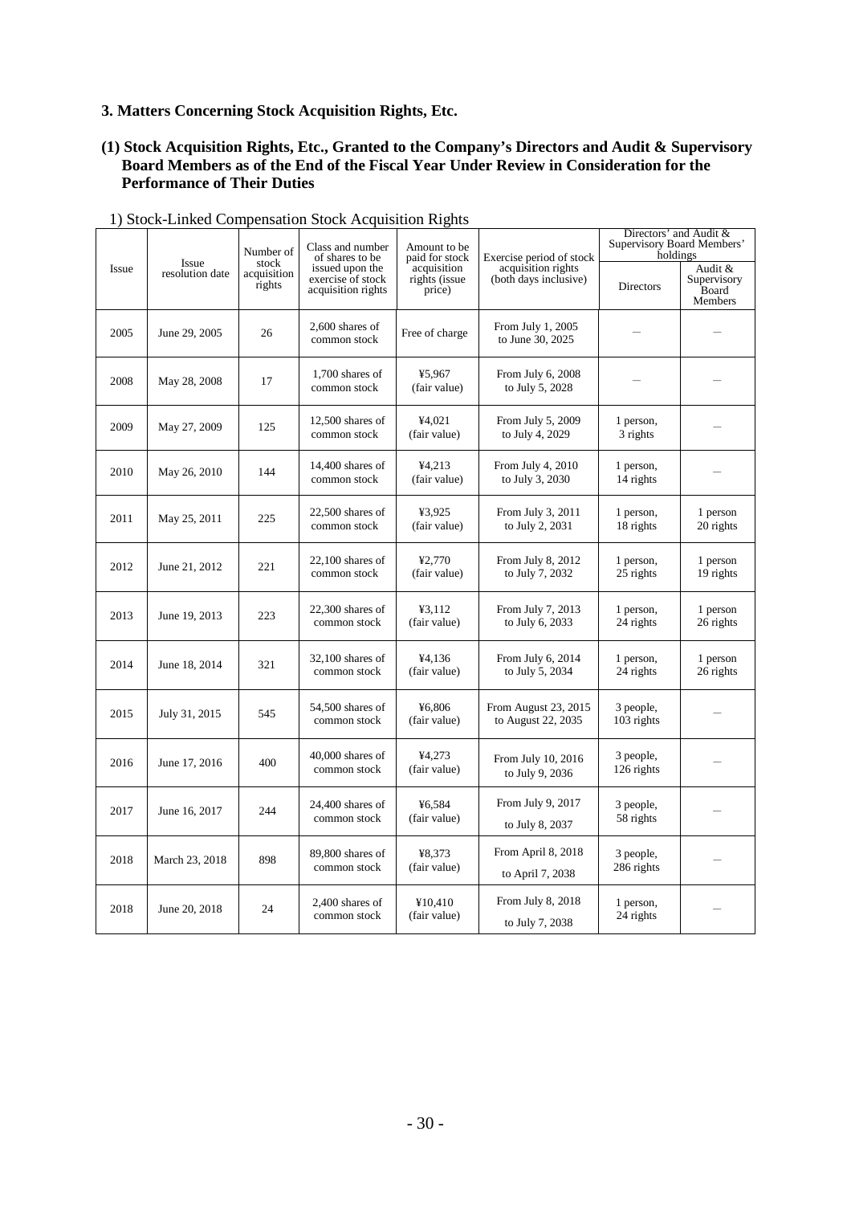## 3. Matters Concerning Stock Acquisition Rights, Etc.

### (1) Stock Acquisition Rights, Etc., Granted to the Company's Directors and Audit & Supervisory Board Members as of the End of the Fiscal Year Under Review in Consideration for the Performance of Their Duties

1) Stock-Linked Compensation Stock Acquisition Rights

| Issue | Issue resolution date | Number of stock acquisition rights | Class and number of shares to be issued upon the exercise of stock acquisition rights | Amount to be paid for stock acquisition rights (issue price) | Exercise period of stock acquisition rights (both days inclusive) | Directors' and Audit & Supervisory Board Members' holdings | |
|---|---|---|---|---|---|---|---|
| | | | | | | Directors | Audit & Supervisory Board Members |
| 2005 | June 29, 2005 | 26 | 2,600 shares of common stock | Free of charge | From July 1, 2005 to June 30, 2025 | — | — |
| 2008 | May 28, 2008 | 17 | 1,700 shares of common stock | ¥5,967 (fair value) | From July 6, 2008 to July 5, 2028 | — | — |
| 2009 | May 27, 2009 | 125 | 12,500 shares of common stock | ¥4,021 (fair value) | From July 5, 2009 to July 4, 2029 | 1 person, 3 rights | — |
| 2010 | May 26, 2010 | 144 | 14,400 shares of common stock | ¥4,213 (fair value) | From July 4, 2010 to July 3, 2030 | 1 person, 14 rights | — |
| 2011 | May 25, 2011 | 225 | 22,500 shares of common stock | ¥3,925 (fair value) | From July 3, 2011 to July 2, 2031 | 1 person, 18 rights | 1 person 20 rights |
| 2012 | June 21, 2012 | 221 | 22,100 shares of common stock | ¥2,770 (fair value) | From July 8, 2012 to July 7, 2032 | 1 person, 25 rights | 1 person 19 rights |
| 2013 | June 19, 2013 | 223 | 22,300 shares of common stock | ¥3,112 (fair value) | From July 7, 2013 to July 6, 2033 | 1 person, 24 rights | 1 person 26 rights |
| 2014 | June 18, 2014 | 321 | 32,100 shares of common stock | ¥4,136 (fair value) | From July 6, 2014 to July 5, 2034 | 1 person, 24 rights | 1 person 26 rights |
| 2015 | July 31, 2015 | 545 | 54,500 shares of common stock | ¥6,806 (fair value) | From August 23, 2015 to August 22, 2035 | 3 people, 103 rights | — |
| 2016 | June 17, 2016 | 400 | 40,000 shares of common stock | ¥4,273 (fair value) | From July 10, 2016 to July 9, 2036 | 3 people, 126 rights | — |
| 2017 | June 16, 2017 | 244 | 24,400 shares of common stock | ¥6,584 (fair value) | From July 9, 2017 to July 8, 2037 | 3 people, 58 rights | — |
| 2018 | March 23, 2018 | 898 | 89,800 shares of common stock | ¥8,373 (fair value) | From April 8, 2018 to April 7, 2038 | 3 people, 286 rights | — |
| 2018 | June 20, 2018 | 24 | 2,400 shares of common stock | ¥10,410 (fair value) | From July 8, 2018 to July 7, 2038 | 1 person, 24 rights | — |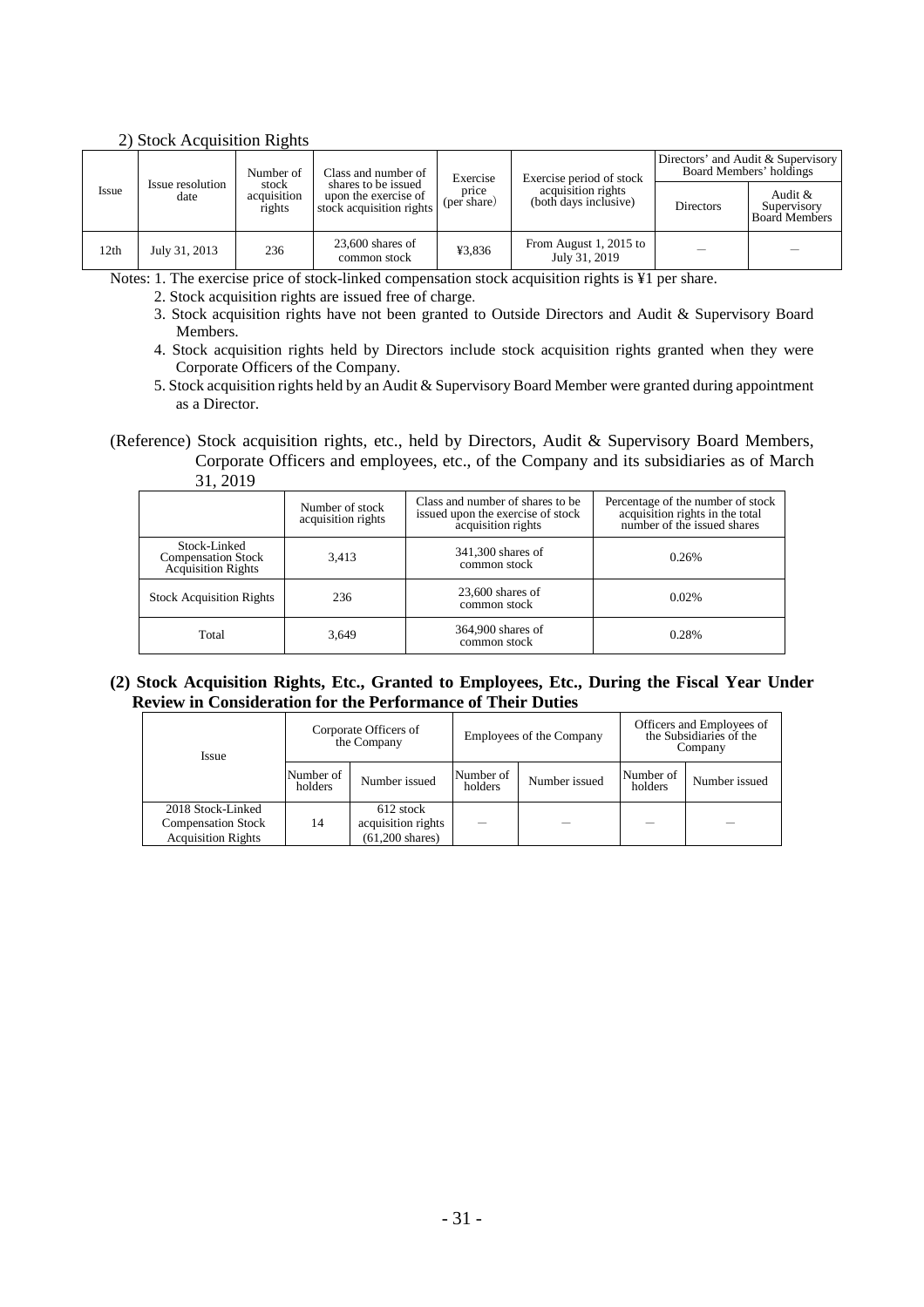2) Stock Acquisition Rights

| Issue | Issue resolution date | Number of stock acquisition rights | Class and number of shares to be issued upon the exercise of stock acquisition rights | Exercise price (per share) | Exercise period of stock acquisition rights (both days inclusive) | Directors' and Audit & Supervisory Board Members' holdings | |
|---|---|---|---|---|---|---|---|
| | | | | | | Directors | Audit & Supervisory Board Members |
| 12th | July 31, 2013 | 236 | 23,600 shares of common stock | ¥3,836 | From August 1, 2015 to July 31, 2019 | — | — |

Notes: 1. The exercise price of stock-linked compensation stock acquisition rights is ¥1 per share.
2. Stock acquisition rights are issued free of charge.
3. Stock acquisition rights have not been granted to Outside Directors and Audit & Supervisory Board Members.
4. Stock acquisition rights held by Directors include stock acquisition rights granted when they were Corporate Officers of the Company.
5. Stock acquisition rights held by an Audit & Supervisory Board Member were granted during appointment as a Director.

(Reference) Stock acquisition rights, etc., held by Directors, Audit & Supervisory Board Members, Corporate Officers and employees, etc., of the Company and its subsidiaries as of March 31, 2019

| | Number of stock acquisition rights | Class and number of shares to be issued upon the exercise of stock acquisition rights | Percentage of the number of stock acquisition rights in the total number of the issued shares |
|---|---|---|---|
| Stock-Linked Compensation Stock Acquisition Rights | 3,413 | 341,300 shares of common stock | 0.26% |
| Stock Acquisition Rights | 236 | 23,600 shares of common stock | 0.02% |
| Total | 3,649 | 364,900 shares of common stock | 0.28% |

**(2) Stock Acquisition Rights, Etc., Granted to Employees, Etc., During the Fiscal Year Under Review in Consideration for the Performance of Their Duties**

| Issue | Corporate Officers of the Company | | Employees of the Company | | Officers and Employees of the Subsidiaries of the Company | |
|---|---|---|---|---|---|---|
| | Number of holders | Number issued | Number of holders | Number issued | Number of holders | Number issued |
| 2018 Stock-Linked Compensation Stock Acquisition Rights | 14 | 612 stock acquisition rights (61,200 shares) | — | — | — | — |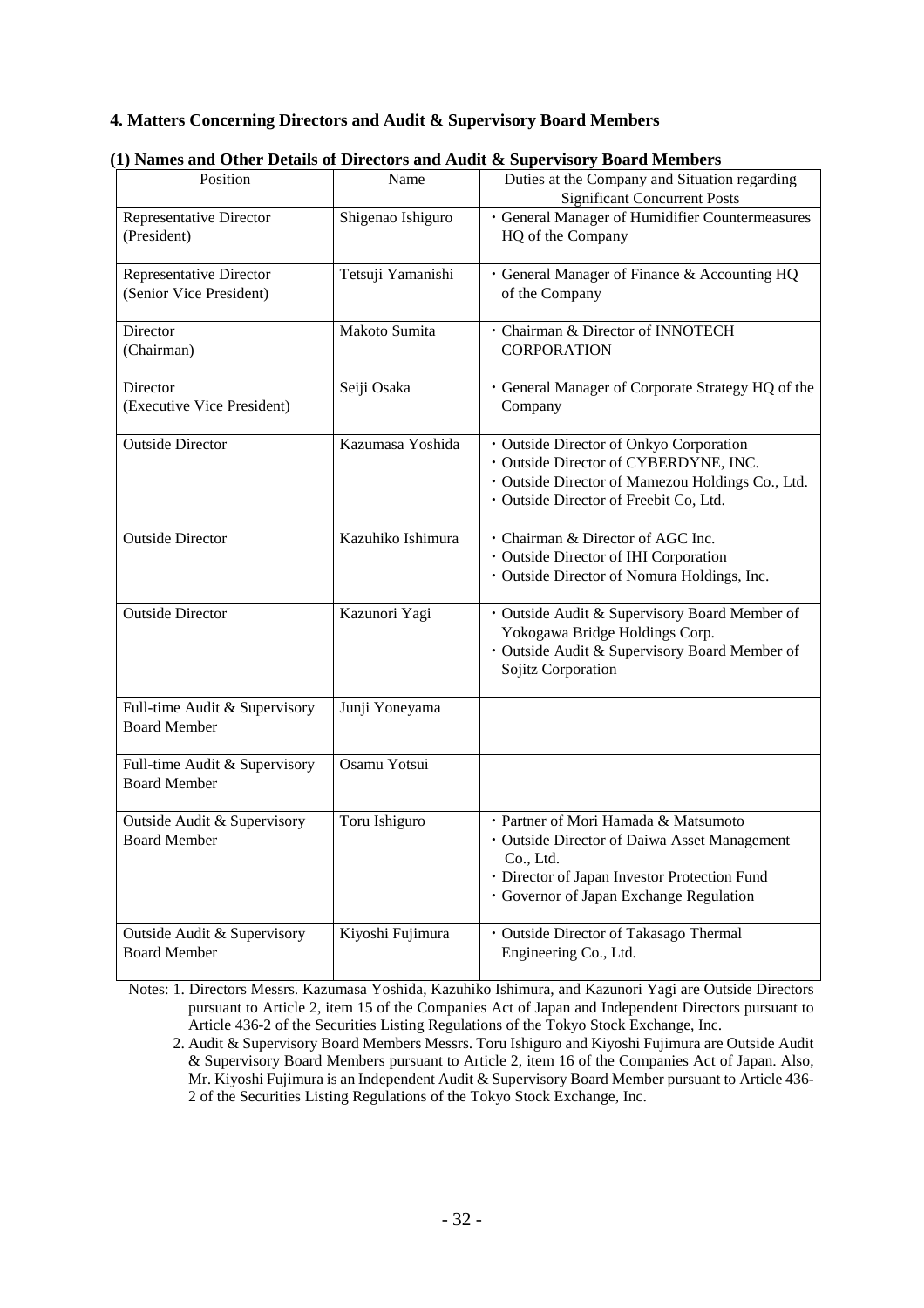## 4. Matters Concerning Directors and Audit & Supervisory Board Members

### (1) Names and Other Details of Directors and Audit & Supervisory Board Members

| Position | Name | Duties at the Company and Situation regarding Significant Concurrent Posts |
|---|---|---|
| Representative Director (President) | Shigenao Ishiguro | ・General Manager of Humidifier Countermeasures HQ of the Company |
| Representative Director (Senior Vice President) | Tetsuji Yamanishi | ・General Manager of Finance & Accounting HQ of the Company |
| Director (Chairman) | Makoto Sumita | ・Chairman & Director of INNOTECH CORPORATION |
| Director (Executive Vice President) | Seiji Osaka | ・General Manager of Corporate Strategy HQ of the Company |
| Outside Director | Kazumasa Yoshida | ・Outside Director of Onkyo Corporation<br>・Outside Director of CYBERDYNE, INC.<br>・Outside Director of Mamezou Holdings Co., Ltd.<br>・Outside Director of Freebit Co, Ltd. |
| Outside Director | Kazuhiko Ishimura | ・Chairman & Director of AGC Inc.<br>・Outside Director of IHI Corporation<br>・Outside Director of Nomura Holdings, Inc. |
| Outside Director | Kazunori Yagi | ・Outside Audit & Supervisory Board Member of Yokogawa Bridge Holdings Corp.<br>・Outside Audit & Supervisory Board Member of Sojitz Corporation |
| Full-time Audit & Supervisory Board Member | Junji Yoneyama | |
| Full-time Audit & Supervisory Board Member | Osamu Yotsui | |
| Outside Audit & Supervisory Board Member | Toru Ishiguro | ・Partner of Mori Hamada & Matsumoto<br>・Outside Director of Daiwa Asset Management Co., Ltd.<br>・Director of Japan Investor Protection Fund<br>・Governor of Japan Exchange Regulation |
| Outside Audit & Supervisory Board Member | Kiyoshi Fujimura | ・Outside Director of Takasago Thermal Engineering Co., Ltd. |

Notes: 1. Directors Messrs. Kazumasa Yoshida, Kazuhiko Ishimura, and Kazunori Yagi are Outside Directors pursuant to Article 2, item 15 of the Companies Act of Japan and Independent Directors pursuant to Article 436-2 of the Securities Listing Regulations of the Tokyo Stock Exchange, Inc.

2. Audit & Supervisory Board Members Messrs. Toru Ishiguro and Kiyoshi Fujimura are Outside Audit & Supervisory Board Members pursuant to Article 2, item 16 of the Companies Act of Japan. Also, Mr. Kiyoshi Fujimura is an Independent Audit & Supervisory Board Member pursuant to Article 436-2 of the Securities Listing Regulations of the Tokyo Stock Exchange, Inc.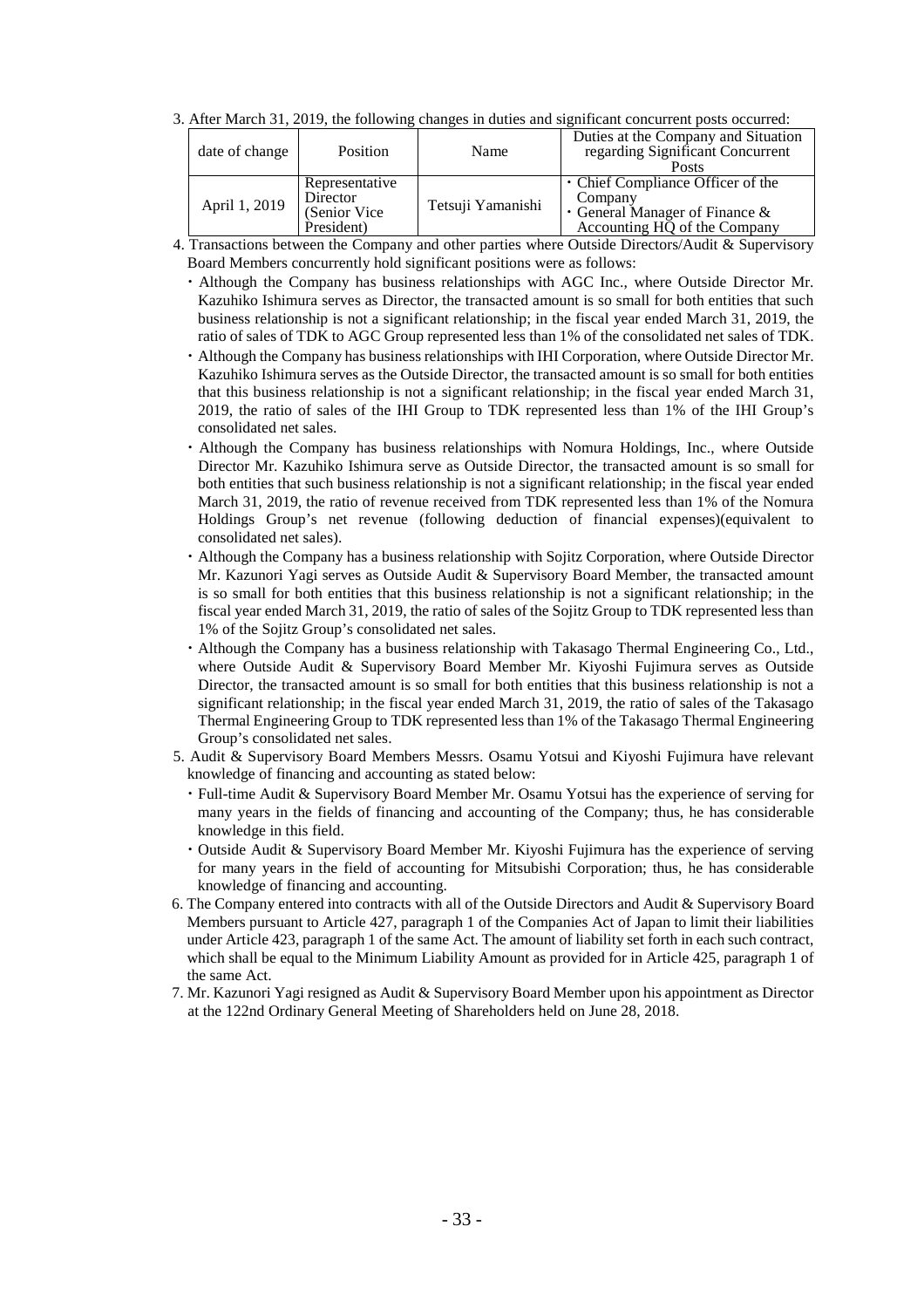3. After March 31, 2019, the following changes in duties and significant concurrent posts occurred:

| date of change | Position | Name | Duties at the Company and Situation regarding Significant Concurrent Posts |
|---|---|---|---|
| April 1, 2019 | Representative Director (Senior Vice President) | Tetsuji Yamanishi | ・Chief Compliance Officer of the Company<br>・General Manager of Finance & Accounting HQ of the Company |

4. Transactions between the Company and other parties where Outside Directors/Audit & Supervisory Board Members concurrently hold significant positions were as follows:
   - ・Although the Company has business relationships with AGC Inc., where Outside Director Mr. Kazuhiko Ishimura serves as Director, the transacted amount is so small for both entities that such business relationship is not a significant relationship; in the fiscal year ended March 31, 2019, the ratio of sales of TDK to AGC Group represented less than 1% of the consolidated net sales of TDK.
   - ・Although the Company has business relationships with IHI Corporation, where Outside Director Mr. Kazuhiko Ishimura serves as the Outside Director, the transacted amount is so small for both entities that this business relationship is not a significant relationship; in the fiscal year ended March 31, 2019, the ratio of sales of the IHI Group to TDK represented less than 1% of the IHI Group's consolidated net sales.
   - ・Although the Company has business relationships with Nomura Holdings, Inc., where Outside Director Mr. Kazuhiko Ishimura serve as Outside Director, the transacted amount is so small for both entities that such business relationship is not a significant relationship; in the fiscal year ended March 31, 2019, the ratio of revenue received from TDK represented less than 1% of the Nomura Holdings Group's net revenue (following deduction of financial expenses)(equivalent to consolidated net sales).
   - ・Although the Company has a business relationship with Sojitz Corporation, where Outside Director Mr. Kazunori Yagi serves as Outside Audit & Supervisory Board Member, the transacted amount is so small for both entities that this business relationship is not a significant relationship; in the fiscal year ended March 31, 2019, the ratio of sales of the Sojitz Group to TDK represented less than 1% of the Sojitz Group's consolidated net sales.
   - ・Although the Company has a business relationship with Takasago Thermal Engineering Co., Ltd., where Outside Audit & Supervisory Board Member Mr. Kiyoshi Fujimura serves as Outside Director, the transacted amount is so small for both entities that this business relationship is not a significant relationship; in the fiscal year ended March 31, 2019, the ratio of sales of the Takasago Thermal Engineering Group to TDK represented less than 1% of the Takasago Thermal Engineering Group's consolidated net sales.
5. Audit & Supervisory Board Members Messrs. Osamu Yotsui and Kiyoshi Fujimura have relevant knowledge of financing and accounting as stated below:
   - ・Full-time Audit & Supervisory Board Member Mr. Osamu Yotsui has the experience of serving for many years in the fields of financing and accounting of the Company; thus, he has considerable knowledge in this field.
   - ・Outside Audit & Supervisory Board Member Mr. Kiyoshi Fujimura has the experience of serving for many years in the field of accounting for Mitsubishi Corporation; thus, he has considerable knowledge of financing and accounting.
6. The Company entered into contracts with all of the Outside Directors and Audit & Supervisory Board Members pursuant to Article 427, paragraph 1 of the Companies Act of Japan to limit their liabilities under Article 423, paragraph 1 of the same Act. The amount of liability set forth in each such contract, which shall be equal to the Minimum Liability Amount as provided for in Article 425, paragraph 1 of the same Act.
7. Mr. Kazunori Yagi resigned as Audit & Supervisory Board Member upon his appointment as Director at the 122nd Ordinary General Meeting of Shareholders held on June 28, 2018.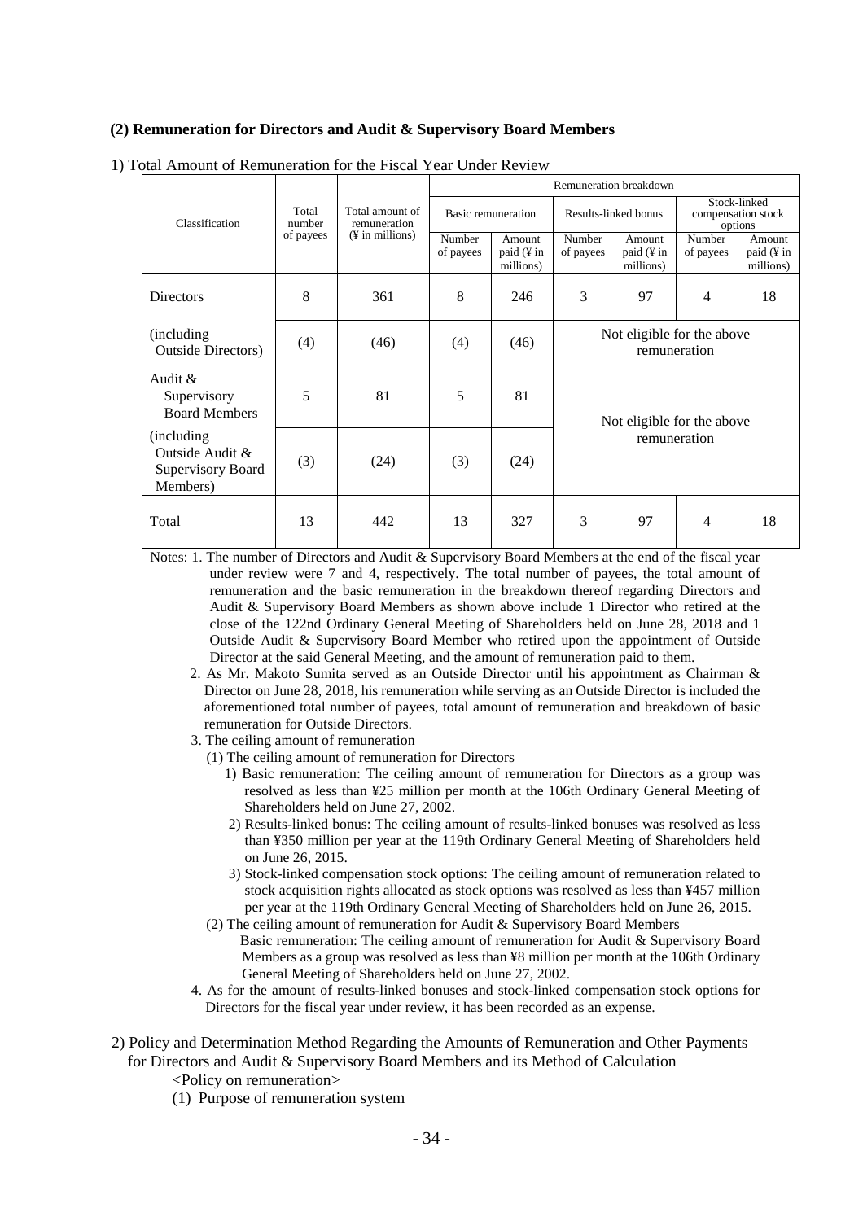### (2) Remuneration for Directors and Audit & Supervisory Board Members

1) Total Amount of Remuneration for the Fiscal Year Under Review

| Classification | Total number of payees | Total amount of remuneration (¥ in millions) | Remuneration breakdown | | | | | |
|---|---|---|---|---|---|---|---|---|
| | | | Basic remuneration | | Results-linked bonus | | Stock-linked compensation stock options | |
| | | | Number of payees | Amount paid (¥ in millions) | Number of payees | Amount paid (¥ in millions) | Number of payees | Amount paid (¥ in millions) |
| Directors | 8 | 361 | 8 | 246 | 3 | 97 | 4 | 18 |
| (including Outside Directors) | (4) | (46) | (4) | (46) | Not eligible for the above remuneration | | | |
| Audit & Supervisory Board Members | 5 | 81 | 5 | 81 | Not eligible for the above remuneration | | | |
| (including Outside Audit & Supervisory Board Members) | (3) | (24) | (3) | (24) | | | | |
| Total | 13 | 442 | 13 | 327 | 3 | 97 | 4 | 18 |

Notes: 1. The number of Directors and Audit & Supervisory Board Members at the end of the fiscal year under review were 7 and 4, respectively. The total number of payees, the total amount of remuneration and the basic remuneration in the breakdown thereof regarding Directors and Audit & Supervisory Board Members as shown above include 1 Director who retired at the close of the 122nd Ordinary General Meeting of Shareholders held on June 28, 2018 and 1 Outside Audit & Supervisory Board Member who retired upon the appointment of Outside Director at the said General Meeting, and the amount of remuneration paid to them.

2. As Mr. Makoto Sumita served as an Outside Director until his appointment as Chairman & Director on June 28, 2018, his remuneration while serving as an Outside Director is included the aforementioned total number of payees, total amount of remuneration and breakdown of basic remuneration for Outside Directors.

3. The ceiling amount of remuneration

(1) The ceiling amount of remuneration for Directors

1) Basic remuneration: The ceiling amount of remuneration for Directors as a group was resolved as less than ¥25 million per month at the 106th Ordinary General Meeting of Shareholders held on June 27, 2002.

2) Results-linked bonus: The ceiling amount of results-linked bonuses was resolved as less than ¥350 million per year at the 119th Ordinary General Meeting of Shareholders held on June 26, 2015.

3) Stock-linked compensation stock options: The ceiling amount of remuneration related to stock acquisition rights allocated as stock options was resolved as less than ¥457 million per year at the 119th Ordinary General Meeting of Shareholders held on June 26, 2015.

(2) The ceiling amount of remuneration for Audit & Supervisory Board Members

Basic remuneration: The ceiling amount of remuneration for Audit & Supervisory Board Members as a group was resolved as less than ¥8 million per month at the 106th Ordinary General Meeting of Shareholders held on June 27, 2002.

4. As for the amount of results-linked bonuses and stock-linked compensation stock options for Directors for the fiscal year under review, it has been recorded as an expense.

2) Policy and Determination Method Regarding the Amounts of Remuneration and Other Payments for Directors and Audit & Supervisory Board Members and its Method of Calculation

<Policy on remuneration>

(1) Purpose of remuneration system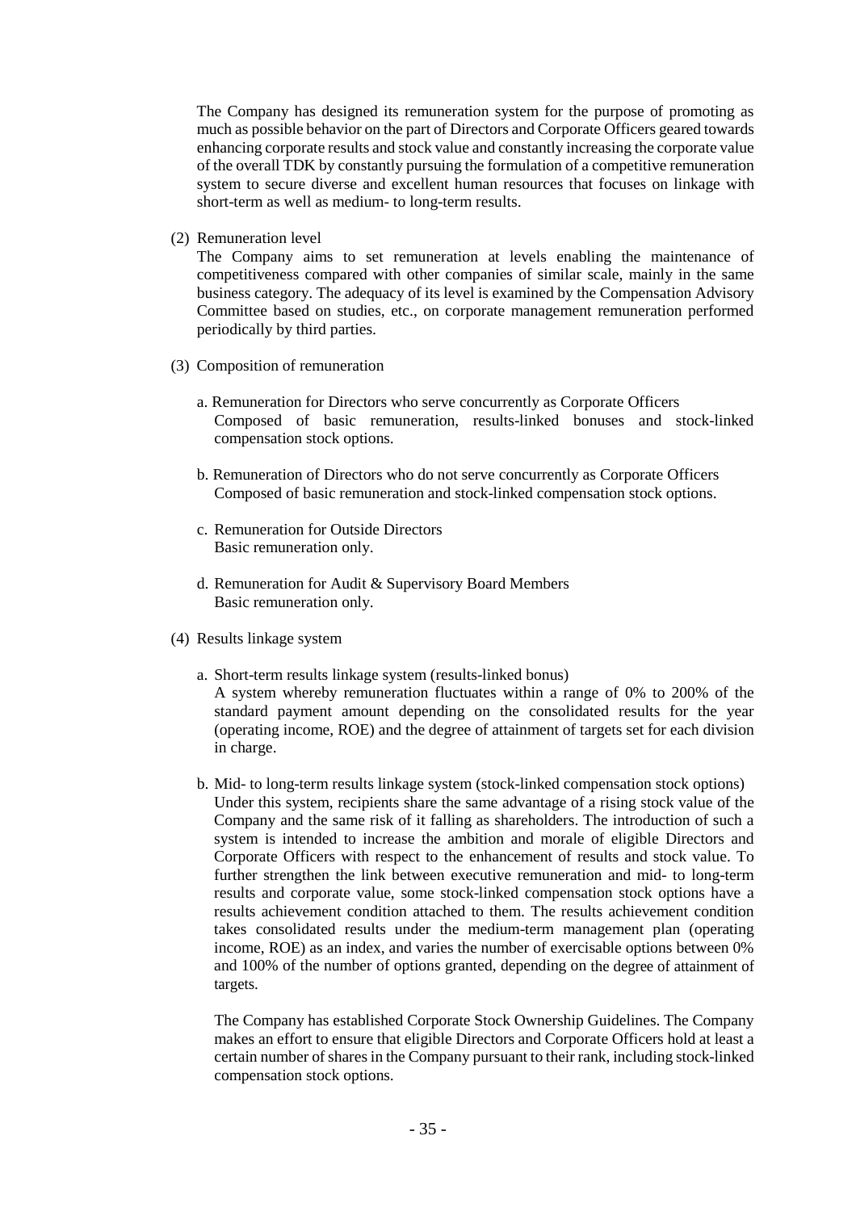The Company has designed its remuneration system for the purpose of promoting as much as possible behavior on the part of Directors and Corporate Officers geared towards enhancing corporate results and stock value and constantly increasing the corporate value of the overall TDK by constantly pursuing the formulation of a competitive remuneration system to secure diverse and excellent human resources that focuses on linkage with short-term as well as medium- to long-term results.

(2) Remuneration level

The Company aims to set remuneration at levels enabling the maintenance of competitiveness compared with other companies of similar scale, mainly in the same business category. The adequacy of its level is examined by the Compensation Advisory Committee based on studies, etc., on corporate management remuneration performed periodically by third parties.

(3) Composition of remuneration

a. Remuneration for Directors who serve concurrently as Corporate Officers
Composed of basic remuneration, results-linked bonuses and stock-linked compensation stock options.

b. Remuneration of Directors who do not serve concurrently as Corporate Officers
Composed of basic remuneration and stock-linked compensation stock options.

c. Remuneration for Outside Directors
Basic remuneration only.

d. Remuneration for Audit & Supervisory Board Members
Basic remuneration only.

(4) Results linkage system

a. Short-term results linkage system (results-linked bonus)
A system whereby remuneration fluctuates within a range of 0% to 200% of the standard payment amount depending on the consolidated results for the year (operating income, ROE) and the degree of attainment of targets set for each division in charge.

b. Mid- to long-term results linkage system (stock-linked compensation stock options)
Under this system, recipients share the same advantage of a rising stock value of the Company and the same risk of it falling as shareholders. The introduction of such a system is intended to increase the ambition and morale of eligible Directors and Corporate Officers with respect to the enhancement of results and stock value. To further strengthen the link between executive remuneration and mid- to long-term results and corporate value, some stock-linked compensation stock options have a results achievement condition attached to them. The results achievement condition takes consolidated results under the medium-term management plan (operating income, ROE) as an index, and varies the number of exercisable options between 0% and 100% of the number of options granted, depending on the degree of attainment of targets.

The Company has established Corporate Stock Ownership Guidelines. The Company makes an effort to ensure that eligible Directors and Corporate Officers hold at least a certain number of shares in the Company pursuant to their rank, including stock-linked compensation stock options.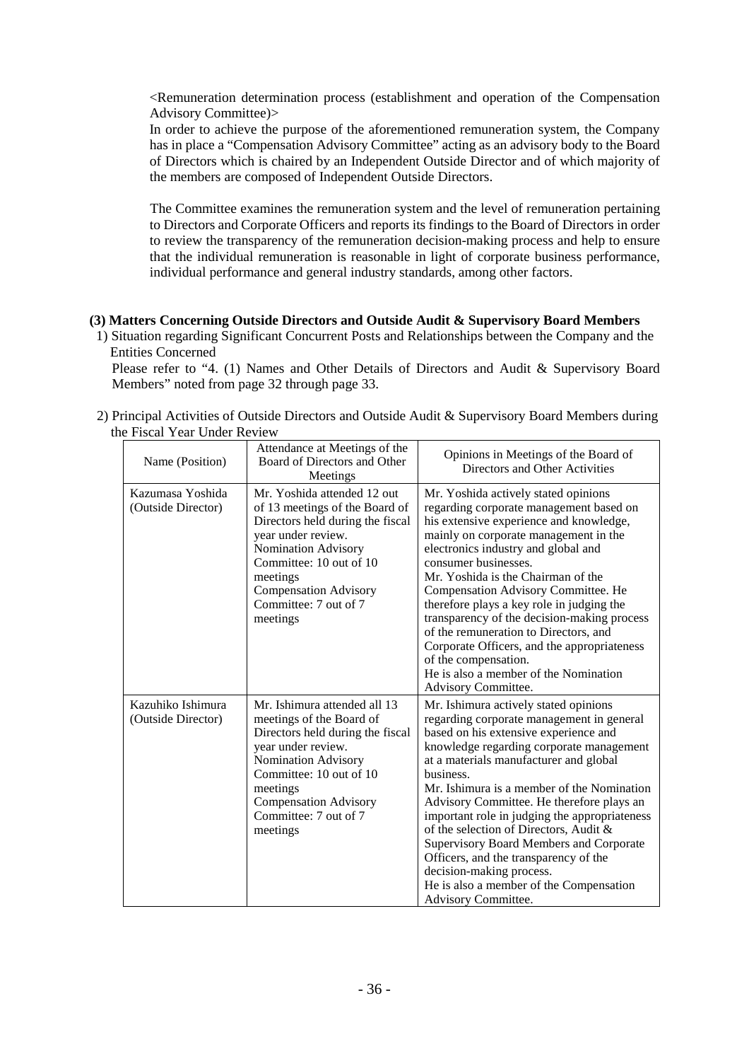<Remuneration determination process (establishment and operation of the Compensation Advisory Committee)>

In order to achieve the purpose of the aforementioned remuneration system, the Company has in place a "Compensation Advisory Committee" acting as an advisory body to the Board of Directors which is chaired by an Independent Outside Director and of which majority of the members are composed of Independent Outside Directors.

The Committee examines the remuneration system and the level of remuneration pertaining to Directors and Corporate Officers and reports its findings to the Board of Directors in order to review the transparency of the remuneration decision-making process and help to ensure that the individual remuneration is reasonable in light of corporate business performance, individual performance and general industry standards, among other factors.

### (3) Matters Concerning Outside Directors and Outside Audit & Supervisory Board Members

1) Situation regarding Significant Concurrent Posts and Relationships between the Company and the Entities Concerned

Please refer to "4. (1) Names and Other Details of Directors and Audit & Supervisory Board Members" noted from page 32 through page 33.

2) Principal Activities of Outside Directors and Outside Audit & Supervisory Board Members during the Fiscal Year Under Review

| Name (Position) | Attendance at Meetings of the Board of Directors and Other Meetings | Opinions in Meetings of the Board of Directors and Other Activities |
|---|---|---|
| Kazumasa Yoshida (Outside Director) | Mr. Yoshida attended 12 out of 13 meetings of the Board of Directors held during the fiscal year under review.<br>Nomination Advisory Committee: 10 out of 10 meetings<br>Compensation Advisory Committee: 7 out of 7 meetings | Mr. Yoshida actively stated opinions regarding corporate management based on his extensive experience and knowledge, mainly on corporate management in the electronics industry and global and consumer businesses.<br>Mr. Yoshida is the Chairman of the Compensation Advisory Committee. He therefore plays a key role in judging the transparency of the decision-making process of the remuneration to Directors, and Corporate Officers, and the appropriateness of the compensation.<br>He is also a member of the Nomination Advisory Committee. |
| Kazuhiko Ishimura (Outside Director) | Mr. Ishimura attended all 13 meetings of the Board of Directors held during the fiscal year under review.<br>Nomination Advisory Committee: 10 out of 10 meetings<br>Compensation Advisory Committee: 7 out of 7 meetings | Mr. Ishimura actively stated opinions regarding corporate management in general based on his extensive experience and knowledge regarding corporate management at a materials manufacturer and global business.<br>Mr. Ishimura is a member of the Nomination Advisory Committee. He therefore plays an important role in judging the appropriateness of the selection of Directors, Audit & Supervisory Board Members and Corporate Officers, and the transparency of the decision-making process.<br>He is also a member of the Compensation Advisory Committee. |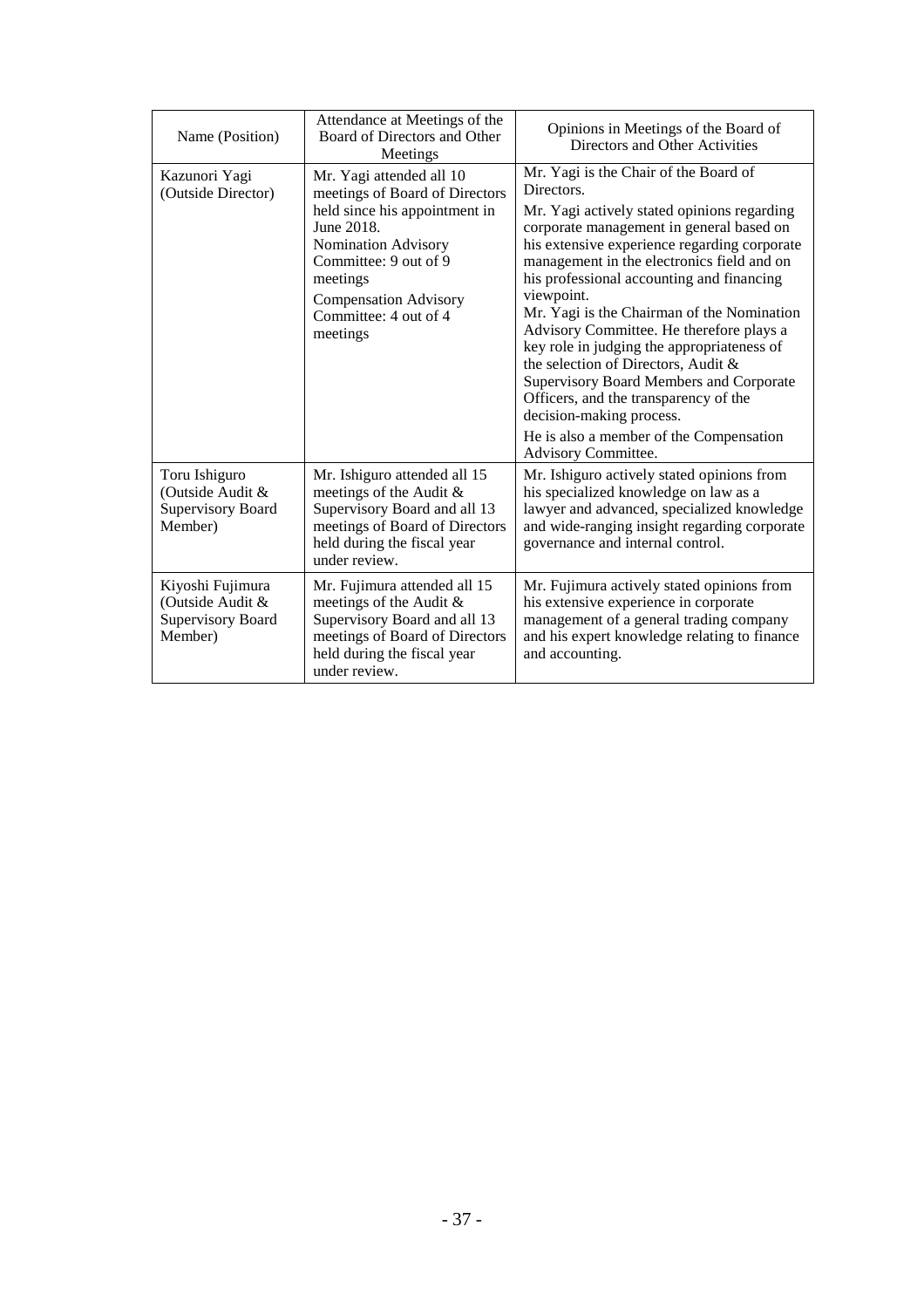| Name (Position) | Attendance at Meetings of the Board of Directors and Other Meetings | Opinions in Meetings of the Board of Directors and Other Activities |
|---|---|---|
| Kazunori Yagi (Outside Director) | Mr. Yagi attended all 10 meetings of Board of Directors held since his appointment in June 2018.<br>Nomination Advisory Committee: 9 out of 9 meetings<br>Compensation Advisory Committee: 4 out of 4 meetings | Mr. Yagi is the Chair of the Board of Directors.<br>Mr. Yagi actively stated opinions regarding corporate management in general based on his extensive experience regarding corporate management in the electronics field and on his professional accounting and financing viewpoint.<br>Mr. Yagi is the Chairman of the Nomination Advisory Committee. He therefore plays a key role in judging the appropriateness of the selection of Directors, Audit & Supervisory Board Members and Corporate Officers, and the transparency of the decision-making process.<br>He is also a member of the Compensation Advisory Committee. |
| Toru Ishiguro (Outside Audit & Supervisory Board Member) | Mr. Ishiguro attended all 15 meetings of the Audit & Supervisory Board and all 13 meetings of Board of Directors held during the fiscal year under review. | Mr. Ishiguro actively stated opinions from his specialized knowledge on law as a lawyer and advanced, specialized knowledge and wide-ranging insight regarding corporate governance and internal control. |
| Kiyoshi Fujimura (Outside Audit & Supervisory Board Member) | Mr. Fujimura attended all 15 meetings of the Audit & Supervisory Board and all 13 meetings of Board of Directors held during the fiscal year under review. | Mr. Fujimura actively stated opinions from his extensive experience in corporate management of a general trading company and his expert knowledge relating to finance and accounting. |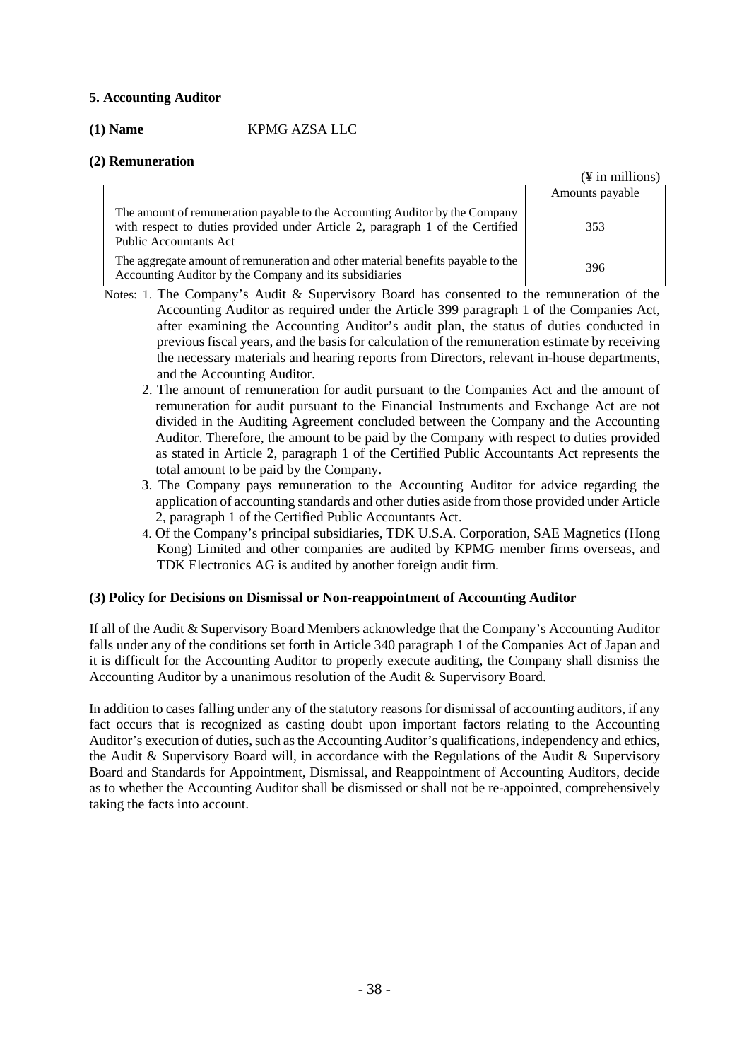**5. Accounting Auditor**

**(1) Name** KPMG AZSA LLC

**(2) Remuneration**

(¥ in millions)

| | Amounts payable |
|---|---|
| The amount of remuneration payable to the Accounting Auditor by the Company with respect to duties provided under Article 2, paragraph 1 of the Certified Public Accountants Act | 353 |
| The aggregate amount of remuneration and other material benefits payable to the Accounting Auditor by the Company and its subsidiaries | 396 |

Notes: 1. The Company's Audit & Supervisory Board has consented to the remuneration of the Accounting Auditor as required under the Article 399 paragraph 1 of the Companies Act, after examining the Accounting Auditor's audit plan, the status of duties conducted in previous fiscal years, and the basis for calculation of the remuneration estimate by receiving the necessary materials and hearing reports from Directors, relevant in-house departments, and the Accounting Auditor.

2. The amount of remuneration for audit pursuant to the Companies Act and the amount of remuneration for audit pursuant to the Financial Instruments and Exchange Act are not divided in the Auditing Agreement concluded between the Company and the Accounting Auditor. Therefore, the amount to be paid by the Company with respect to duties provided as stated in Article 2, paragraph 1 of the Certified Public Accountants Act represents the total amount to be paid by the Company.

3. The Company pays remuneration to the Accounting Auditor for advice regarding the application of accounting standards and other duties aside from those provided under Article 2, paragraph 1 of the Certified Public Accountants Act.

4. Of the Company's principal subsidiaries, TDK U.S.A. Corporation, SAE Magnetics (Hong Kong) Limited and other companies are audited by KPMG member firms overseas, and TDK Electronics AG is audited by another foreign audit firm.

**(3) Policy for Decisions on Dismissal or Non-reappointment of Accounting Auditor**

If all of the Audit & Supervisory Board Members acknowledge that the Company's Accounting Auditor falls under any of the conditions set forth in Article 340 paragraph 1 of the Companies Act of Japan and it is difficult for the Accounting Auditor to properly execute auditing, the Company shall dismiss the Accounting Auditor by a unanimous resolution of the Audit & Supervisory Board.

In addition to cases falling under any of the statutory reasons for dismissal of accounting auditors, if any fact occurs that is recognized as casting doubt upon important factors relating to the Accounting Auditor's execution of duties, such as the Accounting Auditor's qualifications, independency and ethics, the Audit & Supervisory Board will, in accordance with the Regulations of the Audit & Supervisory Board and Standards for Appointment, Dismissal, and Reappointment of Accounting Auditors, decide as to whether the Accounting Auditor shall be dismissed or shall not be re-appointed, comprehensively taking the facts into account.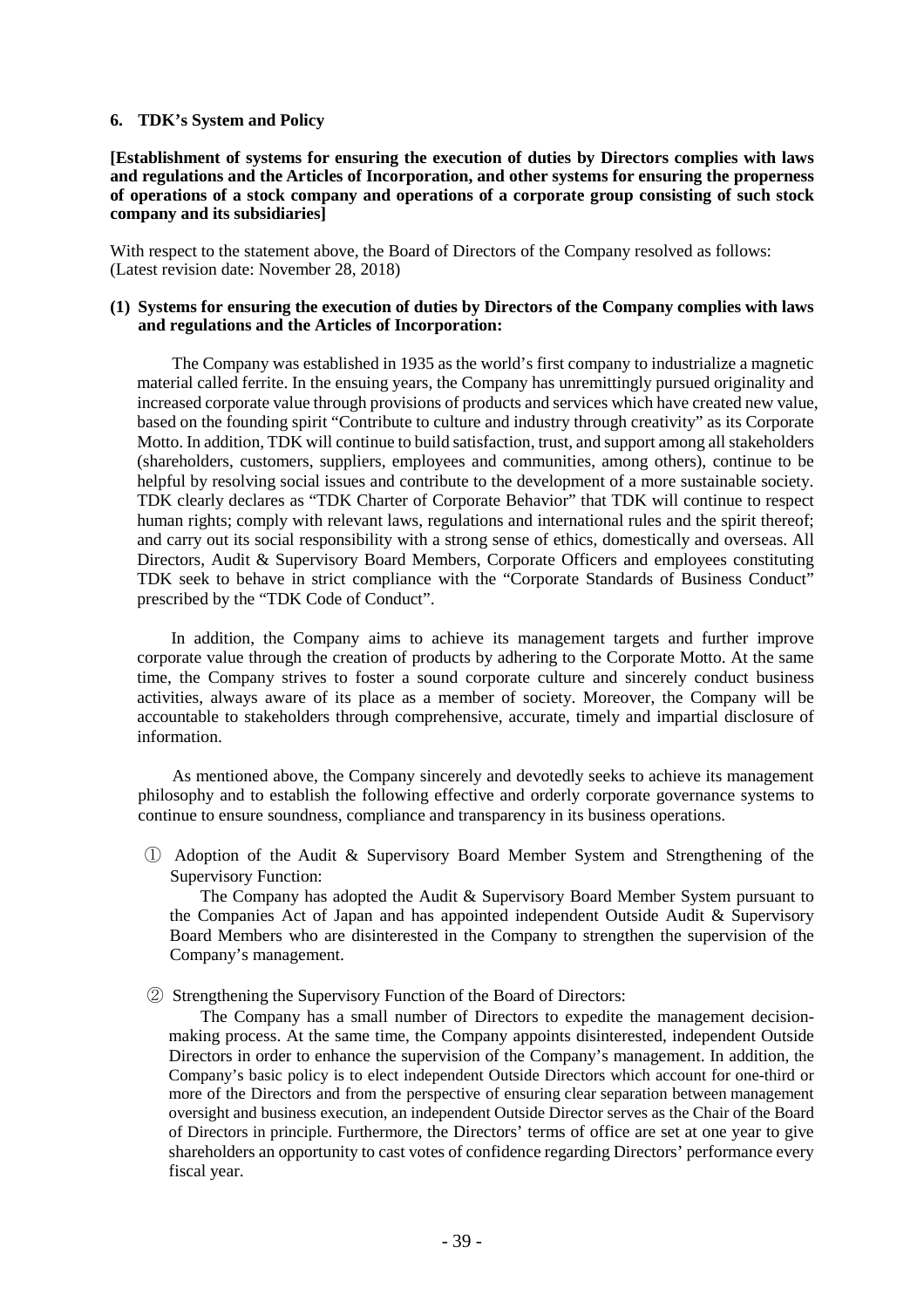## 6. TDK's System and Policy

**[Establishment of systems for ensuring the execution of duties by Directors complies with laws and regulations and the Articles of Incorporation, and other systems for ensuring the properness of operations of a stock company and operations of a corporate group consisting of such stock company and its subsidiaries]**

With respect to the statement above, the Board of Directors of the Company resolved as follows:
(Latest revision date: November 28, 2018)

**(1) Systems for ensuring the execution of duties by Directors of the Company complies with laws and regulations and the Articles of Incorporation:**

The Company was established in 1935 as the world's first company to industrialize a magnetic material called ferrite. In the ensuing years, the Company has unremittingly pursued originality and increased corporate value through provisions of products and services which have created new value, based on the founding spirit "Contribute to culture and industry through creativity" as its Corporate Motto. In addition, TDK will continue to build satisfaction, trust, and support among all stakeholders (shareholders, customers, suppliers, employees and communities, among others), continue to be helpful by resolving social issues and contribute to the development of a more sustainable society. TDK clearly declares as "TDK Charter of Corporate Behavior" that TDK will continue to respect human rights; comply with relevant laws, regulations and international rules and the spirit thereof; and carry out its social responsibility with a strong sense of ethics, domestically and overseas. All Directors, Audit & Supervisory Board Members, Corporate Officers and employees constituting TDK seek to behave in strict compliance with the "Corporate Standards of Business Conduct" prescribed by the "TDK Code of Conduct".

In addition, the Company aims to achieve its management targets and further improve corporate value through the creation of products by adhering to the Corporate Motto. At the same time, the Company strives to foster a sound corporate culture and sincerely conduct business activities, always aware of its place as a member of society. Moreover, the Company will be accountable to stakeholders through comprehensive, accurate, timely and impartial disclosure of information.

As mentioned above, the Company sincerely and devotedly seeks to achieve its management philosophy and to establish the following effective and orderly corporate governance systems to continue to ensure soundness, compliance and transparency in its business operations.

① Adoption of the Audit & Supervisory Board Member System and Strengthening of the Supervisory Function:

The Company has adopted the Audit & Supervisory Board Member System pursuant to the Companies Act of Japan and has appointed independent Outside Audit & Supervisory Board Members who are disinterested in the Company to strengthen the supervision of the Company's management.

② Strengthening the Supervisory Function of the Board of Directors:

The Company has a small number of Directors to expedite the management decision-making process. At the same time, the Company appoints disinterested, independent Outside Directors in order to enhance the supervision of the Company's management. In addition, the Company's basic policy is to elect independent Outside Directors which account for one-third or more of the Directors and from the perspective of ensuring clear separation between management oversight and business execution, an independent Outside Director serves as the Chair of the Board of Directors in principle. Furthermore, the Directors' terms of office are set at one year to give shareholders an opportunity to cast votes of confidence regarding Directors' performance every fiscal year.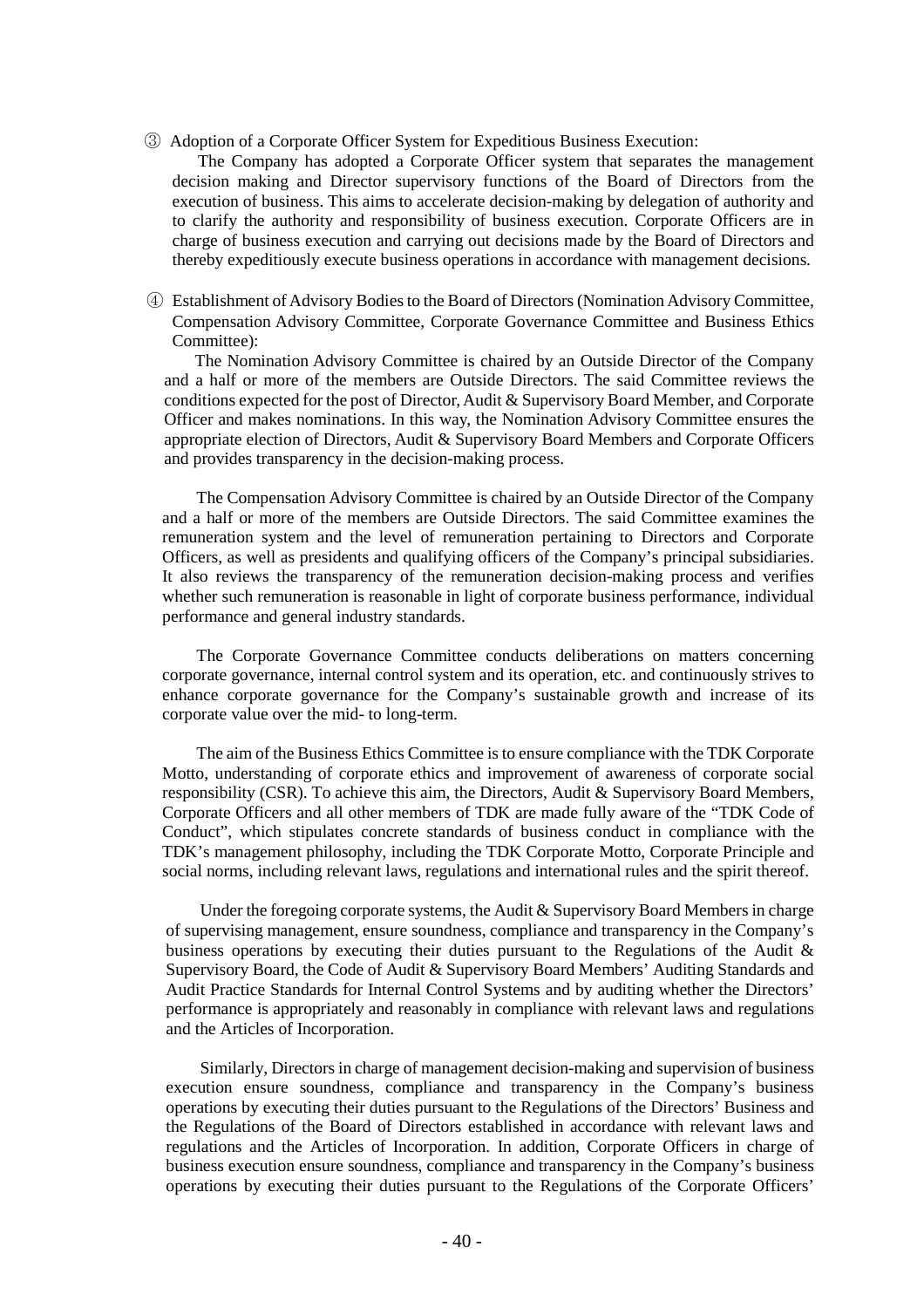③ Adoption of a Corporate Officer System for Expeditious Business Execution:

The Company has adopted a Corporate Officer system that separates the management decision making and Director supervisory functions of the Board of Directors from the execution of business. This aims to accelerate decision-making by delegation of authority and to clarify the authority and responsibility of business execution. Corporate Officers are in charge of business execution and carrying out decisions made by the Board of Directors and thereby expeditiously execute business operations in accordance with management decisions.

④ Establishment of Advisory Bodies to the Board of Directors (Nomination Advisory Committee, Compensation Advisory Committee, Corporate Governance Committee and Business Ethics Committee):

The Nomination Advisory Committee is chaired by an Outside Director of the Company and a half or more of the members are Outside Directors. The said Committee reviews the conditions expected for the post of Director, Audit & Supervisory Board Member, and Corporate Officer and makes nominations. In this way, the Nomination Advisory Committee ensures the appropriate election of Directors, Audit & Supervisory Board Members and Corporate Officers and provides transparency in the decision-making process.

The Compensation Advisory Committee is chaired by an Outside Director of the Company and a half or more of the members are Outside Directors. The said Committee examines the remuneration system and the level of remuneration pertaining to Directors and Corporate Officers, as well as presidents and qualifying officers of the Company's principal subsidiaries. It also reviews the transparency of the remuneration decision-making process and verifies whether such remuneration is reasonable in light of corporate business performance, individual performance and general industry standards.

The Corporate Governance Committee conducts deliberations on matters concerning corporate governance, internal control system and its operation, etc. and continuously strives to enhance corporate governance for the Company's sustainable growth and increase of its corporate value over the mid- to long-term.

The aim of the Business Ethics Committee is to ensure compliance with the TDK Corporate Motto, understanding of corporate ethics and improvement of awareness of corporate social responsibility (CSR). To achieve this aim, the Directors, Audit & Supervisory Board Members, Corporate Officers and all other members of TDK are made fully aware of the "TDK Code of Conduct", which stipulates concrete standards of business conduct in compliance with the TDK's management philosophy, including the TDK Corporate Motto, Corporate Principle and social norms, including relevant laws, regulations and international rules and the spirit thereof.

Under the foregoing corporate systems, the Audit & Supervisory Board Members in charge of supervising management, ensure soundness, compliance and transparency in the Company's business operations by executing their duties pursuant to the Regulations of the Audit & Supervisory Board, the Code of Audit & Supervisory Board Members' Auditing Standards and Audit Practice Standards for Internal Control Systems and by auditing whether the Directors' performance is appropriately and reasonably in compliance with relevant laws and regulations and the Articles of Incorporation.

Similarly, Directors in charge of management decision-making and supervision of business execution ensure soundness, compliance and transparency in the Company's business operations by executing their duties pursuant to the Regulations of the Directors' Business and the Regulations of the Board of Directors established in accordance with relevant laws and regulations and the Articles of Incorporation. In addition, Corporate Officers in charge of business execution ensure soundness, compliance and transparency in the Company's business operations by executing their duties pursuant to the Regulations of the Corporate Officers'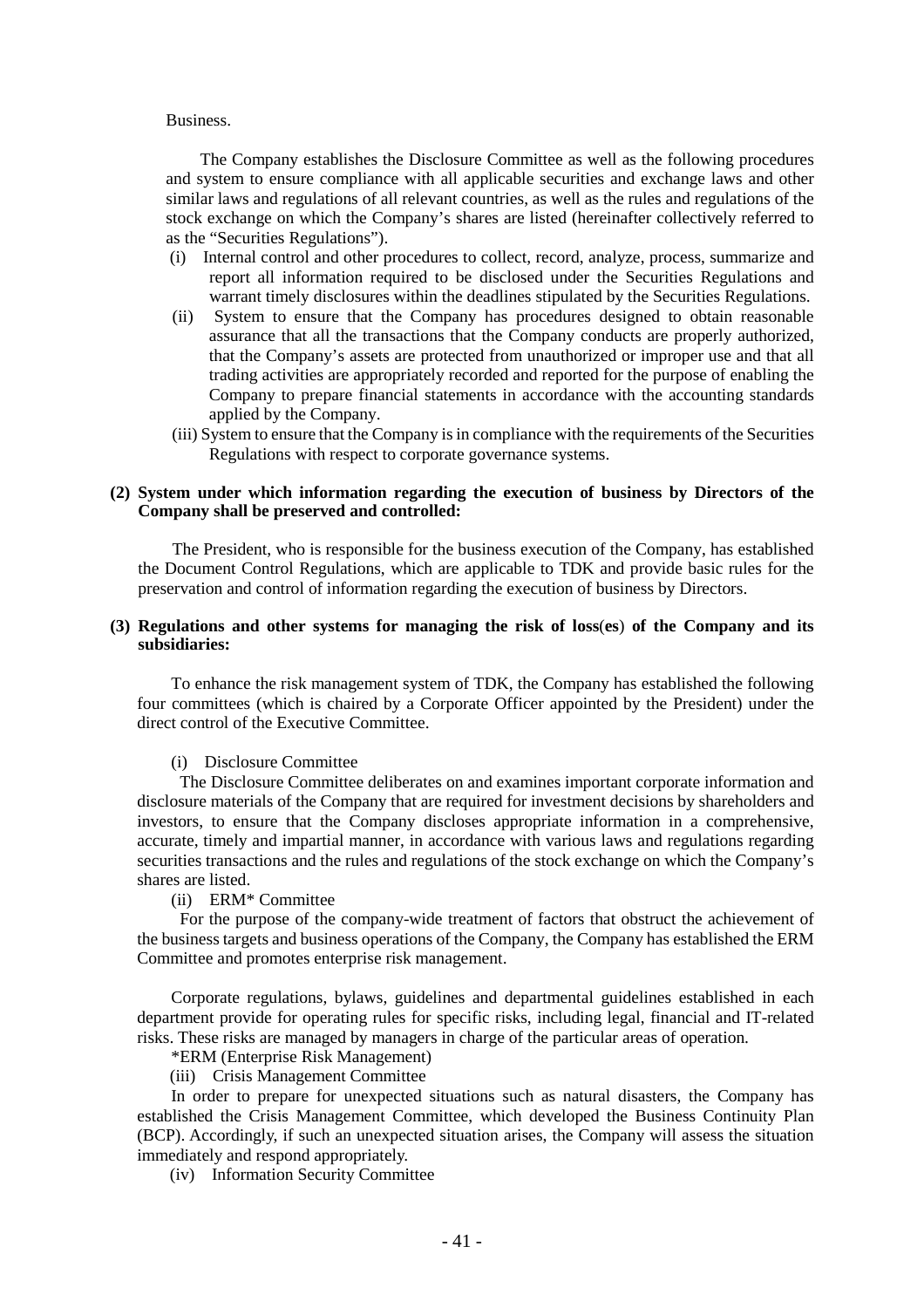Business.

The Company establishes the Disclosure Committee as well as the following procedures and system to ensure compliance with all applicable securities and exchange laws and other similar laws and regulations of all relevant countries, as well as the rules and regulations of the stock exchange on which the Company's shares are listed (hereinafter collectively referred to as the "Securities Regulations").

(i) Internal control and other procedures to collect, record, analyze, process, summarize and report all information required to be disclosed under the Securities Regulations and warrant timely disclosures within the deadlines stipulated by the Securities Regulations.

(ii) System to ensure that the Company has procedures designed to obtain reasonable assurance that all the transactions that the Company conducts are properly authorized, that the Company's assets are protected from unauthorized or improper use and that all trading activities are appropriately recorded and reported for the purpose of enabling the Company to prepare financial statements in accordance with the accounting standards applied by the Company.

(iii) System to ensure that the Company is in compliance with the requirements of the Securities Regulations with respect to corporate governance systems.

**(2) System under which information regarding the execution of business by Directors of the Company shall be preserved and controlled:**

The President, who is responsible for the business execution of the Company, has established the Document Control Regulations, which are applicable to TDK and provide basic rules for the preservation and control of information regarding the execution of business by Directors.

**(3) Regulations and other systems for managing the risk of loss(es) of the Company and its subsidiaries:**

To enhance the risk management system of TDK, the Company has established the following four committees (which is chaired by a Corporate Officer appointed by the President) under the direct control of the Executive Committee.

(i) Disclosure Committee

The Disclosure Committee deliberates on and examines important corporate information and disclosure materials of the Company that are required for investment decisions by shareholders and investors, to ensure that the Company discloses appropriate information in a comprehensive, accurate, timely and impartial manner, in accordance with various laws and regulations regarding securities transactions and the rules and regulations of the stock exchange on which the Company's shares are listed.

(ii) ERM* Committee

For the purpose of the company-wide treatment of factors that obstruct the achievement of the business targets and business operations of the Company, the Company has established the ERM Committee and promotes enterprise risk management.

Corporate regulations, bylaws, guidelines and departmental guidelines established in each department provide for operating rules for specific risks, including legal, financial and IT-related risks. These risks are managed by managers in charge of the particular areas of operation.

*ERM (Enterprise Risk Management)

(iii) Crisis Management Committee

In order to prepare for unexpected situations such as natural disasters, the Company has established the Crisis Management Committee, which developed the Business Continuity Plan (BCP). Accordingly, if such an unexpected situation arises, the Company will assess the situation immediately and respond appropriately.

(iv) Information Security Committee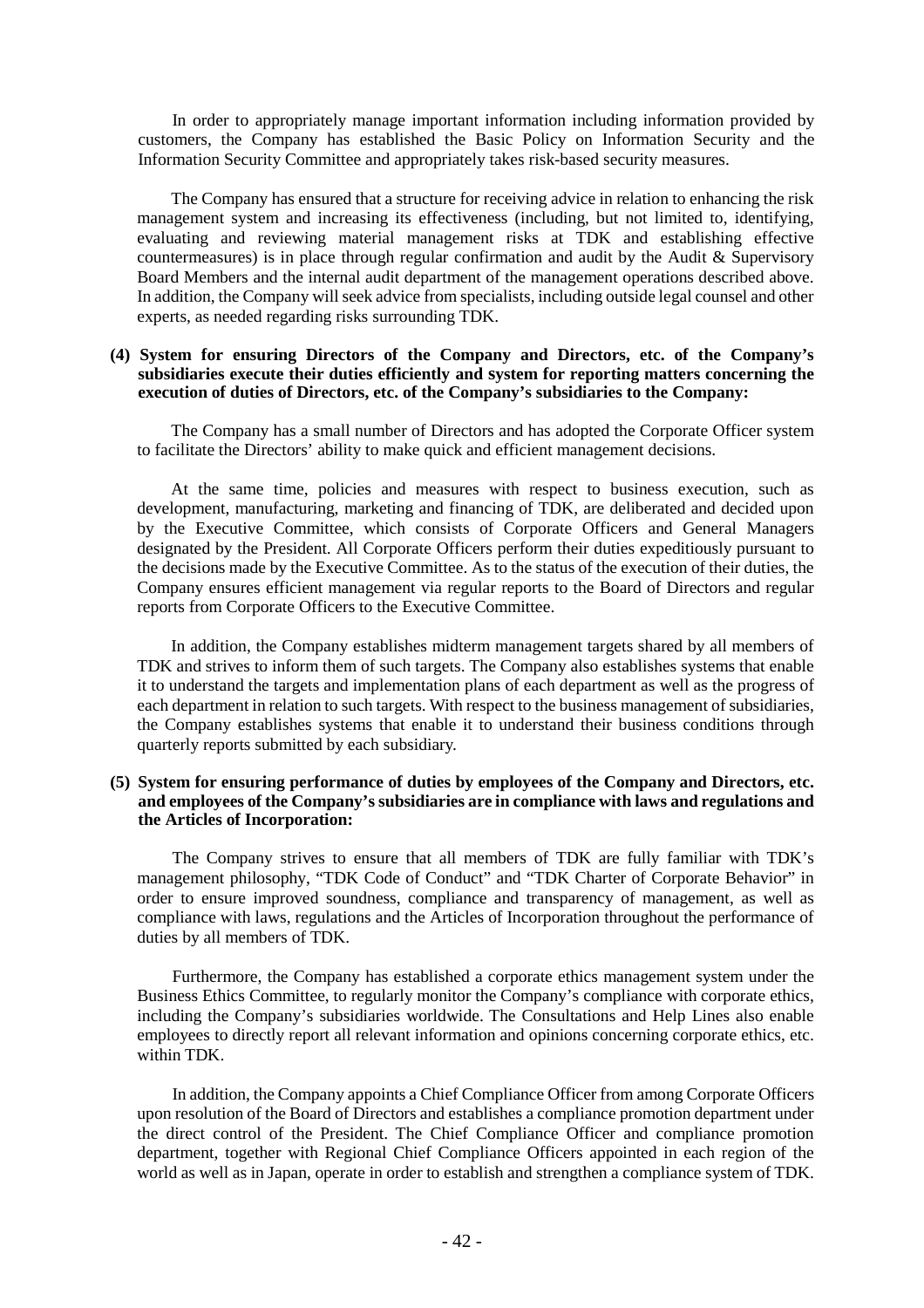In order to appropriately manage important information including information provided by customers, the Company has established the Basic Policy on Information Security and the Information Security Committee and appropriately takes risk-based security measures.

The Company has ensured that a structure for receiving advice in relation to enhancing the risk management system and increasing its effectiveness (including, but not limited to, identifying, evaluating and reviewing material management risks at TDK and establishing effective countermeasures) is in place through regular confirmation and audit by the Audit & Supervisory Board Members and the internal audit department of the management operations described above. In addition, the Company will seek advice from specialists, including outside legal counsel and other experts, as needed regarding risks surrounding TDK.

**(4) System for ensuring Directors of the Company and Directors, etc. of the Company's subsidiaries execute their duties efficiently and system for reporting matters concerning the execution of duties of Directors, etc. of the Company's subsidiaries to the Company:**

The Company has a small number of Directors and has adopted the Corporate Officer system to facilitate the Directors' ability to make quick and efficient management decisions.

At the same time, policies and measures with respect to business execution, such as development, manufacturing, marketing and financing of TDK, are deliberated and decided upon by the Executive Committee, which consists of Corporate Officers and General Managers designated by the President. All Corporate Officers perform their duties expeditiously pursuant to the decisions made by the Executive Committee. As to the status of the execution of their duties, the Company ensures efficient management via regular reports to the Board of Directors and regular reports from Corporate Officers to the Executive Committee.

In addition, the Company establishes midterm management targets shared by all members of TDK and strives to inform them of such targets. The Company also establishes systems that enable it to understand the targets and implementation plans of each department as well as the progress of each department in relation to such targets. With respect to the business management of subsidiaries, the Company establishes systems that enable it to understand their business conditions through quarterly reports submitted by each subsidiary.

**(5) System for ensuring performance of duties by employees of the Company and Directors, etc. and employees of the Company's subsidiaries are in compliance with laws and regulations and the Articles of Incorporation:**

The Company strives to ensure that all members of TDK are fully familiar with TDK's management philosophy, "TDK Code of Conduct" and "TDK Charter of Corporate Behavior" in order to ensure improved soundness, compliance and transparency of management, as well as compliance with laws, regulations and the Articles of Incorporation throughout the performance of duties by all members of TDK.

Furthermore, the Company has established a corporate ethics management system under the Business Ethics Committee, to regularly monitor the Company's compliance with corporate ethics, including the Company's subsidiaries worldwide. The Consultations and Help Lines also enable employees to directly report all relevant information and opinions concerning corporate ethics, etc. within TDK.

In addition, the Company appoints a Chief Compliance Officer from among Corporate Officers upon resolution of the Board of Directors and establishes a compliance promotion department under the direct control of the President. The Chief Compliance Officer and compliance promotion department, together with Regional Chief Compliance Officers appointed in each region of the world as well as in Japan, operate in order to establish and strengthen a compliance system of TDK.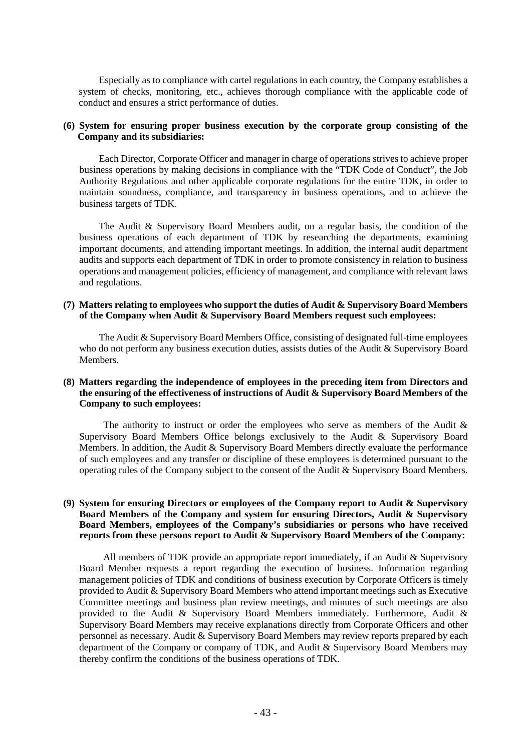Especially as to compliance with cartel regulations in each country, the Company establishes a system of checks, monitoring, etc., achieves thorough compliance with the applicable code of conduct and ensures a strict performance of duties.

**(6) System for ensuring proper business execution by the corporate group consisting of the Company and its subsidiaries:**

Each Director, Corporate Officer and manager in charge of operations strives to achieve proper business operations by making decisions in compliance with the "TDK Code of Conduct", the Job Authority Regulations and other applicable corporate regulations for the entire TDK, in order to maintain soundness, compliance, and transparency in business operations, and to achieve the business targets of TDK.

The Audit & Supervisory Board Members audit, on a regular basis, the condition of the business operations of each department of TDK by researching the departments, examining important documents, and attending important meetings. In addition, the internal audit department audits and supports each department of TDK in order to promote consistency in relation to business operations and management policies, efficiency of management, and compliance with relevant laws and regulations.

**(7) Matters relating to employees who support the duties of Audit & Supervisory Board Members of the Company when Audit & Supervisory Board Members request such employees:**

The Audit & Supervisory Board Members Office, consisting of designated full-time employees who do not perform any business execution duties, assists duties of the Audit & Supervisory Board Members.

**(8) Matters regarding the independence of employees in the preceding item from Directors and the ensuring of the effectiveness of instructions of Audit & Supervisory Board Members of the Company to such employees:**

The authority to instruct or order the employees who serve as members of the Audit & Supervisory Board Members Office belongs exclusively to the Audit & Supervisory Board Members. In addition, the Audit & Supervisory Board Members directly evaluate the performance of such employees and any transfer or discipline of these employees is determined pursuant to the operating rules of the Company subject to the consent of the Audit & Supervisory Board Members.

**(9) System for ensuring Directors or employees of the Company report to Audit & Supervisory Board Members of the Company and system for ensuring Directors, Audit & Supervisory Board Members, employees of the Company's subsidiaries or persons who have received reports from these persons report to Audit & Supervisory Board Members of the Company:**

All members of TDK provide an appropriate report immediately, if an Audit & Supervisory Board Member requests a report regarding the execution of business. Information regarding management policies of TDK and conditions of business execution by Corporate Officers is timely provided to Audit & Supervisory Board Members who attend important meetings such as Executive Committee meetings and business plan review meetings, and minutes of such meetings are also provided to the Audit & Supervisory Board Members immediately. Furthermore, Audit & Supervisory Board Members may receive explanations directly from Corporate Officers and other personnel as necessary. Audit & Supervisory Board Members may review reports prepared by each department of the Company or company of TDK, and Audit & Supervisory Board Members may thereby confirm the conditions of the business operations of TDK.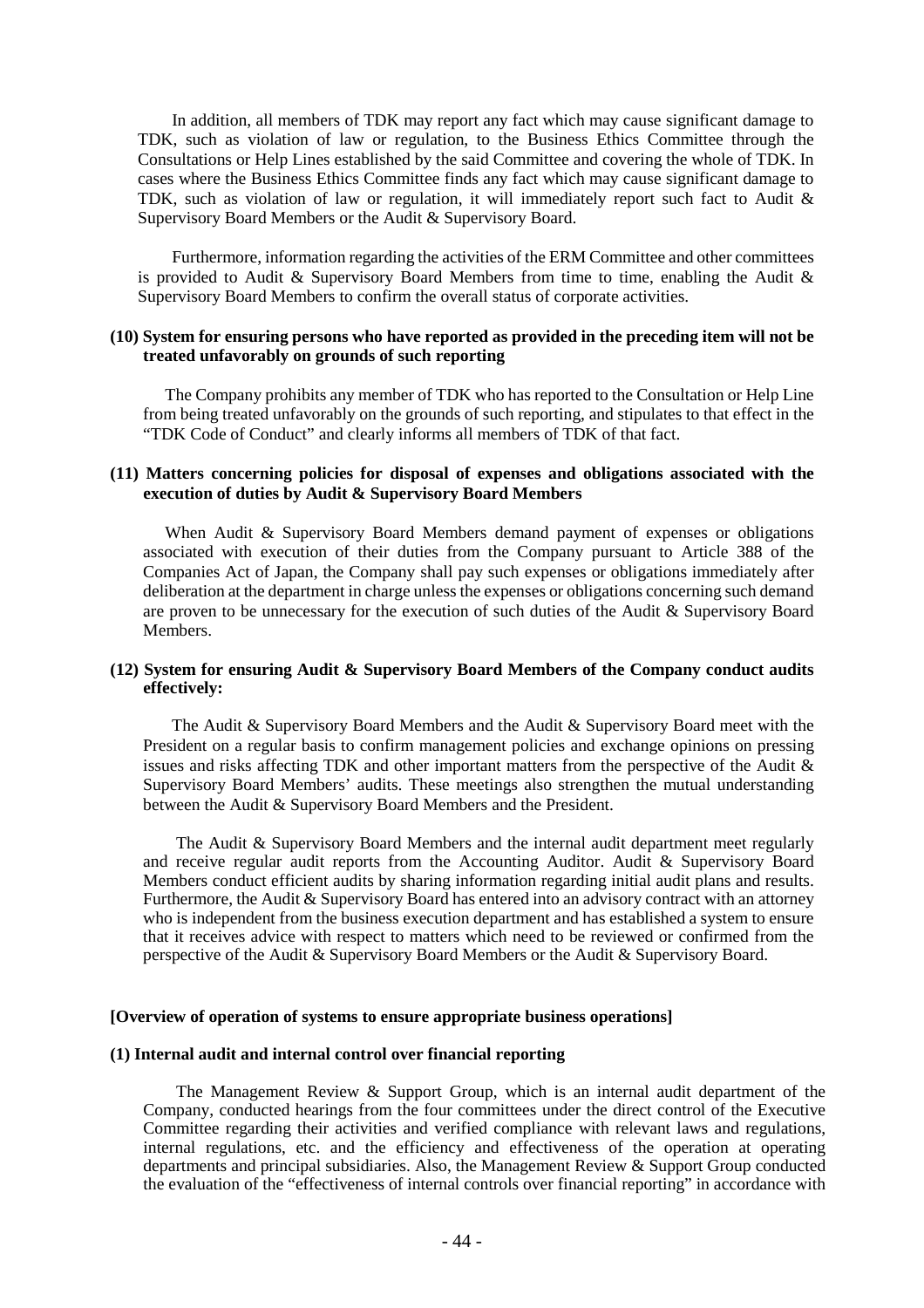In addition, all members of TDK may report any fact which may cause significant damage to TDK, such as violation of law or regulation, to the Business Ethics Committee through the Consultations or Help Lines established by the said Committee and covering the whole of TDK. In cases where the Business Ethics Committee finds any fact which may cause significant damage to TDK, such as violation of law or regulation, it will immediately report such fact to Audit & Supervisory Board Members or the Audit & Supervisory Board.

Furthermore, information regarding the activities of the ERM Committee and other committees is provided to Audit & Supervisory Board Members from time to time, enabling the Audit & Supervisory Board Members to confirm the overall status of corporate activities.

**(10) System for ensuring persons who have reported as provided in the preceding item will not be treated unfavorably on grounds of such reporting**

The Company prohibits any member of TDK who has reported to the Consultation or Help Line from being treated unfavorably on the grounds of such reporting, and stipulates to that effect in the "TDK Code of Conduct" and clearly informs all members of TDK of that fact.

**(11) Matters concerning policies for disposal of expenses and obligations associated with the execution of duties by Audit & Supervisory Board Members**

When Audit & Supervisory Board Members demand payment of expenses or obligations associated with execution of their duties from the Company pursuant to Article 388 of the Companies Act of Japan, the Company shall pay such expenses or obligations immediately after deliberation at the department in charge unless the expenses or obligations concerning such demand are proven to be unnecessary for the execution of such duties of the Audit & Supervisory Board Members.

**(12) System for ensuring Audit & Supervisory Board Members of the Company conduct audits effectively:**

The Audit & Supervisory Board Members and the Audit & Supervisory Board meet with the President on a regular basis to confirm management policies and exchange opinions on pressing issues and risks affecting TDK and other important matters from the perspective of the Audit & Supervisory Board Members' audits. These meetings also strengthen the mutual understanding between the Audit & Supervisory Board Members and the President.

The Audit & Supervisory Board Members and the internal audit department meet regularly and receive regular audit reports from the Accounting Auditor. Audit & Supervisory Board Members conduct efficient audits by sharing information regarding initial audit plans and results. Furthermore, the Audit & Supervisory Board has entered into an advisory contract with an attorney who is independent from the business execution department and has established a system to ensure that it receives advice with respect to matters which need to be reviewed or confirmed from the perspective of the Audit & Supervisory Board Members or the Audit & Supervisory Board.

**[Overview of operation of systems to ensure appropriate business operations]**

**(1) Internal audit and internal control over financial reporting**

The Management Review & Support Group, which is an internal audit department of the Company, conducted hearings from the four committees under the direct control of the Executive Committee regarding their activities and verified compliance with relevant laws and regulations, internal regulations, etc. and the efficiency and effectiveness of the operation at operating departments and principal subsidiaries. Also, the Management Review & Support Group conducted the evaluation of the "effectiveness of internal controls over financial reporting" in accordance with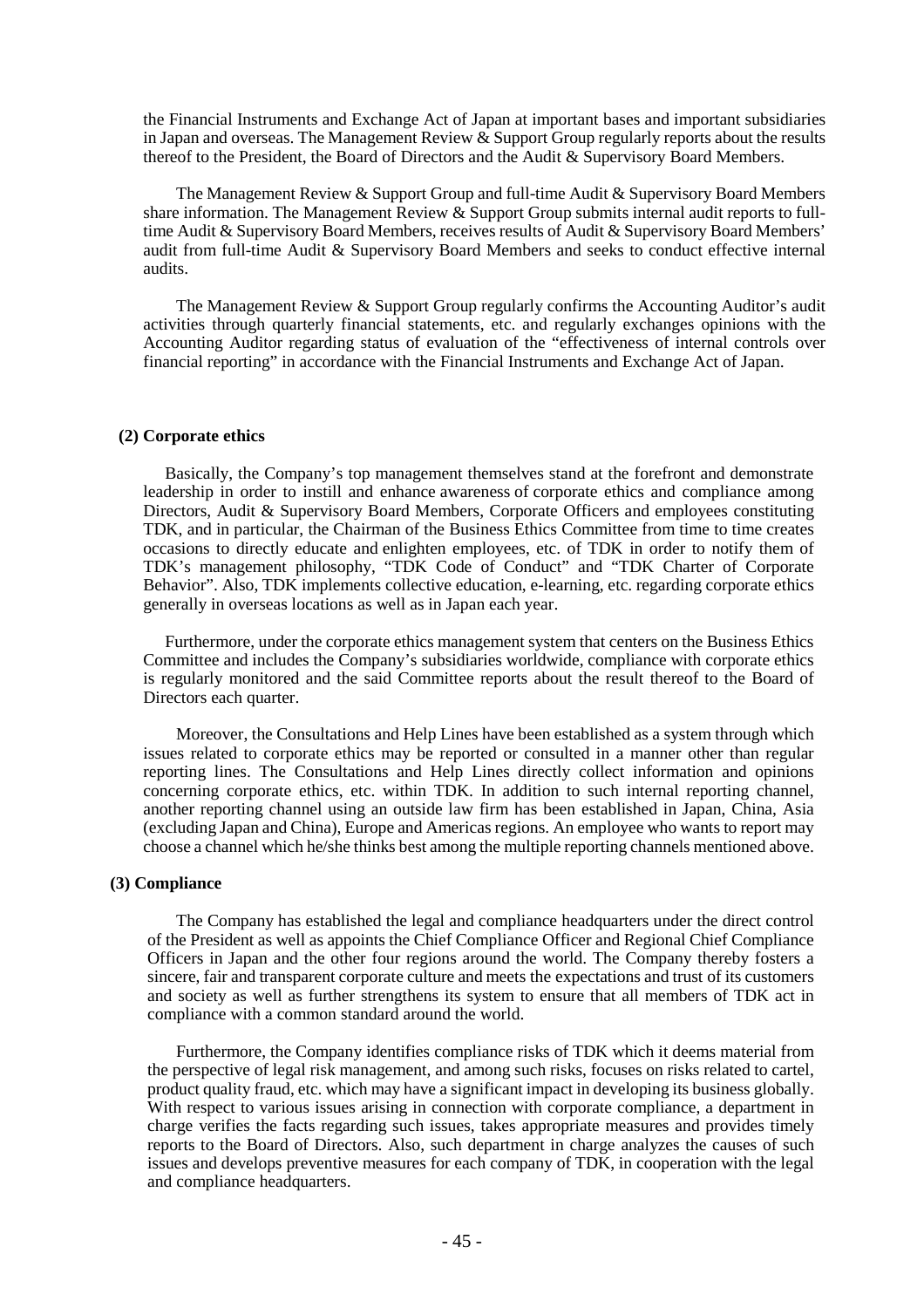the Financial Instruments and Exchange Act of Japan at important bases and important subsidiaries in Japan and overseas. The Management Review & Support Group regularly reports about the results thereof to the President, the Board of Directors and the Audit & Supervisory Board Members.

The Management Review & Support Group and full-time Audit & Supervisory Board Members share information. The Management Review & Support Group submits internal audit reports to full-time Audit & Supervisory Board Members, receives results of Audit & Supervisory Board Members' audit from full-time Audit & Supervisory Board Members and seeks to conduct effective internal audits.

The Management Review & Support Group regularly confirms the Accounting Auditor's audit activities through quarterly financial statements, etc. and regularly exchanges opinions with the Accounting Auditor regarding status of evaluation of the "effectiveness of internal controls over financial reporting" in accordance with the Financial Instruments and Exchange Act of Japan.

**(2) Corporate ethics**

Basically, the Company's top management themselves stand at the forefront and demonstrate leadership in order to instill and enhance awareness of corporate ethics and compliance among Directors, Audit & Supervisory Board Members, Corporate Officers and employees constituting TDK, and in particular, the Chairman of the Business Ethics Committee from time to time creates occasions to directly educate and enlighten employees, etc. of TDK in order to notify them of TDK's management philosophy, "TDK Code of Conduct" and "TDK Charter of Corporate Behavior". Also, TDK implements collective education, e-learning, etc. regarding corporate ethics generally in overseas locations as well as in Japan each year.

Furthermore, under the corporate ethics management system that centers on the Business Ethics Committee and includes the Company's subsidiaries worldwide, compliance with corporate ethics is regularly monitored and the said Committee reports about the result thereof to the Board of Directors each quarter.

Moreover, the Consultations and Help Lines have been established as a system through which issues related to corporate ethics may be reported or consulted in a manner other than regular reporting lines. The Consultations and Help Lines directly collect information and opinions concerning corporate ethics, etc. within TDK. In addition to such internal reporting channel, another reporting channel using an outside law firm has been established in Japan, China, Asia (excluding Japan and China), Europe and Americas regions. An employee who wants to report may choose a channel which he/she thinks best among the multiple reporting channels mentioned above.

**(3) Compliance**

The Company has established the legal and compliance headquarters under the direct control of the President as well as appoints the Chief Compliance Officer and Regional Chief Compliance Officers in Japan and the other four regions around the world. The Company thereby fosters a sincere, fair and transparent corporate culture and meets the expectations and trust of its customers and society as well as further strengthens its system to ensure that all members of TDK act in compliance with a common standard around the world.

Furthermore, the Company identifies compliance risks of TDK which it deems material from the perspective of legal risk management, and among such risks, focuses on risks related to cartel, product quality fraud, etc. which may have a significant impact in developing its business globally. With respect to various issues arising in connection with corporate compliance, a department in charge verifies the facts regarding such issues, takes appropriate measures and provides timely reports to the Board of Directors. Also, such department in charge analyzes the causes of such issues and develops preventive measures for each company of TDK, in cooperation with the legal and compliance headquarters.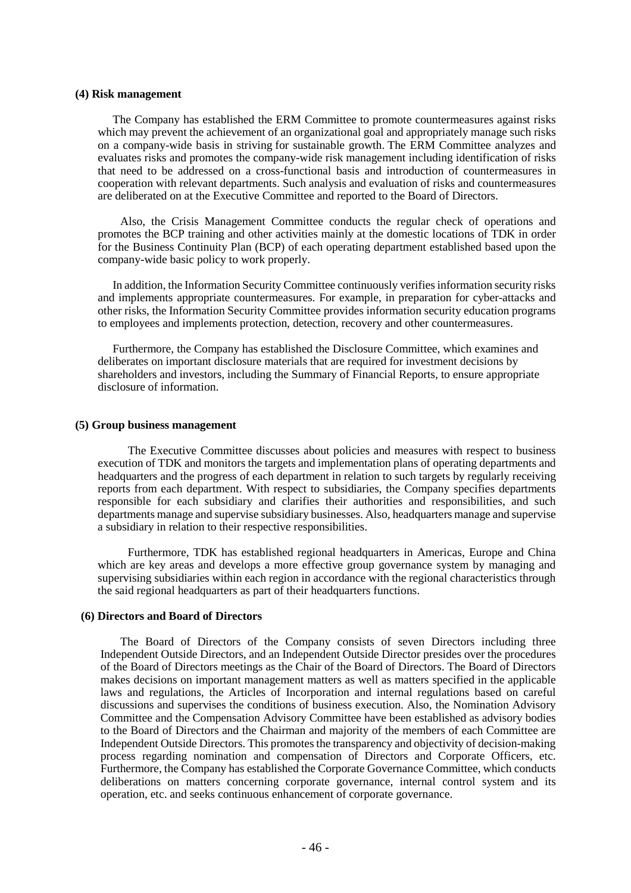#### (4) Risk management

The Company has established the ERM Committee to promote countermeasures against risks which may prevent the achievement of an organizational goal and appropriately manage such risks on a company-wide basis in striving for sustainable growth. The ERM Committee analyzes and evaluates risks and promotes the company-wide risk management including identification of risks that need to be addressed on a cross-functional basis and introduction of countermeasures in cooperation with relevant departments. Such analysis and evaluation of risks and countermeasures are deliberated on at the Executive Committee and reported to the Board of Directors.

Also, the Crisis Management Committee conducts the regular check of operations and promotes the BCP training and other activities mainly at the domestic locations of TDK in order for the Business Continuity Plan (BCP) of each operating department established based upon the company-wide basic policy to work properly.

In addition, the Information Security Committee continuously verifies information security risks and implements appropriate countermeasures. For example, in preparation for cyber-attacks and other risks, the Information Security Committee provides information security education programs to employees and implements protection, detection, recovery and other countermeasures.

Furthermore, the Company has established the Disclosure Committee, which examines and deliberates on important disclosure materials that are required for investment decisions by shareholders and investors, including the Summary of Financial Reports, to ensure appropriate disclosure of information.

#### (5) Group business management

The Executive Committee discusses about policies and measures with respect to business execution of TDK and monitors the targets and implementation plans of operating departments and headquarters and the progress of each department in relation to such targets by regularly receiving reports from each department. With respect to subsidiaries, the Company specifies departments responsible for each subsidiary and clarifies their authorities and responsibilities, and such departments manage and supervise subsidiary businesses. Also, headquarters manage and supervise a subsidiary in relation to their respective responsibilities.

Furthermore, TDK has established regional headquarters in Americas, Europe and China which are key areas and develops a more effective group governance system by managing and supervising subsidiaries within each region in accordance with the regional characteristics through the said regional headquarters as part of their headquarters functions.

#### (6) Directors and Board of Directors

The Board of Directors of the Company consists of seven Directors including three Independent Outside Directors, and an Independent Outside Director presides over the procedures of the Board of Directors meetings as the Chair of the Board of Directors. The Board of Directors makes decisions on important management matters as well as matters specified in the applicable laws and regulations, the Articles of Incorporation and internal regulations based on careful discussions and supervises the conditions of business execution. Also, the Nomination Advisory Committee and the Compensation Advisory Committee have been established as advisory bodies to the Board of Directors and the Chairman and majority of the members of each Committee are Independent Outside Directors. This promotes the transparency and objectivity of decision-making process regarding nomination and compensation of Directors and Corporate Officers, etc. Furthermore, the Company has established the Corporate Governance Committee, which conducts deliberations on matters concerning corporate governance, internal control system and its operation, etc. and seeks continuous enhancement of corporate governance.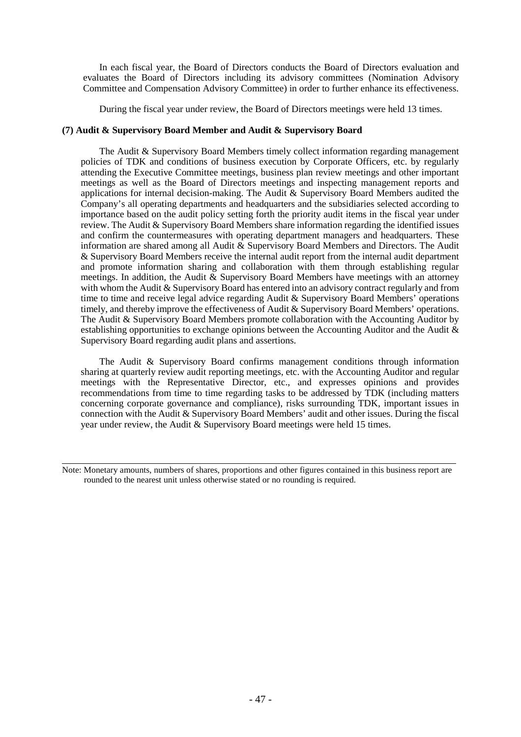In each fiscal year, the Board of Directors conducts the Board of Directors evaluation and evaluates the Board of Directors including its advisory committees (Nomination Advisory Committee and Compensation Advisory Committee) in order to further enhance its effectiveness.

During the fiscal year under review, the Board of Directors meetings were held 13 times.

**(7) Audit & Supervisory Board Member and Audit & Supervisory Board**

The Audit & Supervisory Board Members timely collect information regarding management policies of TDK and conditions of business execution by Corporate Officers, etc. by regularly attending the Executive Committee meetings, business plan review meetings and other important meetings as well as the Board of Directors meetings and inspecting management reports and applications for internal decision-making. The Audit & Supervisory Board Members audited the Company's all operating departments and headquarters and the subsidiaries selected according to importance based on the audit policy setting forth the priority audit items in the fiscal year under review. The Audit & Supervisory Board Members share information regarding the identified issues and confirm the countermeasures with operating department managers and headquarters. These information are shared among all Audit & Supervisory Board Members and Directors. The Audit & Supervisory Board Members receive the internal audit report from the internal audit department and promote information sharing and collaboration with them through establishing regular meetings. In addition, the Audit & Supervisory Board Members have meetings with an attorney with whom the Audit & Supervisory Board has entered into an advisory contract regularly and from time to time and receive legal advice regarding Audit & Supervisory Board Members' operations timely, and thereby improve the effectiveness of Audit & Supervisory Board Members' operations. The Audit & Supervisory Board Members promote collaboration with the Accounting Auditor by establishing opportunities to exchange opinions between the Accounting Auditor and the Audit & Supervisory Board regarding audit plans and assertions.

The Audit & Supervisory Board confirms management conditions through information sharing at quarterly review audit reporting meetings, etc. with the Accounting Auditor and regular meetings with the Representative Director, etc., and expresses opinions and provides recommendations from time to time regarding tasks to be addressed by TDK (including matters concerning corporate governance and compliance), risks surrounding TDK, important issues in connection with the Audit & Supervisory Board Members' audit and other issues. During the fiscal year under review, the Audit & Supervisory Board meetings were held 15 times.

---

Note: Monetary amounts, numbers of shares, proportions and other figures contained in this business report are rounded to the nearest unit unless otherwise stated or no rounding is required.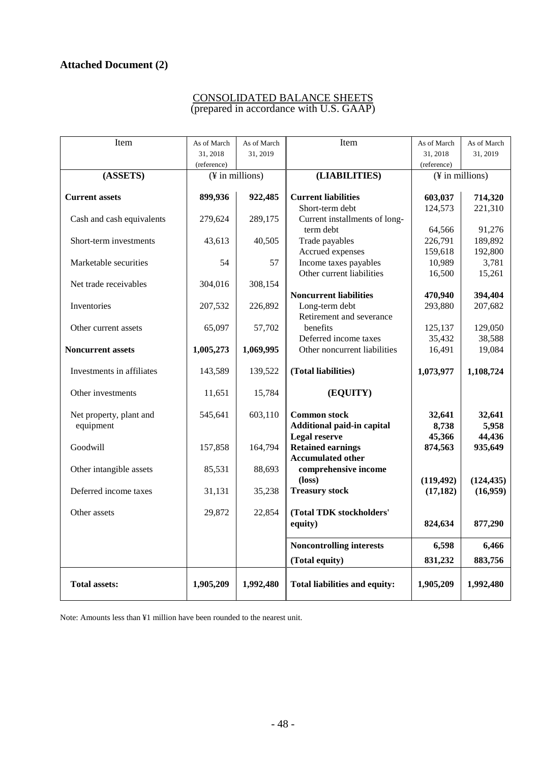## Attached Document (2)

CONSOLIDATED BALANCE SHEETS
(prepared in accordance with U.S. GAAP)

| Item | As of March 31, 2018 (reference) | As of March 31, 2019 | Item | As of March 31, 2018 (reference) | As of March 31, 2019 |
|---|---|---|---|---|---|
| **(ASSETS)** | (¥ in millions) | | **(LIABILITIES)** | (¥ in millions) | |
| **Current assets** | **899,936** | **922,485** | **Current liabilities** | **603,037** | **714,320** |
| | | | Short-term debt | 124,573 | 221,310 |
| Cash and cash equivalents | 279,624 | 289,175 | Current installments of long-term debt | 64,566 | 91,276 |
| Short-term investments | 43,613 | 40,505 | Trade payables | 226,791 | 189,892 |
| | | | Accrued expenses | 159,618 | 192,800 |
| Marketable securities | 54 | 57 | Income taxes payables | 10,989 | 3,781 |
| | | | Other current liabilities | 16,500 | 15,261 |
| Net trade receivables | 304,016 | 308,154 | | | |
| | | | **Noncurrent liabilities** | **470,940** | **394,404** |
| Inventories | 207,532 | 226,892 | Long-term debt | 293,880 | 207,682 |
| Other current assets | 65,097 | 57,702 | Retirement and severance benefits | 125,137 | 129,050 |
| | | | Deferred income taxes | 35,432 | 38,588 |
| **Noncurrent assets** | **1,005,273** | **1,069,995** | Other noncurrent liabilities | 16,491 | 19,084 |
| Investments in affiliates | 143,589 | 139,522 | **(Total liabilities)** | **1,073,977** | **1,108,724** |
| Other investments | 11,651 | 15,784 | **(EQUITY)** | | |
| Net property, plant and equipment | 545,641 | 603,110 | **Common stock** | **32,641** | **32,641** |
| | | | **Additional paid-in capital** | **8,738** | **5,958** |
| | | | **Legal reserve** | **45,366** | **44,436** |
| Goodwill | 157,858 | 164,794 | **Retained earnings** | **874,563** | **935,649** |
| Other intangible assets | 85,531 | 88,693 | **Accumulated other comprehensive income (loss)** | **(119,492)** | **(124,435)** |
| Deferred income taxes | 31,131 | 35,238 | **Treasury stock** | **(17,182)** | **(16,959)** |
| Other assets | 29,872 | 22,854 | **(Total TDK stockholders' equity)** | **824,634** | **877,290** |
| | | | **Noncontrolling interests** | **6,598** | **6,466** |
| | | | **(Total equity)** | **831,232** | **883,756** |
| **Total assets:** | **1,905,209** | **1,992,480** | **Total liabilities and equity:** | **1,905,209** | **1,992,480** |

Note: Amounts less than ¥1 million have been rounded to the nearest unit.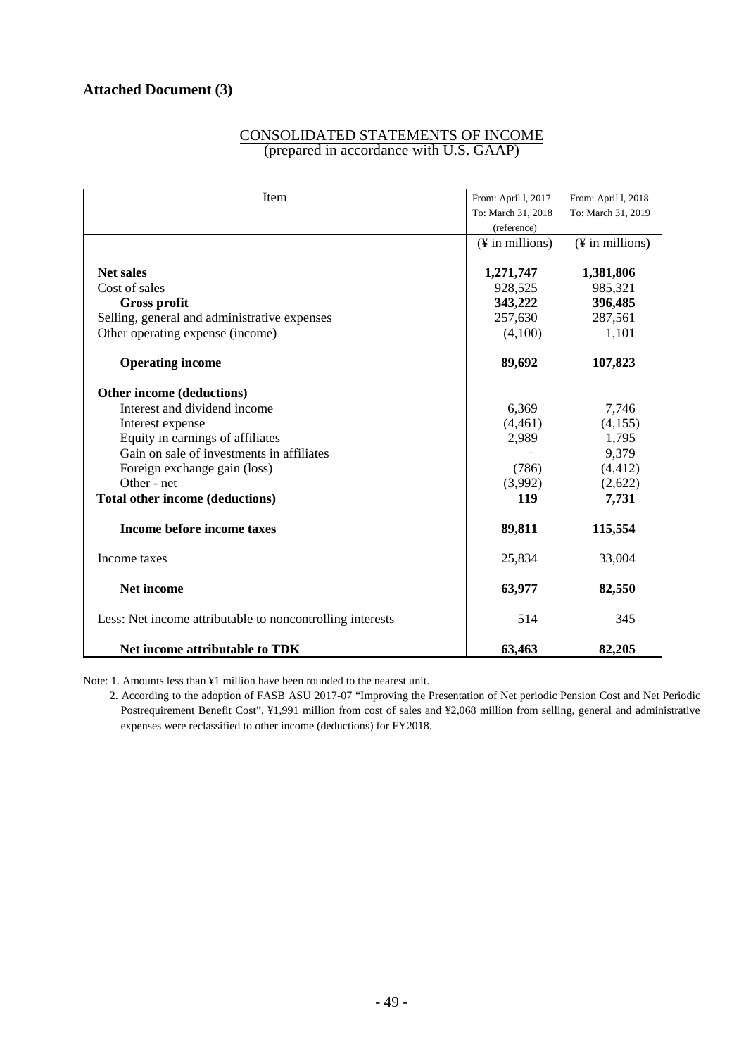**Attached Document (3)**

CONSOLIDATED STATEMENTS OF INCOME
(prepared in accordance with U.S. GAAP)

| Item | From: April l, 2017<br>To: March 31, 2018<br>(reference) | From: April l, 2018<br>To: March 31, 2019 |
|---|---|---|
| | (¥ in millions) | (¥ in millions) |
| **Net sales** | **1,271,747** | **1,381,806** |
| Cost of sales | 928,525 | 985,321 |
| **Gross profit** | **343,222** | **396,485** |
| Selling, general and administrative expenses | 257,630 | 287,561 |
| Other operating expense (income) | (4,100) | 1,101 |
| **Operating income** | **89,692** | **107,823** |
| **Other income (deductions)** | | |
| Interest and dividend income | 6,369 | 7,746 |
| Interest expense | (4,461) | (4,155) |
| Equity in earnings of affiliates | 2,989 | 1,795 |
| Gain on sale of investments in affiliates | - | 9,379 |
| Foreign exchange gain (loss) | (786) | (4,412) |
| Other - net | (3,992) | (2,622) |
| **Total other income (deductions)** | **119** | **7,731** |
| **Income before income taxes** | **89,811** | **115,554** |
| Income taxes | 25,834 | 33,004 |
| **Net income** | **63,977** | **82,550** |
| Less: Net income attributable to noncontrolling interests | 514 | 345 |
| **Net income attributable to TDK** | **63,463** | **82,205** |

Note: 1. Amounts less than ¥1 million have been rounded to the nearest unit.

2. According to the adoption of FASB ASU 2017-07 "Improving the Presentation of Net periodic Pension Cost and Net Periodic Postrequirement Benefit Cost", ¥1,991 million from cost of sales and ¥2,068 million from selling, general and administrative expenses were reclassified to other income (deductions) for FY2018.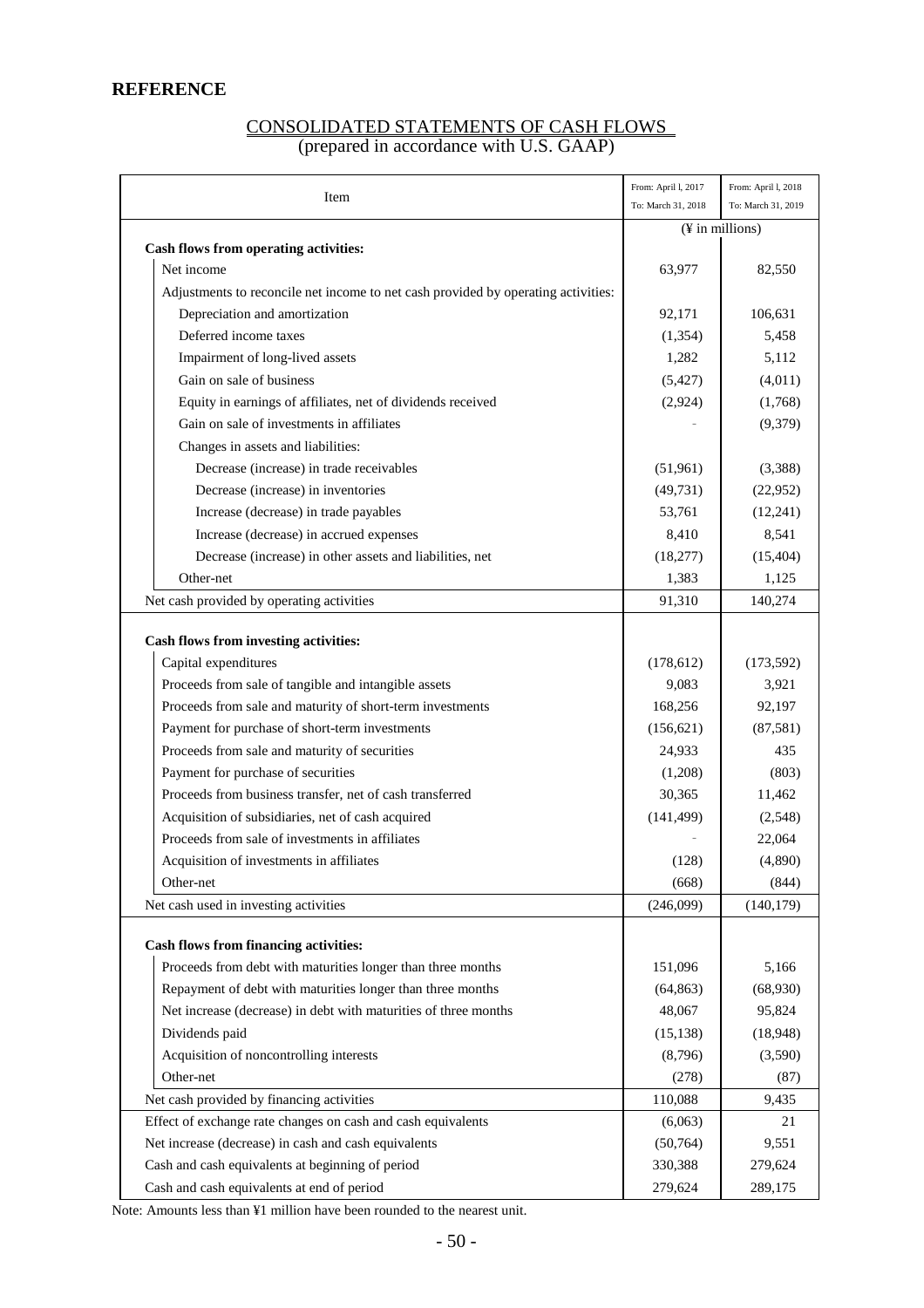**REFERENCE**

## CONSOLIDATED STATEMENTS OF CASH FLOWS
(prepared in accordance with U.S. GAAP)

| Item | From: April l, 2017 To: March 31, 2018 | From: April l, 2018 To: March 31, 2019 |
|---|---|---|
| | (¥ in millions) | |
| **Cash flows from operating activities:** | | |
| Net income | 63,977 | 82,550 |
| Adjustments to reconcile net income to net cash provided by operating activities: | | |
| Depreciation and amortization | 92,171 | 106,631 |
| Deferred income taxes | (1,354) | 5,458 |
| Impairment of long-lived assets | 1,282 | 5,112 |
| Gain on sale of business | (5,427) | (4,011) |
| Equity in earnings of affiliates, net of dividends received | (2,924) | (1,768) |
| Gain on sale of investments in affiliates | - | (9,379) |
| Changes in assets and liabilities: | | |
| Decrease (increase) in trade receivables | (51,961) | (3,388) |
| Decrease (increase) in inventories | (49,731) | (22,952) |
| Increase (decrease) in trade payables | 53,761 | (12,241) |
| Increase (decrease) in accrued expenses | 8,410 | 8,541 |
| Decrease (increase) in other assets and liabilities, net | (18,277) | (15,404) |
| Other-net | 1,383 | 1,125 |
| Net cash provided by operating activities | 91,310 | 140,274 |
| **Cash flows from investing activities:** | | |
| Capital expenditures | (178,612) | (173,592) |
| Proceeds from sale of tangible and intangible assets | 9,083 | 3,921 |
| Proceeds from sale and maturity of short-term investments | 168,256 | 92,197 |
| Payment for purchase of short-term investments | (156,621) | (87,581) |
| Proceeds from sale and maturity of securities | 24,933 | 435 |
| Payment for purchase of securities | (1,208) | (803) |
| Proceeds from business transfer, net of cash transferred | 30,365 | 11,462 |
| Acquisition of subsidiaries, net of cash acquired | (141,499) | (2,548) |
| Proceeds from sale of investments in affiliates | - | 22,064 |
| Acquisition of investments in affiliates | (128) | (4,890) |
| Other-net | (668) | (844) |
| Net cash used in investing activities | (246,099) | (140,179) |
| **Cash flows from financing activities:** | | |
| Proceeds from debt with maturities longer than three months | 151,096 | 5,166 |
| Repayment of debt with maturities longer than three months | (64,863) | (68,930) |
| Net increase (decrease) in debt with maturities of three months | 48,067 | 95,824 |
| Dividends paid | (15,138) | (18,948) |
| Acquisition of noncontrolling interests | (8,796) | (3,590) |
| Other-net | (278) | (87) |
| Net cash provided by financing activities | 110,088 | 9,435 |
| Effect of exchange rate changes on cash and cash equivalents | (6,063) | 21 |
| Net increase (decrease) in cash and cash equivalents | (50,764) | 9,551 |
| Cash and cash equivalents at beginning of period | 330,388 | 279,624 |
| Cash and cash equivalents at end of period | 279,624 | 289,175 |

Note: Amounts less than ¥1 million have been rounded to the nearest unit.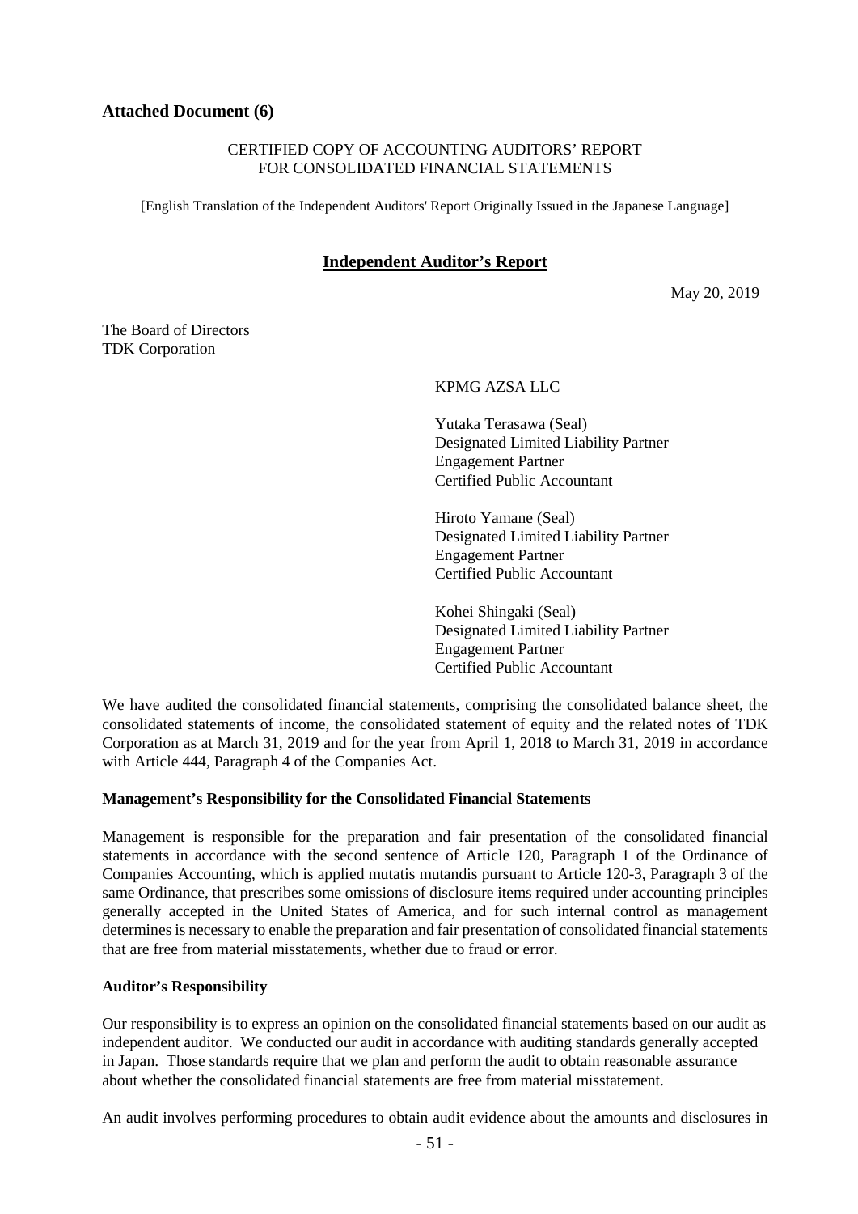**Attached Document (6)**

CERTIFIED COPY OF ACCOUNTING AUDITORS' REPORT
FOR CONSOLIDATED FINANCIAL STATEMENTS

[English Translation of the Independent Auditors' Report Originally Issued in the Japanese Language]

## Independent Auditor's Report

May 20, 2019

The Board of Directors
TDK Corporation

KPMG AZSA LLC

Yutaka Terasawa (Seal)
Designated Limited Liability Partner
Engagement Partner
Certified Public Accountant

Hiroto Yamane (Seal)
Designated Limited Liability Partner
Engagement Partner
Certified Public Accountant

Kohei Shingaki (Seal)
Designated Limited Liability Partner
Engagement Partner
Certified Public Accountant

We have audited the consolidated financial statements, comprising the consolidated balance sheet, the consolidated statements of income, the consolidated statement of equity and the related notes of TDK Corporation as at March 31, 2019 and for the year from April 1, 2018 to March 31, 2019 in accordance with Article 444, Paragraph 4 of the Companies Act.

**Management's Responsibility for the Consolidated Financial Statements**

Management is responsible for the preparation and fair presentation of the consolidated financial statements in accordance with the second sentence of Article 120, Paragraph 1 of the Ordinance of Companies Accounting, which is applied mutatis mutandis pursuant to Article 120-3, Paragraph 3 of the same Ordinance, that prescribes some omissions of disclosure items required under accounting principles generally accepted in the United States of America, and for such internal control as management determines is necessary to enable the preparation and fair presentation of consolidated financial statements that are free from material misstatements, whether due to fraud or error.

**Auditor's Responsibility**

Our responsibility is to express an opinion on the consolidated financial statements based on our audit as independent auditor. We conducted our audit in accordance with auditing standards generally accepted in Japan. Those standards require that we plan and perform the audit to obtain reasonable assurance about whether the consolidated financial statements are free from material misstatement.

An audit involves performing procedures to obtain audit evidence about the amounts and disclosures in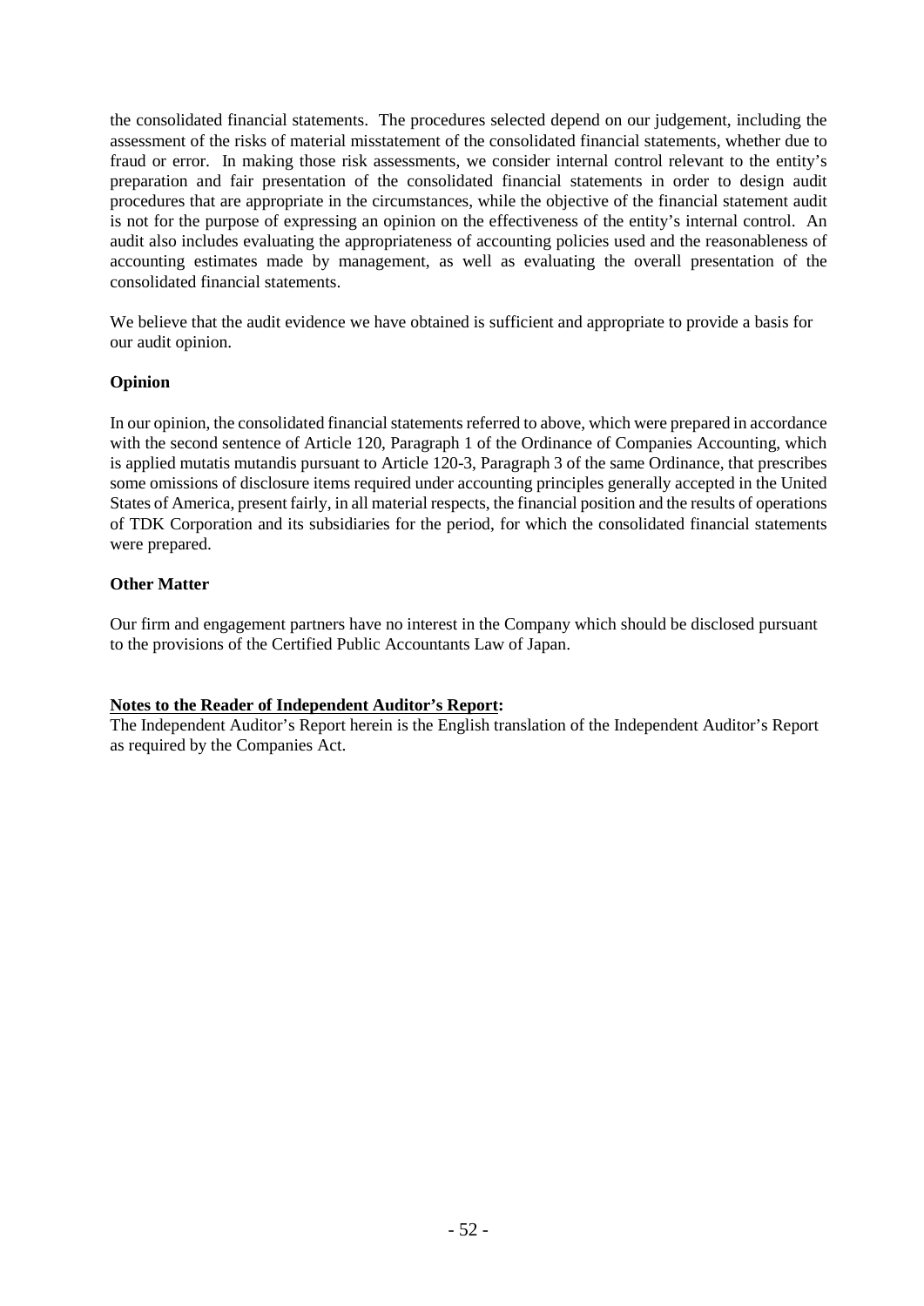the consolidated financial statements. The procedures selected depend on our judgement, including the assessment of the risks of material misstatement of the consolidated financial statements, whether due to fraud or error. In making those risk assessments, we consider internal control relevant to the entity's preparation and fair presentation of the consolidated financial statements in order to design audit procedures that are appropriate in the circumstances, while the objective of the financial statement audit is not for the purpose of expressing an opinion on the effectiveness of the entity's internal control. An audit also includes evaluating the appropriateness of accounting policies used and the reasonableness of accounting estimates made by management, as well as evaluating the overall presentation of the consolidated financial statements.

We believe that the audit evidence we have obtained is sufficient and appropriate to provide a basis for our audit opinion.

**Opinion**

In our opinion, the consolidated financial statements referred to above, which were prepared in accordance with the second sentence of Article 120, Paragraph 1 of the Ordinance of Companies Accounting, which is applied mutatis mutandis pursuant to Article 120-3, Paragraph 3 of the same Ordinance, that prescribes some omissions of disclosure items required under accounting principles generally accepted in the United States of America, present fairly, in all material respects, the financial position and the results of operations of TDK Corporation and its subsidiaries for the period, for which the consolidated financial statements were prepared.

**Other Matter**

Our firm and engagement partners have no interest in the Company which should be disclosed pursuant to the provisions of the Certified Public Accountants Law of Japan.

**Notes to the Reader of Independent Auditor's Report:**
The Independent Auditor's Report herein is the English translation of the Independent Auditor's Report as required by the Companies Act.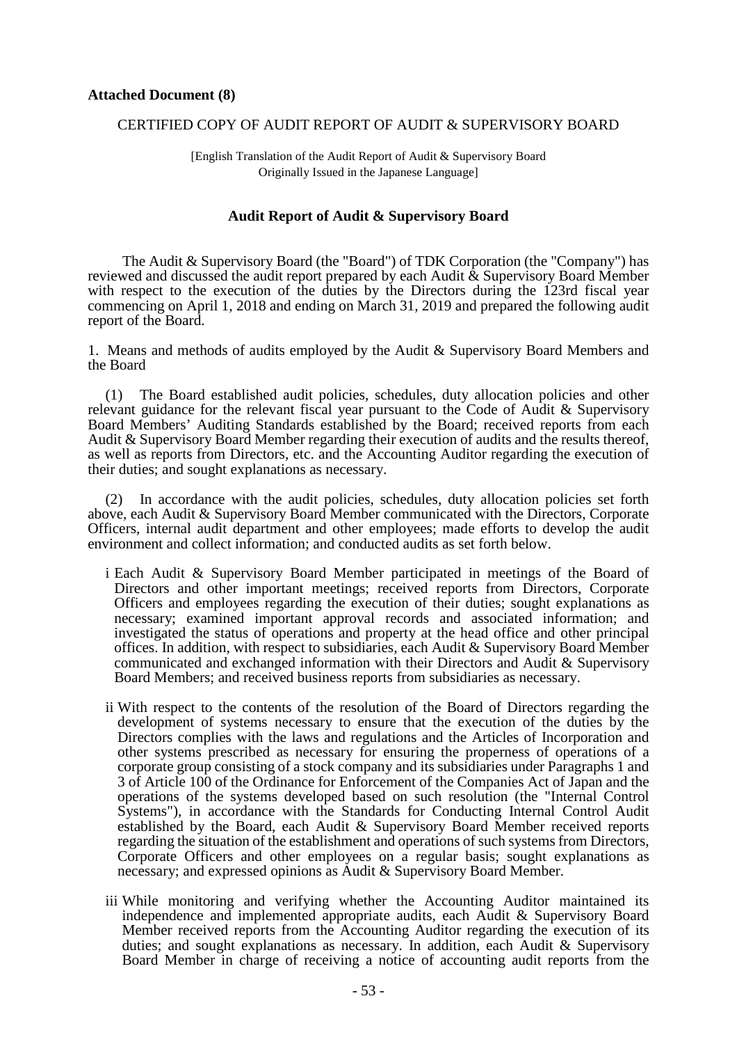**Attached Document (8)**

CERTIFIED COPY OF AUDIT REPORT OF AUDIT & SUPERVISORY BOARD

[English Translation of the Audit Report of Audit & Supervisory Board Originally Issued in the Japanese Language]

## Audit Report of Audit & Supervisory Board

The Audit & Supervisory Board (the "Board") of TDK Corporation (the "Company") has reviewed and discussed the audit report prepared by each Audit & Supervisory Board Member with respect to the execution of the duties by the Directors during the 123rd fiscal year commencing on April 1, 2018 and ending on March 31, 2019 and prepared the following audit report of the Board.

1. Means and methods of audits employed by the Audit & Supervisory Board Members and the Board

(1) The Board established audit policies, schedules, duty allocation policies and other relevant guidance for the relevant fiscal year pursuant to the Code of Audit & Supervisory Board Members' Auditing Standards established by the Board; received reports from each Audit & Supervisory Board Member regarding their execution of audits and the results thereof, as well as reports from Directors, etc. and the Accounting Auditor regarding the execution of their duties; and sought explanations as necessary.

(2) In accordance with the audit policies, schedules, duty allocation policies set forth above, each Audit & Supervisory Board Member communicated with the Directors, Corporate Officers, internal audit department and other employees; made efforts to develop the audit environment and collect information; and conducted audits as set forth below.

i Each Audit & Supervisory Board Member participated in meetings of the Board of Directors and other important meetings; received reports from Directors, Corporate Officers and employees regarding the execution of their duties; sought explanations as necessary; examined important approval records and associated information; and investigated the status of operations and property at the head office and other principal offices. In addition, with respect to subsidiaries, each Audit & Supervisory Board Member communicated and exchanged information with their Directors and Audit & Supervisory Board Members; and received business reports from subsidiaries as necessary.

ii With respect to the contents of the resolution of the Board of Directors regarding the development of systems necessary to ensure that the execution of the duties by the Directors complies with the laws and regulations and the Articles of Incorporation and other systems prescribed as necessary for ensuring the properness of operations of a corporate group consisting of a stock company and its subsidiaries under Paragraphs 1 and 3 of Article 100 of the Ordinance for Enforcement of the Companies Act of Japan and the operations of the systems developed based on such resolution (the "Internal Control Systems"), in accordance with the Standards for Conducting Internal Control Audit established by the Board, each Audit & Supervisory Board Member received reports regarding the situation of the establishment and operations of such systems from Directors, Corporate Officers and other employees on a regular basis; sought explanations as necessary; and expressed opinions as Audit & Supervisory Board Member.

iii While monitoring and verifying whether the Accounting Auditor maintained its independence and implemented appropriate audits, each Audit & Supervisory Board Member received reports from the Accounting Auditor regarding the execution of its duties; and sought explanations as necessary. In addition, each Audit & Supervisory Board Member in charge of receiving a notice of accounting audit reports from the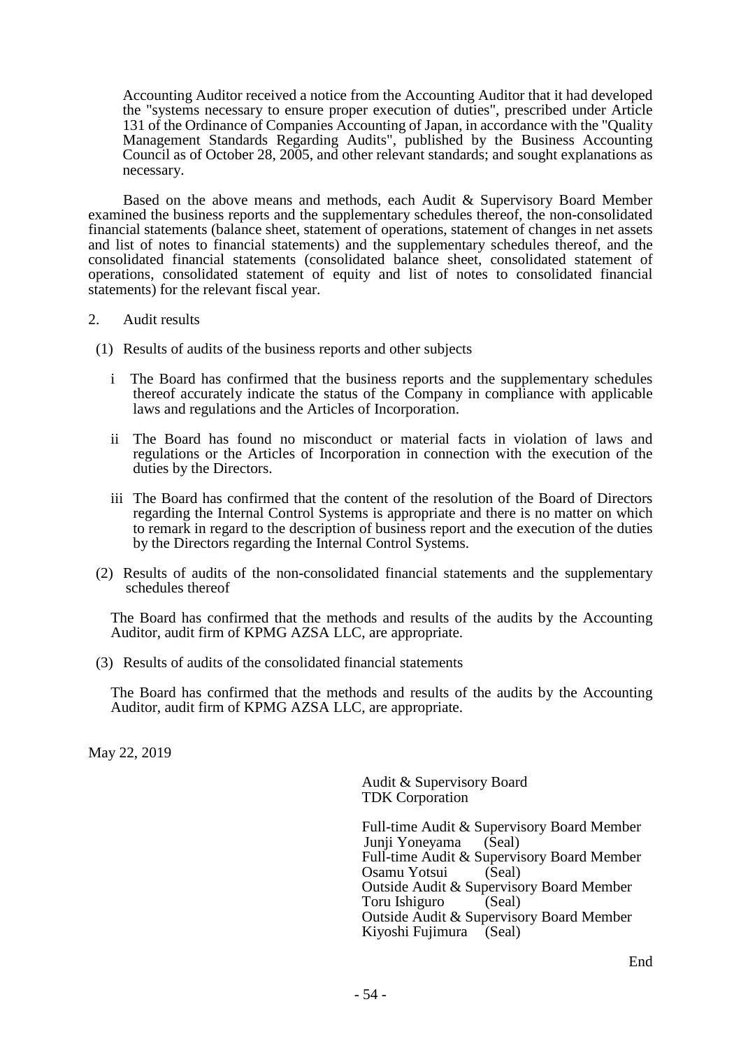Accounting Auditor received a notice from the Accounting Auditor that it had developed the "systems necessary to ensure proper execution of duties", prescribed under Article 131 of the Ordinance of Companies Accounting of Japan, in accordance with the "Quality Management Standards Regarding Audits", published by the Business Accounting Council as of October 28, 2005, and other relevant standards; and sought explanations as necessary.

Based on the above means and methods, each Audit & Supervisory Board Member examined the business reports and the supplementary schedules thereof, the non-consolidated financial statements (balance sheet, statement of operations, statement of changes in net assets and list of notes to financial statements) and the supplementary schedules thereof, and the consolidated financial statements (consolidated balance sheet, consolidated statement of operations, consolidated statement of equity and list of notes to consolidated financial statements) for the relevant fiscal year.

2. Audit results

(1) Results of audits of the business reports and other subjects

i The Board has confirmed that the business reports and the supplementary schedules thereof accurately indicate the status of the Company in compliance with applicable laws and regulations and the Articles of Incorporation.

ii The Board has found no misconduct or material facts in violation of laws and regulations or the Articles of Incorporation in connection with the execution of the duties by the Directors.

iii The Board has confirmed that the content of the resolution of the Board of Directors regarding the Internal Control Systems is appropriate and there is no matter on which to remark in regard to the description of business report and the execution of the duties by the Directors regarding the Internal Control Systems.

(2) Results of audits of the non-consolidated financial statements and the supplementary schedules thereof

The Board has confirmed that the methods and results of the audits by the Accounting Auditor, audit firm of KPMG AZSA LLC, are appropriate.

(3) Results of audits of the consolidated financial statements

The Board has confirmed that the methods and results of the audits by the Accounting Auditor, audit firm of KPMG AZSA LLC, are appropriate.

May 22, 2019

Audit & Supervisory Board
TDK Corporation

Full-time Audit & Supervisory Board Member
Junji Yoneyama (Seal)
Full-time Audit & Supervisory Board Member
Osamu Yotsui (Seal)
Outside Audit & Supervisory Board Member
Toru Ishiguro (Seal)
Outside Audit & Supervisory Board Member
Kiyoshi Fujimura (Seal)

End